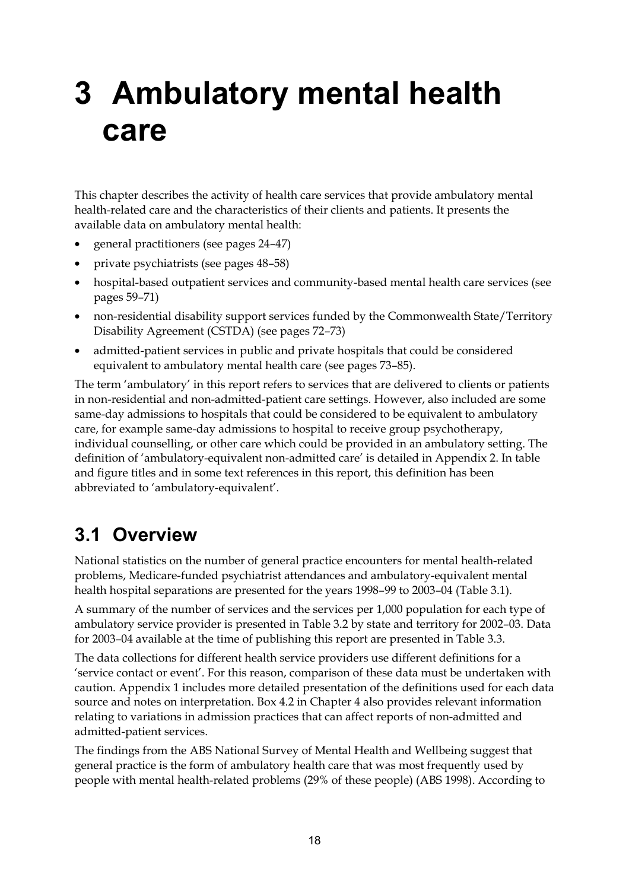# 3 Ambulatory mental health care

This chapter describes the activity of health care services that provide ambulatory mental health-related care and the characteristics of their clients and patients. It presents the available data on ambulatory mental health:

- general practitioners (see pages 24–47)
- private psychiatrists (see pages 48–58)
- hospital-based outpatient services and community-based mental health care services (see pages 59–71)
- non-residential disability support services funded by the Commonwealth State/Territory Disability Agreement (CSTDA) (see pages 72–73)
- admitted-patient services in public and private hospitals that could be considered equivalent to ambulatory mental health care (see pages 73–85).

The term 'ambulatory' in this report refers to services that are delivered to clients or patients in non-residential and non-admitted-patient care settings. However, also included are some same-day admissions to hospitals that could be considered to be equivalent to ambulatory care, for example same-day admissions to hospital to receive group psychotherapy, individual counselling, or other care which could be provided in an ambulatory setting. The definition of 'ambulatory-equivalent non-admitted care' is detailed in Appendix 2. In table and figure titles and in some text references in this report, this definition has been abbreviated to 'ambulatory-equivalent'.

## 3.1 Overview

National statistics on the number of general practice encounters for mental health-related problems, Medicare-funded psychiatrist attendances and ambulatory-equivalent mental health hospital separations are presented for the years 1998–99 to 2003–04 (Table 3.1).

A summary of the number of services and the services per 1,000 population for each type of ambulatory service provider is presented in Table 3.2 by state and territory for 2002–03. Data for 2003–04 available at the time of publishing this report are presented in Table 3.3.

The data collections for different health service providers use different definitions for a 'service contact or event'. For this reason, comparison of these data must be undertaken with caution. Appendix 1 includes more detailed presentation of the definitions used for each data source and notes on interpretation. Box 4.2 in Chapter 4 also provides relevant information relating to variations in admission practices that can affect reports of non-admitted and admitted-patient services.

The findings from the ABS National Survey of Mental Health and Wellbeing suggest that general practice is the form of ambulatory health care that was most frequently used by people with mental health-related problems (29% of these people) (ABS 1998). According to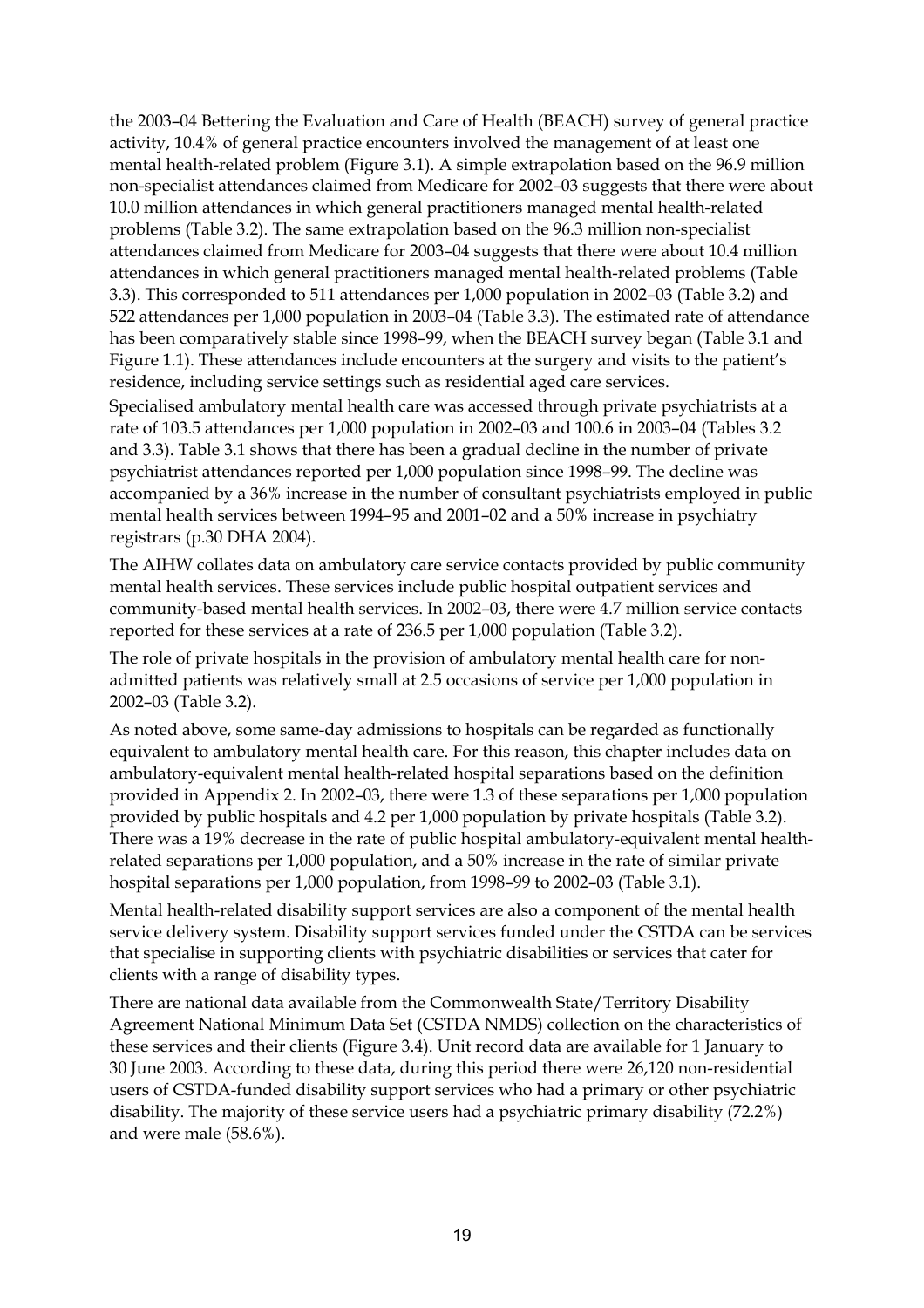the 2003–04 Bettering the Evaluation and Care of Health (BEACH) survey of general practice activity, 10.4% of general practice encounters involved the management of at least one mental health-related problem (Figure 3.1). A simple extrapolation based on the 96.9 million non-specialist attendances claimed from Medicare for 2002–03 suggests that there were about 10.0 million attendances in which general practitioners managed mental health-related problems (Table 3.2). The same extrapolation based on the 96.3 million non-specialist attendances claimed from Medicare for 2003–04 suggests that there were about 10.4 million attendances in which general practitioners managed mental health-related problems (Table 3.3). This corresponded to 511 attendances per 1,000 population in 2002–03 (Table 3.2) and 522 attendances per 1,000 population in 2003–04 (Table 3.3). The estimated rate of attendance has been comparatively stable since 1998–99, when the BEACH survey began (Table 3.1 and Figure 1.1). These attendances include encounters at the surgery and visits to the patient's residence, including service settings such as residential aged care services.

Specialised ambulatory mental health care was accessed through private psychiatrists at a rate of 103.5 attendances per 1,000 population in 2002–03 and 100.6 in 2003–04 (Tables 3.2 and 3.3). Table 3.1 shows that there has been a gradual decline in the number of private psychiatrist attendances reported per 1,000 population since 1998–99. The decline was accompanied by a 36% increase in the number of consultant psychiatrists employed in public mental health services between 1994–95 and 2001–02 and a 50% increase in psychiatry registrars (p.30 DHA 2004).

The AIHW collates data on ambulatory care service contacts provided by public community mental health services. These services include public hospital outpatient services and community-based mental health services. In 2002–03, there were 4.7 million service contacts reported for these services at a rate of 236.5 per 1,000 population (Table 3.2).

The role of private hospitals in the provision of ambulatory mental health care for non-admitted patients was relatively small at 2.5 occasions of service per 1,000 population in 2002–03 (Table 3.2).

As noted above, some same-day admissions to hospitals can be regarded as functionally equivalent to ambulatory mental health care. For this reason, this chapter includes data on ambulatory-equivalent mental health-related hospital separations based on the definition provided in Appendix 2. In 2002–03, there were 1.3 of these separations per 1,000 population provided by public hospitals and 4.2 per 1,000 population by private hospitals (Table 3.2). There was a 19% decrease in the rate of public hospital ambulatory-equivalent mental health-related separations per 1,000 population, and a 50% increase in the rate of similar private hospital separations per 1,000 population, from 1998–99 to 2002–03 (Table 3.1).

Mental health-related disability support services are also a component of the mental health service delivery system. Disability support services funded under the CSTDA can be services that specialise in supporting clients with psychiatric disabilities or services that cater for clients with a range of disability types.

There are national data available from the Commonwealth State/Territory Disability Agreement National Minimum Data Set (CSTDA NMDS) collection on the characteristics of these services and their clients (Figure 3.4). Unit record data are available for 1 January to 30 June 2003. According to these data, during this period there were 26,120 non-residential users of CSTDA-funded disability support services who had a primary or other psychiatric disability. The majority of these service users had a psychiatric primary disability (72.2%) and were male (58.6%).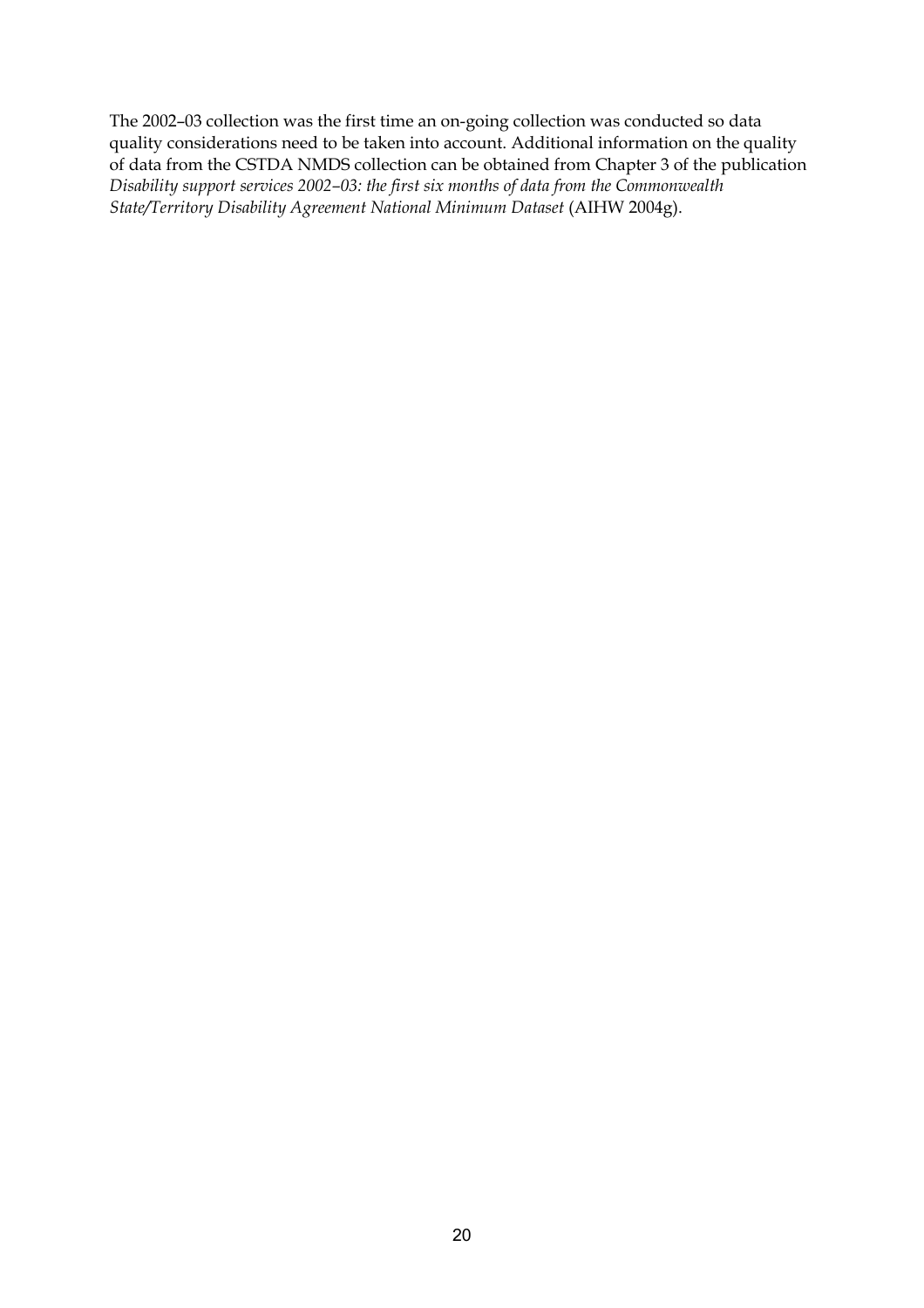The 2002–03 collection was the first time an on-going collection was conducted so data quality considerations need to be taken into account. Additional information on the quality of data from the CSTDA NMDS collection can be obtained from Chapter 3 of the publication *Disability support services 2002–03: the first six months of data from the Commonwealth State/Territory Disability Agreement National Minimum Dataset* (AIHW 2004g).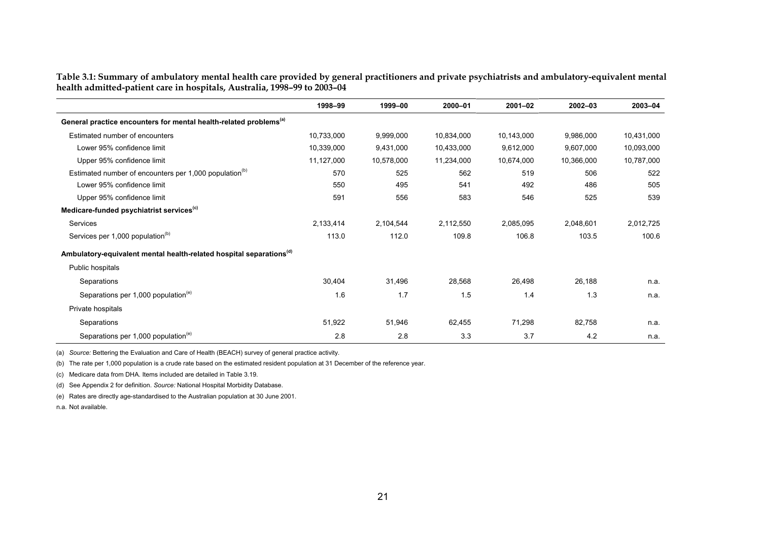**Table 3.1: Summary of ambulatory mental health care provided by general practitioners and private psychiatrists and ambulatory-equivalent mental health admitted-patient care in hospitals, Australia, 1998–99 to 2003–04**

| | 1998–99 | 1999–00 | 2000–01 | 2001–02 | 2002–03 | 2003–04 |
|---|---|---|---|---|---|---|
| **General practice encounters for mental health-related problems[(a)]** | | | | | | |
| Estimated number of encounters | 10,733,000 | 9,999,000 | 10,834,000 | 10,143,000 | 9,986,000 | 10,431,000 |
| Lower 95% confidence limit | 10,339,000 | 9,431,000 | 10,433,000 | 9,612,000 | 9,607,000 | 10,093,000 |
| Upper 95% confidence limit | 11,127,000 | 10,578,000 | 11,234,000 | 10,674,000 | 10,366,000 | 10,787,000 |
| Estimated number of encounters per 1,000 population[(b)] | 570 | 525 | 562 | 519 | 506 | 522 |
| Lower 95% confidence limit | 550 | 495 | 541 | 492 | 486 | 505 |
| Upper 95% confidence limit | 591 | 556 | 583 | 546 | 525 | 539 |
| **Medicare-funded psychiatrist services[(c)]** | | | | | | |
| Services | 2,133,414 | 2,104,544 | 2,112,550 | 2,085,095 | 2,048,601 | 2,012,725 |
| Services per 1,000 population[(b)] | 113.0 | 112.0 | 109.8 | 106.8 | 103.5 | 100.6 |
| **Ambulatory-equivalent mental health-related hospital separations[(d)]** | | | | | | |
| Public hospitals | | | | | | |
| Separations | 30,404 | 31,496 | 28,568 | 26,498 | 26,188 | n.a. |
| Separations per 1,000 population[(e)] | 1.6 | 1.7 | 1.5 | 1.4 | 1.3 | n.a. |
| Private hospitals | | | | | | |
| Separations | 51,922 | 51,946 | 62,455 | 71,298 | 82,758 | n.a. |
| Separations per 1,000 population[(e)] | 2.8 | 2.8 | 3.3 | 3.7 | 4.2 | n.a. |

(a) *Source:* Bettering the Evaluation and Care of Health (BEACH) survey of general practice activity.

(b) The rate per 1,000 population is a crude rate based on the estimated resident population at 31 December of the reference year.

(c) Medicare data from DHA. Items included are detailed in Table 3.19.

(d) See Appendix 2 for definition. *Source:* National Hospital Morbidity Database.

(e) Rates are directly age-standardised to the Australian population at 30 June 2001.

n.a. Not available.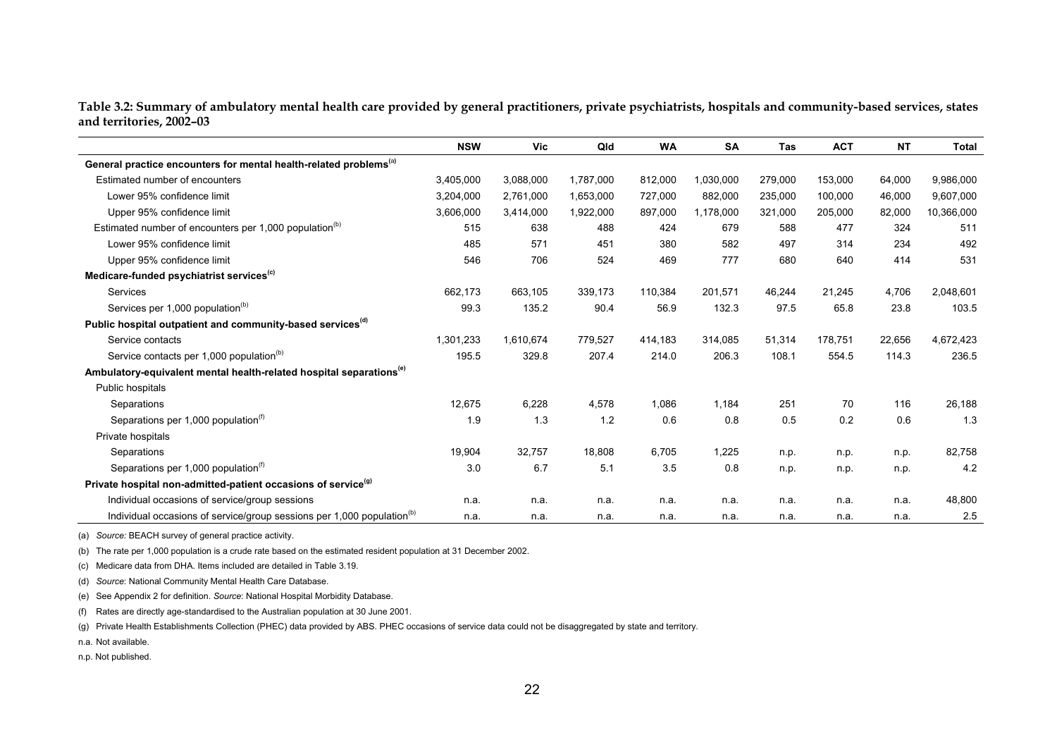**Table 3.2: Summary of ambulatory mental health care provided by general practitioners, private psychiatrists, hospitals and community-based services, states and territories, 2002–03**

| | NSW | Vic | Qld | WA | SA | Tas | ACT | NT | Total |
|---|---|---|---|---|---|---|---|---|---|
| **General practice encounters for mental health-related problems[(a)]** | | | | | | | | | |
| Estimated number of encounters | 3,405,000 | 3,088,000 | 1,787,000 | 812,000 | 1,030,000 | 279,000 | 153,000 | 64,000 | 9,986,000 |
| Lower 95% confidence limit | 3,204,000 | 2,761,000 | 1,653,000 | 727,000 | 882,000 | 235,000 | 100,000 | 46,000 | 9,607,000 |
| Upper 95% confidence limit | 3,606,000 | 3,414,000 | 1,922,000 | 897,000 | 1,178,000 | 321,000 | 205,000 | 82,000 | 10,366,000 |
| Estimated number of encounters per 1,000 population[(b)] | 515 | 638 | 488 | 424 | 679 | 588 | 477 | 324 | 511 |
| Lower 95% confidence limit | 485 | 571 | 451 | 380 | 582 | 497 | 314 | 234 | 492 |
| Upper 95% confidence limit | 546 | 706 | 524 | 469 | 777 | 680 | 640 | 414 | 531 |
| **Medicare-funded psychiatrist services[(c)]** | | | | | | | | | |
| Services | 662,173 | 663,105 | 339,173 | 110,384 | 201,571 | 46,244 | 21,245 | 4,706 | 2,048,601 |
| Services per 1,000 population[(b)] | 99.3 | 135.2 | 90.4 | 56.9 | 132.3 | 97.5 | 65.8 | 23.8 | 103.5 |
| **Public hospital outpatient and community-based services[(d)]** | | | | | | | | | |
| Service contacts | 1,301,233 | 1,610,674 | 779,527 | 414,183 | 314,085 | 51,314 | 178,751 | 22,656 | 4,672,423 |
| Service contacts per 1,000 population[(b)] | 195.5 | 329.8 | 207.4 | 214.0 | 206.3 | 108.1 | 554.5 | 114.3 | 236.5 |
| **Ambulatory-equivalent mental health-related hospital separations[(e)]** | | | | | | | | | |
| Public hospitals | | | | | | | | | |
| Separations | 12,675 | 6,228 | 4,578 | 1,086 | 1,184 | 251 | 70 | 116 | 26,188 |
| Separations per 1,000 population[(f)] | 1.9 | 1.3 | 1.2 | 0.6 | 0.8 | 0.5 | 0.2 | 0.6 | 1.3 |
| Private hospitals | | | | | | | | | |
| Separations | 19,904 | 32,757 | 18,808 | 6,705 | 1,225 | n.p. | n.p. | n.p. | 82,758 |
| Separations per 1,000 population[(f)] | 3.0 | 6.7 | 5.1 | 3.5 | 0.8 | n.p. | n.p. | n.p. | 4.2 |
| **Private hospital non-admitted-patient occasions of service[(g)]** | | | | | | | | | |
| Individual occasions of service/group sessions | n.a. | n.a. | n.a. | n.a. | n.a. | n.a. | n.a. | n.a. | 48,800 |
| Individual occasions of service/group sessions per 1,000 population[(b)] | n.a. | n.a. | n.a. | n.a. | n.a. | n.a. | n.a. | n.a. | 2.5 |

(a) *Source:* BEACH survey of general practice activity.

(b) The rate per 1,000 population is a crude rate based on the estimated resident population at 31 December 2002.

(c) Medicare data from DHA. Items included are detailed in Table 3.19.

(d) *Source*: National Community Mental Health Care Database.

(e) See Appendix 2 for definition. *Source*: National Hospital Morbidity Database.

(f) Rates are directly age-standardised to the Australian population at 30 June 2001.

(g) Private Health Establishments Collection (PHEC) data provided by ABS. PHEC occasions of service data could not be disaggregated by state and territory.

n.a. Not available.

n.p. Not published.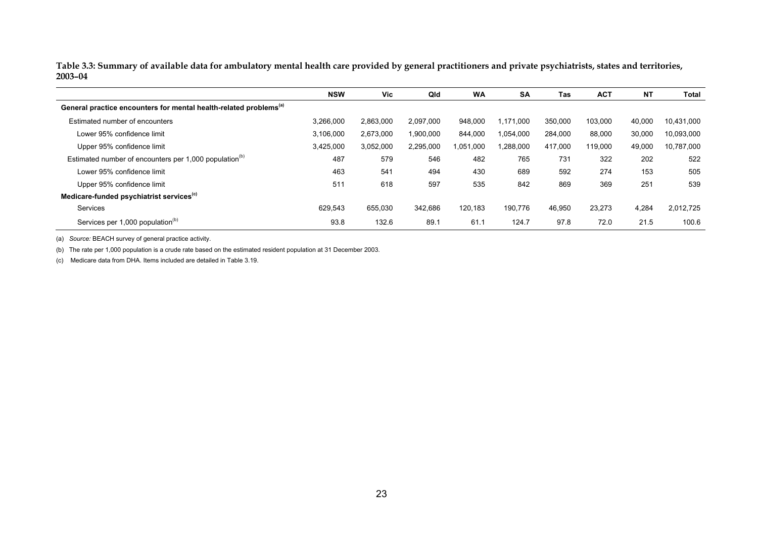**Table 3.3: Summary of available data for ambulatory mental health care provided by general practitioners and private psychiatrists, states and territories, 2003–04**

| | NSW | Vic | Qld | WA | SA | Tas | ACT | NT | Total |
|---|---|---|---|---|---|---|---|---|---|
| **General practice encounters for mental health-related problems[(a)]** | | | | | | | | | |
| Estimated number of encounters | 3,266,000 | 2,863,000 | 2,097,000 | 948,000 | 1,171,000 | 350,000 | 103,000 | 40,000 | 10,431,000 |
| Lower 95% confidence limit | 3,106,000 | 2,673,000 | 1,900,000 | 844,000 | 1,054,000 | 284,000 | 88,000 | 30,000 | 10,093,000 |
| Upper 95% confidence limit | 3,425,000 | 3,052,000 | 2,295,000 | 1,051,000 | 1,288,000 | 417,000 | 119,000 | 49,000 | 10,787,000 |
| Estimated number of encounters per 1,000 population[(b)] | 487 | 579 | 546 | 482 | 765 | 731 | 322 | 202 | 522 |
| Lower 95% confidence limit | 463 | 541 | 494 | 430 | 689 | 592 | 274 | 153 | 505 |
| Upper 95% confidence limit | 511 | 618 | 597 | 535 | 842 | 869 | 369 | 251 | 539 |
| **Medicare-funded psychiatrist services[(c)]** | | | | | | | | | |
| Services | 629,543 | 655,030 | 342,686 | 120,183 | 190,776 | 46,950 | 23,273 | 4,284 | 2,012,725 |
| Services per 1,000 population[(b)] | 93.8 | 132.6 | 89.1 | 61.1 | 124.7 | 97.8 | 72.0 | 21.5 | 100.6 |

(a) *Source:* BEACH survey of general practice activity.

(b) The rate per 1,000 population is a crude rate based on the estimated resident population at 31 December 2003.

(c) Medicare data from DHA. Items included are detailed in Table 3.19.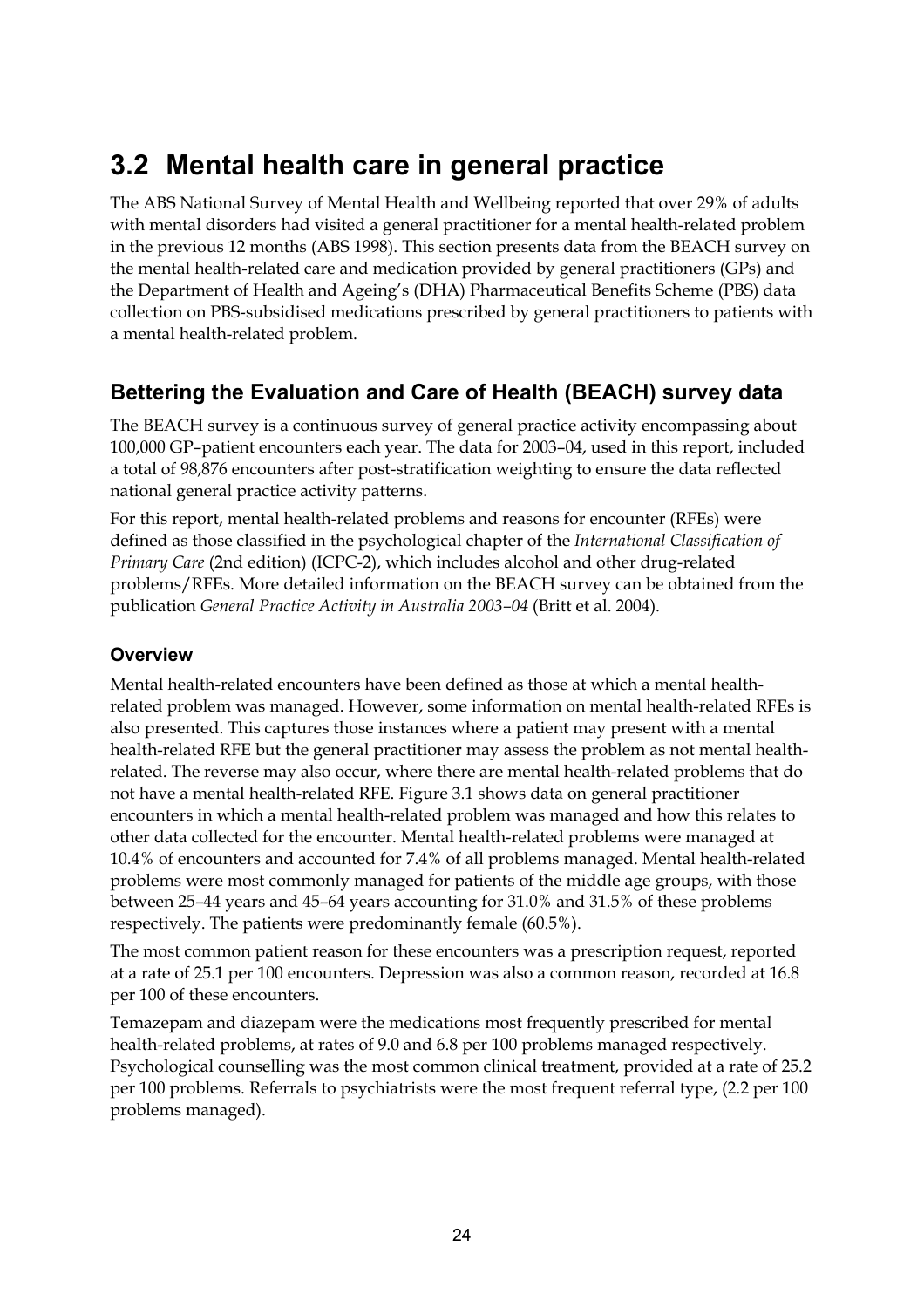## 3.2 Mental health care in general practice

The ABS National Survey of Mental Health and Wellbeing reported that over 29% of adults with mental disorders had visited a general practitioner for a mental health-related problem in the previous 12 months (ABS 1998). This section presents data from the BEACH survey on the mental health-related care and medication provided by general practitioners (GPs) and the Department of Health and Ageing's (DHA) Pharmaceutical Benefits Scheme (PBS) data collection on PBS-subsidised medications prescribed by general practitioners to patients with a mental health-related problem.

### Bettering the Evaluation and Care of Health (BEACH) survey data

The BEACH survey is a continuous survey of general practice activity encompassing about 100,000 GP–patient encounters each year. The data for 2003–04, used in this report, included a total of 98,876 encounters after post-stratification weighting to ensure the data reflected national general practice activity patterns.

For this report, mental health-related problems and reasons for encounter (RFEs) were defined as those classified in the psychological chapter of the *International Classification of Primary Care* (2nd edition) (ICPC-2), which includes alcohol and other drug-related problems/RFEs. More detailed information on the BEACH survey can be obtained from the publication *General Practice Activity in Australia 2003–04* (Britt et al. 2004).

#### Overview

Mental health-related encounters have been defined as those at which a mental health-related problem was managed. However, some information on mental health-related RFEs is also presented. This captures those instances where a patient may present with a mental health-related RFE but the general practitioner may assess the problem as not mental health-related. The reverse may also occur, where there are mental health-related problems that do not have a mental health-related RFE. Figure 3.1 shows data on general practitioner encounters in which a mental health-related problem was managed and how this relates to other data collected for the encounter. Mental health-related problems were managed at 10.4% of encounters and accounted for 7.4% of all problems managed. Mental health-related problems were most commonly managed for patients of the middle age groups, with those between 25–44 years and 45–64 years accounting for 31.0% and 31.5% of these problems respectively. The patients were predominantly female (60.5%).

The most common patient reason for these encounters was a prescription request, reported at a rate of 25.1 per 100 encounters. Depression was also a common reason, recorded at 16.8 per 100 of these encounters.

Temazepam and diazepam were the medications most frequently prescribed for mental health-related problems, at rates of 9.0 and 6.8 per 100 problems managed respectively. Psychological counselling was the most common clinical treatment, provided at a rate of 25.2 per 100 problems. Referrals to psychiatrists were the most frequent referral type, (2.2 per 100 problems managed).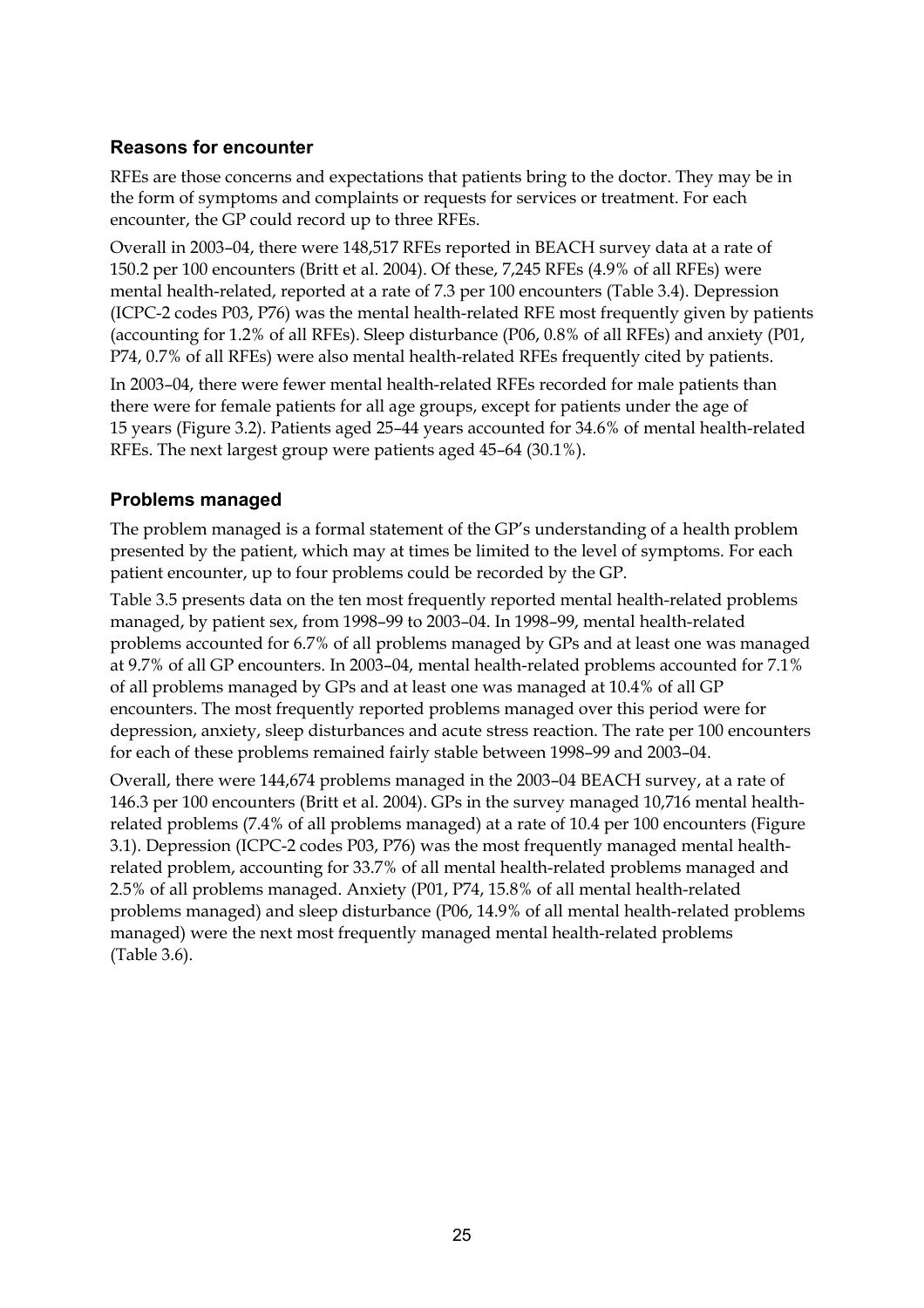### Reasons for encounter

RFEs are those concerns and expectations that patients bring to the doctor. They may be in the form of symptoms and complaints or requests for services or treatment. For each encounter, the GP could record up to three RFEs.

Overall in 2003–04, there were 148,517 RFEs reported in BEACH survey data at a rate of 150.2 per 100 encounters (Britt et al. 2004). Of these, 7,245 RFEs (4.9% of all RFEs) were mental health-related, reported at a rate of 7.3 per 100 encounters (Table 3.4). Depression (ICPC-2 codes P03, P76) was the mental health-related RFE most frequently given by patients (accounting for 1.2% of all RFEs). Sleep disturbance (P06, 0.8% of all RFEs) and anxiety (P01, P74, 0.7% of all RFEs) were also mental health-related RFEs frequently cited by patients.

In 2003–04, there were fewer mental health-related RFEs recorded for male patients than there were for female patients for all age groups, except for patients under the age of 15 years (Figure 3.2). Patients aged 25–44 years accounted for 34.6% of mental health-related RFEs. The next largest group were patients aged 45–64 (30.1%).

### Problems managed

The problem managed is a formal statement of the GP's understanding of a health problem presented by the patient, which may at times be limited to the level of symptoms. For each patient encounter, up to four problems could be recorded by the GP.

Table 3.5 presents data on the ten most frequently reported mental health-related problems managed, by patient sex, from 1998–99 to 2003–04. In 1998–99, mental health-related problems accounted for 6.7% of all problems managed by GPs and at least one was managed at 9.7% of all GP encounters. In 2003–04, mental health-related problems accounted for 7.1% of all problems managed by GPs and at least one was managed at 10.4% of all GP encounters. The most frequently reported problems managed over this period were for depression, anxiety, sleep disturbances and acute stress reaction. The rate per 100 encounters for each of these problems remained fairly stable between 1998–99 and 2003–04.

Overall, there were 144,674 problems managed in the 2003–04 BEACH survey, at a rate of 146.3 per 100 encounters (Britt et al. 2004). GPs in the survey managed 10,716 mental health-related problems (7.4% of all problems managed) at a rate of 10.4 per 100 encounters (Figure 3.1). Depression (ICPC-2 codes P03, P76) was the most frequently managed mental health-related problem, accounting for 33.7% of all mental health-related problems managed and 2.5% of all problems managed. Anxiety (P01, P74, 15.8% of all mental health-related problems managed) and sleep disturbance (P06, 14.9% of all mental health-related problems managed) were the next most frequently managed mental health-related problems (Table 3.6).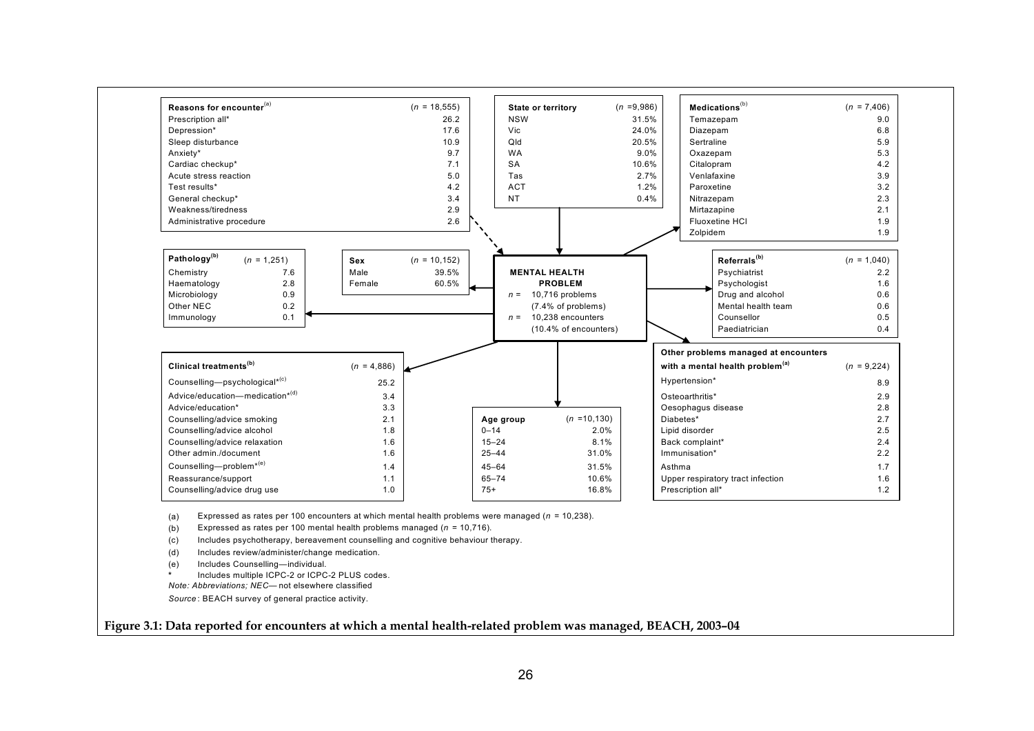**MENTAL HEALTH PROBLEM**
$n$ = 10,716 problems (7.4% of problems)
$n$ = 10,238 encounters (10.4% of encounters)

| Reasons for encounter[(a)] | ($n$ = 18,555) |
|---|---|
| Prescription all* | 26.2 |
| Depression* | 17.6 |
| Sleep disturbance | 10.9 |
| Anxiety* | 9.7 |
| Cardiac checkup* | 7.1 |
| Acute stress reaction | 5.0 |
| Test results* | 4.2 |
| General checkup* | 3.4 |
| Weakness/tiredness | 2.9 |
| Administrative procedure | 2.6 |

| State or territory | ($n$ =9,986) |
|---|---|
| NSW | 31.5% |
| Vic | 24.0% |
| Qld | 20.5% |
| WA | 9.0% |
| SA | 10.6% |
| Tas | 2.7% |
| ACT | 1.2% |
| NT | 0.4% |

| Medications[(b)] | ($n$ = 7,406) |
|---|---|
| Temazepam | 9.0 |
| Diazepam | 6.8 |
| Sertraline | 5.9 |
| Oxazepam | 5.3 |
| Citalopram | 4.2 |
| Venlafaxine | 3.9 |
| Paroxetine | 3.2 |
| Nitrazepam | 2.3 |
| Mirtazapine | 2.1 |
| Fluoxetine HCl | 1.9 |
| Zolpidem | 1.9 |

| Pathology[(b)] | ($n$ = 1,251) |
|---|---|
| Chemistry | 7.6 |
| Haematology | 2.8 |
| Microbiology | 0.9 |
| Other NEC | 0.2 |
| Immunology | 0.1 |

| Sex | ($n$ = 10,152) |
|---|---|
| Male | 39.5% |
| Female | 60.5% |

| Referrals[(b)] | ($n$ = 1,040) |
|---|---|
| Psychiatrist | 2.2 |
| Psychologist | 1.6 |
| Drug and alcohol | 0.6 |
| Mental health team | 0.6 |
| Counsellor | 0.5 |
| Paediatrician | 0.4 |

| Clinical treatments[(b)] | ($n$ = 4,886) |
|---|---|
| Counselling—psychological*[(c)] | 25.2 |
| Advice/education—medication*[(d)] | 3.4 |
| Advice/education* | 3.3 |
| Counselling/advice smoking | 2.1 |
| Counselling/advice alcohol | 1.8 |
| Counselling/advice relaxation | 1.6 |
| Other admin./document | 1.6 |
| Counselling—problem*[(e)] | 1.4 |
| Reassurance/support | 1.1 |
| Counselling/advice drug use | 1.0 |

| Age group | ($n$ =10,130) |
|---|---|
| 0–14 | 2.0% |
| 15–24 | 8.1% |
| 25–44 | 31.0% |
| 45–64 | 31.5% |
| 65–74 | 10.6% |
| 75+ | 16.8% |

| Other problems managed at encounters with a mental health problem[(a)] | ($n$ = 9,224) |
|---|---|
| Hypertension* | 8.9 |
| Osteoarthritis* | 2.9 |
| Oesophagus disease | 2.8 |
| Diabetes* | 2.7 |
| Lipid disorder | 2.5 |
| Back complaint* | 2.4 |
| Immunisation* | 2.2 |
| Asthma | 1.7 |
| Upper respiratory tract infection | 1.6 |
| Prescription all* | 1.2 |

(a) Expressed as rates per 100 encounters at which mental health problems were managed ($n$ = 10,238).

(b) Expressed as rates per 100 mental health problems managed ($n$ = 10,716).

(c) Includes psychotherapy, bereavement counselling and cognitive behaviour therapy.

(d) Includes review/administer/change medication.

(e) Includes Counselling—individual.

\* Includes multiple ICPC-2 or ICPC-2 PLUS codes.

*Note: Abbreviations; NEC*— not elsewhere classified

*Source*: BEACH survey of general practice activity.

**Figure 3.1: Data reported for encounters at which a mental health-related problem was managed, BEACH, 2003–04**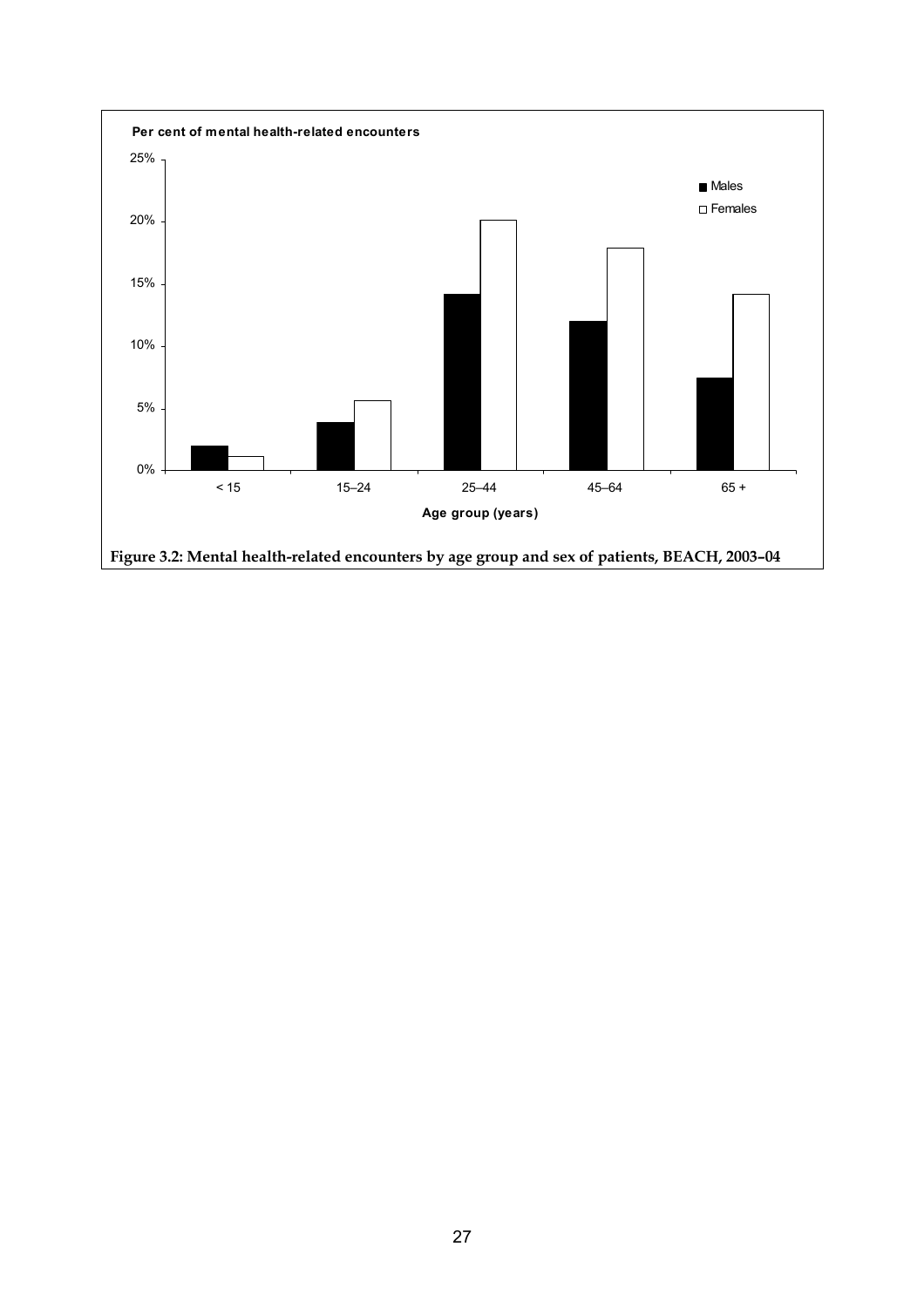Per cent of mental health-related encounters

| Age group (years) | Males | Females |
|---|---|---|
| < 15 | | |
| 15–24 | | |
| 25–44 | | |
| 45–64 | | |
| 65 + | | |

**Figure 3.2: Mental health-related encounters by age group and sex of patients, BEACH, 2003–04**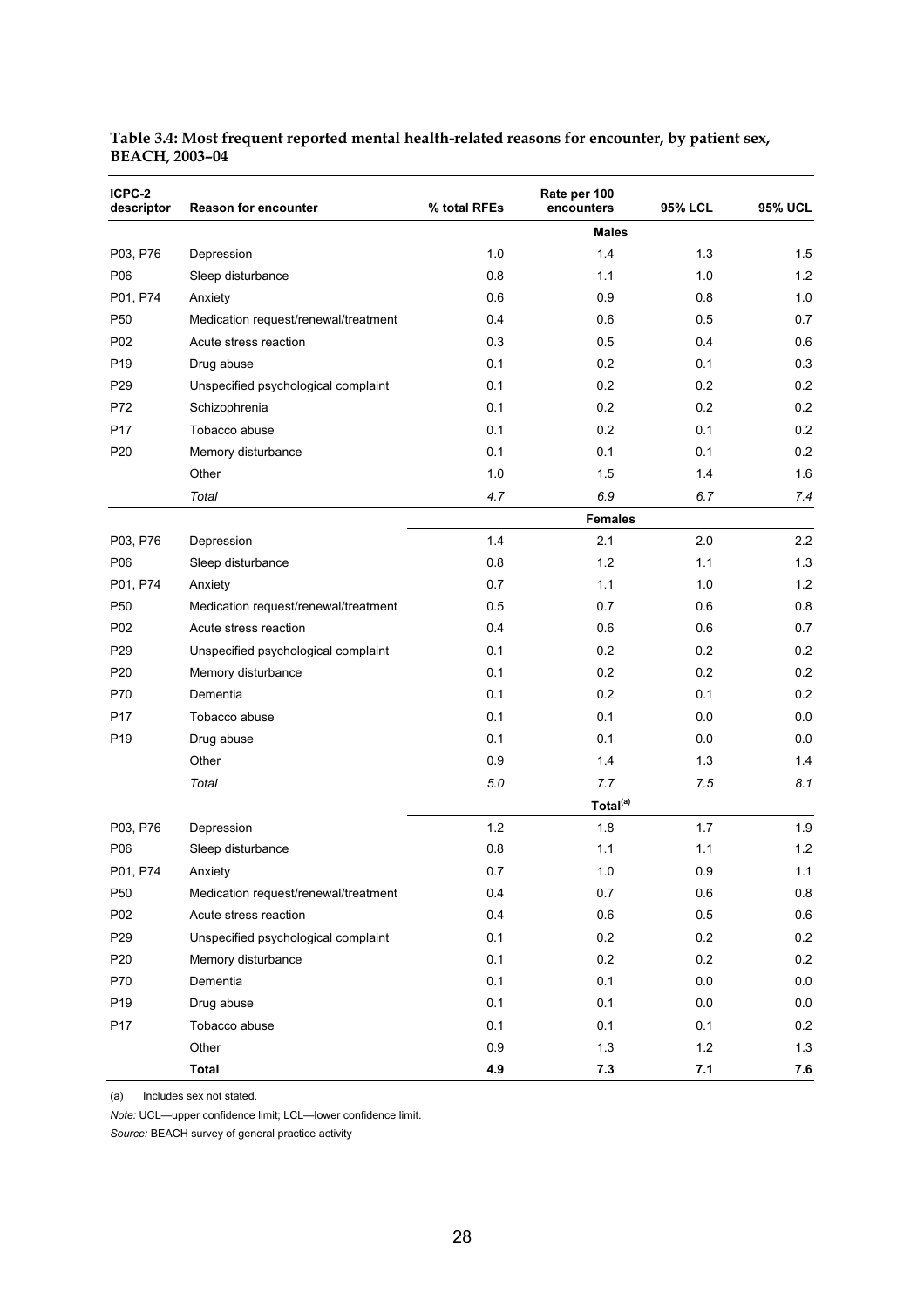**Table 3.4: Most frequent reported mental health-related reasons for encounter, by patient sex, BEACH, 2003–04**

| ICPC-2 descriptor | Reason for encounter | % total RFEs | Rate per 100 encounters | 95% LCL | 95% UCL |
|---|---|---|---|---|---|
| | | | **Males** | | |
| P03, P76 | Depression | 1.0 | 1.4 | 1.3 | 1.5 |
| P06 | Sleep disturbance | 0.8 | 1.1 | 1.0 | 1.2 |
| P01, P74 | Anxiety | 0.6 | 0.9 | 0.8 | 1.0 |
| P50 | Medication request/renewal/treatment | 0.4 | 0.6 | 0.5 | 0.7 |
| P02 | Acute stress reaction | 0.3 | 0.5 | 0.4 | 0.6 |
| P19 | Drug abuse | 0.1 | 0.2 | 0.1 | 0.3 |
| P29 | Unspecified psychological complaint | 0.1 | 0.2 | 0.2 | 0.2 |
| P72 | Schizophrenia | 0.1 | 0.2 | 0.2 | 0.2 |
| P17 | Tobacco abuse | 0.1 | 0.2 | 0.1 | 0.2 |
| P20 | Memory disturbance | 0.1 | 0.1 | 0.1 | 0.2 |
| | Other | 1.0 | 1.5 | 1.4 | 1.6 |
| | *Total* | *4.7* | *6.9* | *6.7* | *7.4* |
| | | | **Females** | | |
| P03, P76 | Depression | 1.4 | 2.1 | 2.0 | 2.2 |
| P06 | Sleep disturbance | 0.8 | 1.2 | 1.1 | 1.3 |
| P01, P74 | Anxiety | 0.7 | 1.1 | 1.0 | 1.2 |
| P50 | Medication request/renewal/treatment | 0.5 | 0.7 | 0.6 | 0.8 |
| P02 | Acute stress reaction | 0.4 | 0.6 | 0.6 | 0.7 |
| P29 | Unspecified psychological complaint | 0.1 | 0.2 | 0.2 | 0.2 |
| P20 | Memory disturbance | 0.1 | 0.2 | 0.2 | 0.2 |
| P70 | Dementia | 0.1 | 0.2 | 0.1 | 0.2 |
| P17 | Tobacco abuse | 0.1 | 0.1 | 0.0 | 0.0 |
| P19 | Drug abuse | 0.1 | 0.1 | 0.0 | 0.0 |
| | Other | 0.9 | 1.4 | 1.3 | 1.4 |
| | *Total* | *5.0* | *7.7* | *7.5* | *8.1* |
| | | | **Total[(a)]** | | |
| P03, P76 | Depression | 1.2 | 1.8 | 1.7 | 1.9 |
| P06 | Sleep disturbance | 0.8 | 1.1 | 1.1 | 1.2 |
| P01, P74 | Anxiety | 0.7 | 1.0 | 0.9 | 1.1 |
| P50 | Medication request/renewal/treatment | 0.4 | 0.7 | 0.6 | 0.8 |
| P02 | Acute stress reaction | 0.4 | 0.6 | 0.5 | 0.6 |
| P29 | Unspecified psychological complaint | 0.1 | 0.2 | 0.2 | 0.2 |
| P20 | Memory disturbance | 0.1 | 0.2 | 0.2 | 0.2 |
| P70 | Dementia | 0.1 | 0.1 | 0.0 | 0.0 |
| P19 | Drug abuse | 0.1 | 0.1 | 0.0 | 0.0 |
| P17 | Tobacco abuse | 0.1 | 0.1 | 0.1 | 0.2 |
| | Other | 0.9 | 1.3 | 1.2 | 1.3 |
| | **Total** | **4.9** | **7.3** | **7.1** | **7.6** |

(a) Includes sex not stated.

*Note:* UCL—upper confidence limit; LCL—lower confidence limit.

*Source:* BEACH survey of general practice activity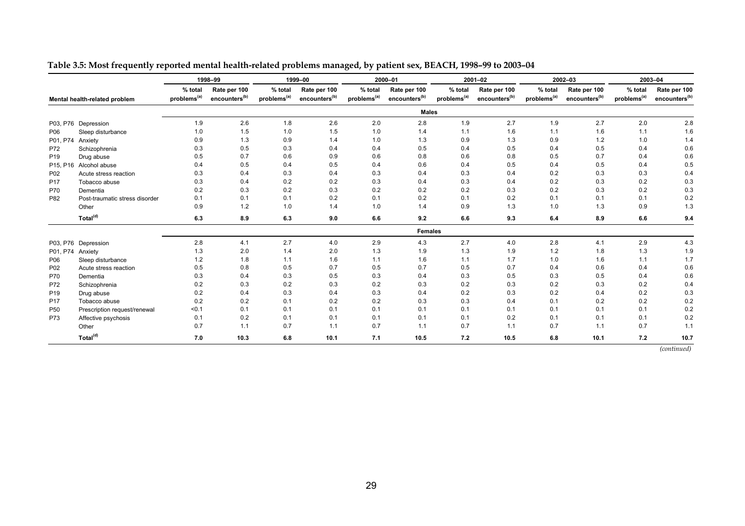**Table 3.5: Most frequently reported mental health-related problems managed, by patient sex, BEACH, 1998–99 to 2003–04**

| | Mental health-related problem | 1998–99 | | 1999–00 | | 2000–01 | | 2001–02 | | 2002–03 | | 2003–04 | |
|---|---|---|---|---|---|---|---|---|---|---|---|---|---|
| | | % total problems[(a)] | Rate per 100 encounters[(b)] | % total problems[(a)] | Rate per 100 encounters[(b)] | % total problems[(a)] | Rate per 100 encounters[(b)] | % total problems[(a)] | Rate per 100 encounters[(b)] | % total problems[(a)] | Rate per 100 encounters[(b)] | % total problems[(a)] | Rate per 100 encounters[(b)] |
| | | **Males** | | | | | | | | | | | |
| P03, P76 | Depression | 1.9 | 2.6 | 1.8 | 2.6 | 2.0 | 2.8 | 1.9 | 2.7 | 1.9 | 2.7 | 2.0 | 2.8 |
| P06 | Sleep disturbance | 1.0 | 1.5 | 1.0 | 1.5 | 1.0 | 1.4 | 1.1 | 1.6 | 1.1 | 1.6 | 1.1 | 1.6 |
| P01, P74 | Anxiety | 0.9 | 1.3 | 0.9 | 1.4 | 1.0 | 1.3 | 0.9 | 1.3 | 0.9 | 1.2 | 1.0 | 1.4 |
| P72 | Schizophrenia | 0.3 | 0.5 | 0.3 | 0.4 | 0.4 | 0.5 | 0.4 | 0.5 | 0.4 | 0.5 | 0.4 | 0.6 |
| P19 | Drug abuse | 0.5 | 0.7 | 0.6 | 0.9 | 0.6 | 0.8 | 0.6 | 0.8 | 0.5 | 0.7 | 0.4 | 0.6 |
| P15, P16 | Alcohol abuse | 0.4 | 0.5 | 0.4 | 0.5 | 0.4 | 0.6 | 0.4 | 0.5 | 0.4 | 0.5 | 0.4 | 0.5 |
| P02 | Acute stress reaction | 0.3 | 0.4 | 0.3 | 0.4 | 0.3 | 0.4 | 0.3 | 0.4 | 0.2 | 0.3 | 0.3 | 0.4 |
| P17 | Tobacco abuse | 0.3 | 0.4 | 0.2 | 0.2 | 0.3 | 0.4 | 0.3 | 0.4 | 0.2 | 0.3 | 0.2 | 0.3 |
| P70 | Dementia | 0.2 | 0.3 | 0.2 | 0.3 | 0.2 | 0.2 | 0.2 | 0.3 | 0.2 | 0.3 | 0.2 | 0.3 |
| P82 | Post-traumatic stress disorder | 0.1 | 0.1 | 0.1 | 0.2 | 0.1 | 0.2 | 0.1 | 0.2 | 0.1 | 0.1 | 0.1 | 0.2 |
| | Other | 0.9 | 1.2 | 1.0 | 1.4 | 1.0 | 1.4 | 0.9 | 1.3 | 1.0 | 1.3 | 0.9 | 1.3 |
| | **Total[(d)]** | **6.3** | **8.9** | **6.3** | **9.0** | **6.6** | **9.2** | **6.6** | **9.3** | **6.4** | **8.9** | **6.6** | **9.4** |
| | | **Females** | | | | | | | | | | | |
| P03, P76 | Depression | 2.8 | 4.1 | 2.7 | 4.0 | 2.9 | 4.3 | 2.7 | 4.0 | 2.8 | 4.1 | 2.9 | 4.3 |
| P01, P74 | Anxiety | 1.3 | 2.0 | 1.4 | 2.0 | 1.3 | 1.9 | 1.3 | 1.9 | 1.2 | 1.8 | 1.3 | 1.9 |
| P06 | Sleep disturbance | 1.2 | 1.8 | 1.1 | 1.6 | 1.1 | 1.6 | 1.1 | 1.7 | 1.0 | 1.6 | 1.1 | 1.7 |
| P02 | Acute stress reaction | 0.5 | 0.8 | 0.5 | 0.7 | 0.5 | 0.7 | 0.5 | 0.7 | 0.4 | 0.6 | 0.4 | 0.6 |
| P70 | Dementia | 0.3 | 0.4 | 0.3 | 0.5 | 0.3 | 0.4 | 0.3 | 0.5 | 0.3 | 0.5 | 0.4 | 0.6 |
| P72 | Schizophrenia | 0.2 | 0.3 | 0.2 | 0.3 | 0.2 | 0.3 | 0.2 | 0.3 | 0.2 | 0.3 | 0.2 | 0.4 |
| P19 | Drug abuse | 0.2 | 0.4 | 0.3 | 0.4 | 0.3 | 0.4 | 0.2 | 0.3 | 0.2 | 0.4 | 0.2 | 0.3 |
| P17 | Tobacco abuse | 0.2 | 0.2 | 0.1 | 0.2 | 0.2 | 0.3 | 0.3 | 0.4 | 0.1 | 0.2 | 0.2 | 0.2 |
| P50 | Prescription request/renewal | <0.1 | 0.1 | 0.1 | 0.1 | 0.1 | 0.1 | 0.1 | 0.1 | 0.1 | 0.1 | 0.1 | 0.2 |
| P73 | Affective psychosis | 0.1 | 0.2 | 0.1 | 0.1 | 0.1 | 0.1 | 0.1 | 0.2 | 0.1 | 0.1 | 0.1 | 0.2 |
| | Other | 0.7 | 1.1 | 0.7 | 1.1 | 0.7 | 1.1 | 0.7 | 1.1 | 0.7 | 1.1 | 0.7 | 1.1 |
| | **Total[(d)]** | **7.0** | **10.3** | **6.8** | **10.1** | **7.1** | **10.5** | **7.2** | **10.5** | **6.8** | **10.1** | **7.2** | **10.7** |

*(continued)*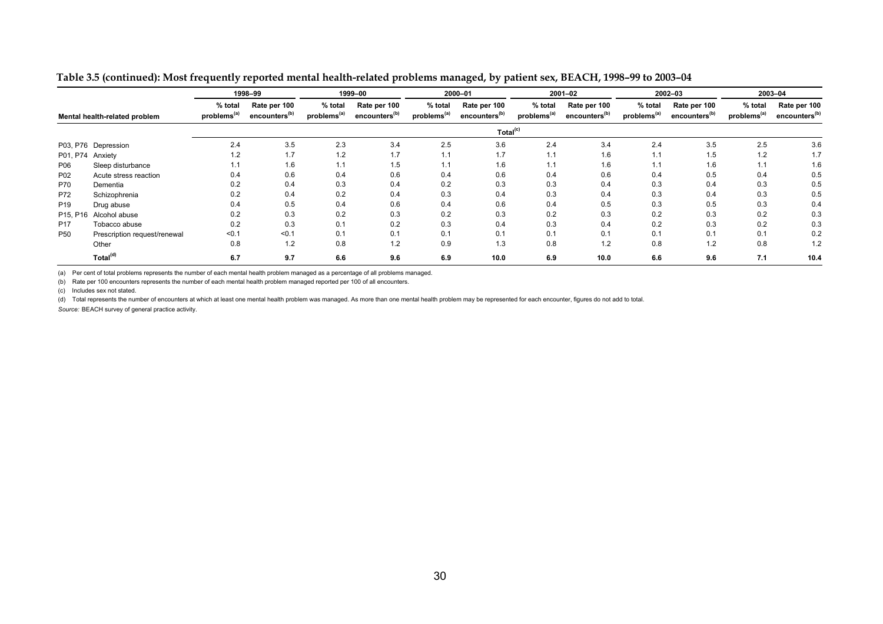**Table 3.5 (continued): Most frequently reported mental health-related problems managed, by patient sex, BEACH, 1998–99 to 2003–04**

| Mental health-related problem | | 1998–99 | | 1999–00 | | 2000–01 | | 2001–02 | | 2002–03 | | 2003–04 | |
|---|---|---|---|---|---|---|---|---|---|---|---|---|---|
| | | % total problems[(a)] | Rate per 100 encounters[(b)] | % total problems[(a)] | Rate per 100 encounters[(b)] | % total problems[(a)] | Rate per 100 encounters[(b)] | % total problems[(a)] | Rate per 100 encounters[(b)] | % total problems[(a)] | Rate per 100 encounters[(b)] | % total problems[(a)] | Rate per 100 encounters[(b)] |
| | | Total[(c)] | | | | | | | | | | | |
| P03, P76 | Depression | 2.4 | 3.5 | 2.3 | 3.4 | 2.5 | 3.6 | 2.4 | 3.4 | 2.4 | 3.5 | 2.5 | 3.6 |
| P01, P74 | Anxiety | 1.2 | 1.7 | 1.2 | 1.7 | 1.1 | 1.7 | 1.1 | 1.6 | 1.1 | 1.5 | 1.2 | 1.7 |
| P06 | Sleep disturbance | 1.1 | 1.6 | 1.1 | 1.5 | 1.1 | 1.6 | 1.1 | 1.6 | 1.1 | 1.6 | 1.1 | 1.6 |
| P02 | Acute stress reaction | 0.4 | 0.6 | 0.4 | 0.6 | 0.4 | 0.6 | 0.4 | 0.6 | 0.4 | 0.5 | 0.4 | 0.5 |
| P70 | Dementia | 0.2 | 0.4 | 0.3 | 0.4 | 0.2 | 0.3 | 0.3 | 0.4 | 0.3 | 0.4 | 0.3 | 0.5 |
| P72 | Schizophrenia | 0.2 | 0.4 | 0.2 | 0.4 | 0.3 | 0.4 | 0.3 | 0.4 | 0.3 | 0.4 | 0.3 | 0.5 |
| P19 | Drug abuse | 0.4 | 0.5 | 0.4 | 0.6 | 0.4 | 0.6 | 0.4 | 0.5 | 0.3 | 0.5 | 0.3 | 0.4 |
| P15, P16 | Alcohol abuse | 0.2 | 0.3 | 0.2 | 0.3 | 0.2 | 0.3 | 0.2 | 0.3 | 0.2 | 0.3 | 0.2 | 0.3 |
| P17 | Tobacco abuse | 0.2 | 0.3 | 0.1 | 0.2 | 0.3 | 0.4 | 0.3 | 0.4 | 0.2 | 0.3 | 0.2 | 0.3 |
| P50 | Prescription request/renewal | <0.1 | <0.1 | 0.1 | 0.1 | 0.1 | 0.1 | 0.1 | 0.1 | 0.1 | 0.1 | 0.1 | 0.2 |
| | Other | 0.8 | 1.2 | 0.8 | 1.2 | 0.9 | 1.3 | 0.8 | 1.2 | 0.8 | 1.2 | 0.8 | 1.2 |
| | **Total[(d)]** | **6.7** | **9.7** | **6.6** | **9.6** | **6.9** | **10.0** | **6.9** | **10.0** | **6.6** | **9.6** | **7.1** | **10.4** |

(a) Per cent of total problems represents the number of each mental health problem managed as a percentage of all problems managed.

(b) Rate per 100 encounters represents the number of each mental health problem managed reported per 100 of all encounters.

(c) Includes sex not stated.

(d) Total represents the number of encounters at which at least one mental health problem was managed. As more than one mental health problem may be represented for each encounter, figures do not add to total.

*Source:* BEACH survey of general practice activity.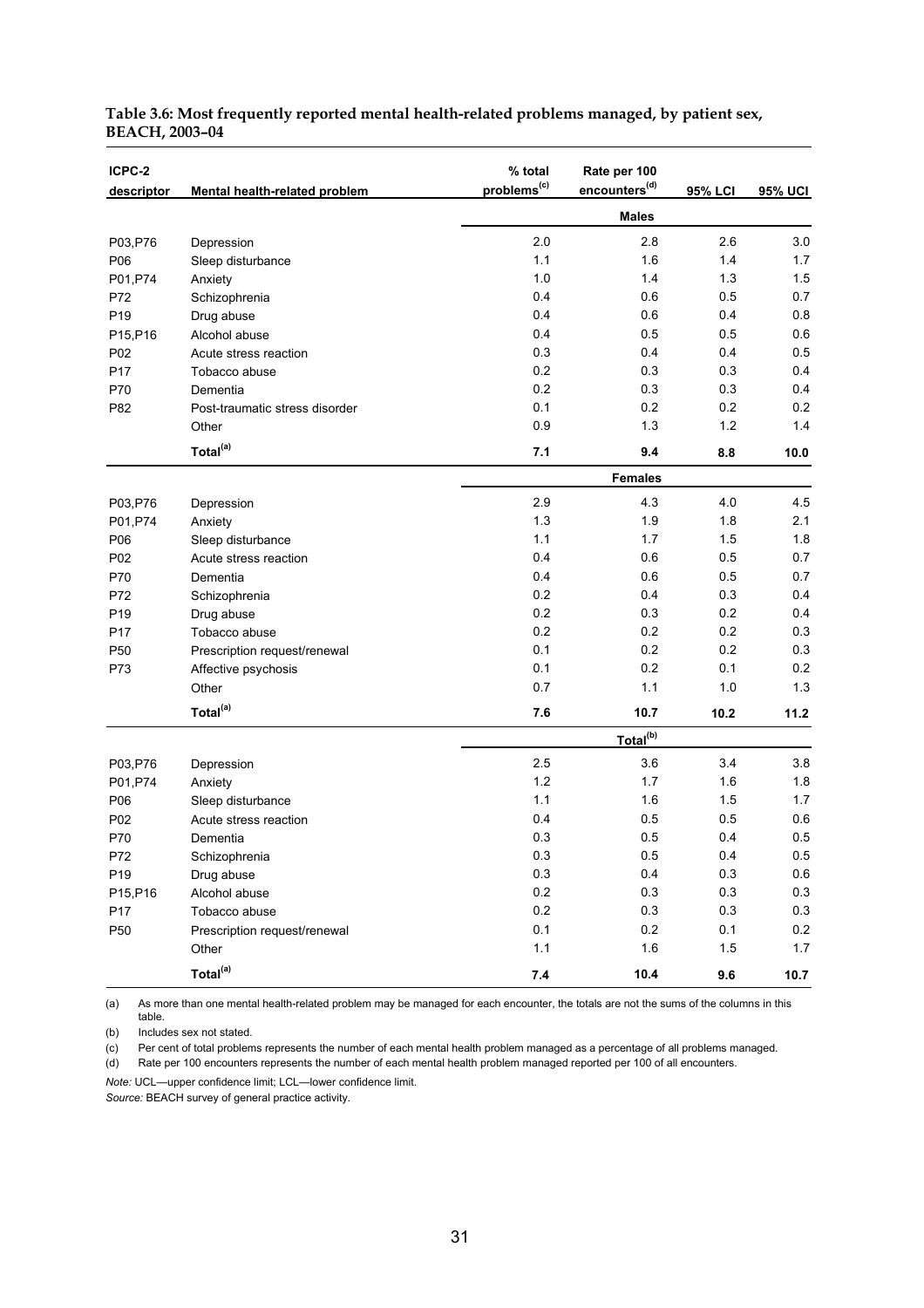**Table 3.6: Most frequently reported mental health-related problems managed, by patient sex, BEACH, 2003–04**

| ICPC-2 descriptor | Mental health-related problem | % total problems[(c)] | Rate per 100 encounters[(d)] | 95% LCI | 95% UCI |
|---|---|---|---|---|---|
| | | | **Males** | | |
| P03,P76 | Depression | 2.0 | 2.8 | 2.6 | 3.0 |
| P06 | Sleep disturbance | 1.1 | 1.6 | 1.4 | 1.7 |
| P01,P74 | Anxiety | 1.0 | 1.4 | 1.3 | 1.5 |
| P72 | Schizophrenia | 0.4 | 0.6 | 0.5 | 0.7 |
| P19 | Drug abuse | 0.4 | 0.6 | 0.4 | 0.8 |
| P15,P16 | Alcohol abuse | 0.4 | 0.5 | 0.5 | 0.6 |
| P02 | Acute stress reaction | 0.3 | 0.4 | 0.4 | 0.5 |
| P17 | Tobacco abuse | 0.2 | 0.3 | 0.3 | 0.4 |
| P70 | Dementia | 0.2 | 0.3 | 0.3 | 0.4 |
| P82 | Post-traumatic stress disorder | 0.1 | 0.2 | 0.2 | 0.2 |
| | Other | 0.9 | 1.3 | 1.2 | 1.4 |
| | **Total[(a)]** | **7.1** | **9.4** | **8.8** | **10.0** |
| | | | **Females** | | |
| P03,P76 | Depression | 2.9 | 4.3 | 4.0 | 4.5 |
| P01,P74 | Anxiety | 1.3 | 1.9 | 1.8 | 2.1 |
| P06 | Sleep disturbance | 1.1 | 1.7 | 1.5 | 1.8 |
| P02 | Acute stress reaction | 0.4 | 0.6 | 0.5 | 0.7 |
| P70 | Dementia | 0.4 | 0.6 | 0.5 | 0.7 |
| P72 | Schizophrenia | 0.2 | 0.4 | 0.3 | 0.4 |
| P19 | Drug abuse | 0.2 | 0.3 | 0.2 | 0.4 |
| P17 | Tobacco abuse | 0.2 | 0.2 | 0.2 | 0.3 |
| P50 | Prescription request/renewal | 0.1 | 0.2 | 0.2 | 0.3 |
| P73 | Affective psychosis | 0.1 | 0.2 | 0.1 | 0.2 |
| | Other | 0.7 | 1.1 | 1.0 | 1.3 |
| | **Total[(a)]** | **7.6** | **10.7** | **10.2** | **11.2** |
| | | | **Total[(b)]** | | |
| P03,P76 | Depression | 2.5 | 3.6 | 3.4 | 3.8 |
| P01,P74 | Anxiety | 1.2 | 1.7 | 1.6 | 1.8 |
| P06 | Sleep disturbance | 1.1 | 1.6 | 1.5 | 1.7 |
| P02 | Acute stress reaction | 0.4 | 0.5 | 0.5 | 0.6 |
| P70 | Dementia | 0.3 | 0.5 | 0.4 | 0.5 |
| P72 | Schizophrenia | 0.3 | 0.5 | 0.4 | 0.5 |
| P19 | Drug abuse | 0.3 | 0.4 | 0.3 | 0.6 |
| P15,P16 | Alcohol abuse | 0.2 | 0.3 | 0.3 | 0.3 |
| P17 | Tobacco abuse | 0.2 | 0.3 | 0.3 | 0.3 |
| P50 | Prescription request/renewal | 0.1 | 0.2 | 0.1 | 0.2 |
| | Other | 1.1 | 1.6 | 1.5 | 1.7 |
| | **Total[(a)]** | **7.4** | **10.4** | **9.6** | **10.7** |

(a) As more than one mental health-related problem may be managed for each encounter, the totals are not the sums of the columns in this table.

(b) Includes sex not stated.

(c) Per cent of total problems represents the number of each mental health problem managed as a percentage of all problems managed.

(d) Rate per 100 encounters represents the number of each mental health problem managed reported per 100 of all encounters.

*Note:* UCL—upper confidence limit; LCL—lower confidence limit.

*Source:* BEACH survey of general practice activity.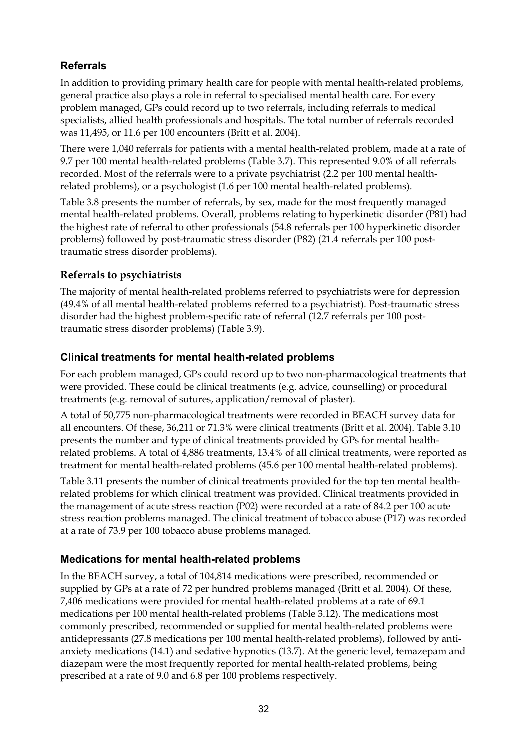### Referrals

In addition to providing primary health care for people with mental health-related problems, general practice also plays a role in referral to specialised mental health care. For every problem managed, GPs could record up to two referrals, including referrals to medical specialists, allied health professionals and hospitals. The total number of referrals recorded was 11,495, or 11.6 per 100 encounters (Britt et al. 2004).

There were 1,040 referrals for patients with a mental health-related problem, made at a rate of 9.7 per 100 mental health-related problems (Table 3.7). This represented 9.0% of all referrals recorded. Most of the referrals were to a private psychiatrist (2.2 per 100 mental health-related problems), or a psychologist (1.6 per 100 mental health-related problems).

Table 3.8 presents the number of referrals, by sex, made for the most frequently managed mental health-related problems. Overall, problems relating to hyperkinetic disorder (P81) had the highest rate of referral to other professionals (54.8 referrals per 100 hyperkinetic disorder problems) followed by post-traumatic stress disorder (P82) (21.4 referrals per 100 post-traumatic stress disorder problems).

#### Referrals to psychiatrists

The majority of mental health-related problems referred to psychiatrists were for depression (49.4% of all mental health-related problems referred to a psychiatrist). Post-traumatic stress disorder had the highest problem-specific rate of referral (12.7 referrals per 100 post-traumatic stress disorder problems) (Table 3.9).

### Clinical treatments for mental health-related problems

For each problem managed, GPs could record up to two non-pharmacological treatments that were provided. These could be clinical treatments (e.g. advice, counselling) or procedural treatments (e.g. removal of sutures, application/removal of plaster).

A total of 50,775 non-pharmacological treatments were recorded in BEACH survey data for all encounters. Of these, 36,211 or 71.3% were clinical treatments (Britt et al. 2004). Table 3.10 presents the number and type of other clinical treatments provided by GPs for mental health-related problems. A total of 4,886 treatments, 13.4% of all clinical treatments, were reported as treatment for mental health-related problems (45.6 per 100 mental health-related problems).

Table 3.11 presents the number of clinical treatments provided for the top ten mental health-related problems for which clinical treatment was provided. Clinical treatments provided in the management of acute stress reaction (P02) were recorded at a rate of 84.2 per 100 acute stress reaction problems managed. The clinical treatment of tobacco abuse (P17) was recorded at a rate of 73.9 per 100 tobacco abuse problems managed.

### Medications for mental health-related problems

In the BEACH survey, a total of 104,814 medications were prescribed, recommended or supplied by GPs at a rate of 72 per hundred problems managed (Britt et al. 2004). Of these, 7,406 medications were provided for mental health-related problems at a rate of 69.1 medications per 100 mental health-related problems (Table 3.12). The medications most commonly prescribed, recommended or supplied for mental health-related problems were antidepressants (27.8 medications per 100 mental health-related problems), followed by anti-anxiety medications (14.1) and sedative hypnotics (13.7). At the generic level, temazepam and diazepam were the most frequently reported for mental health-related problems, being prescribed at a rate of 9.0 and 6.8 per 100 problems respectively.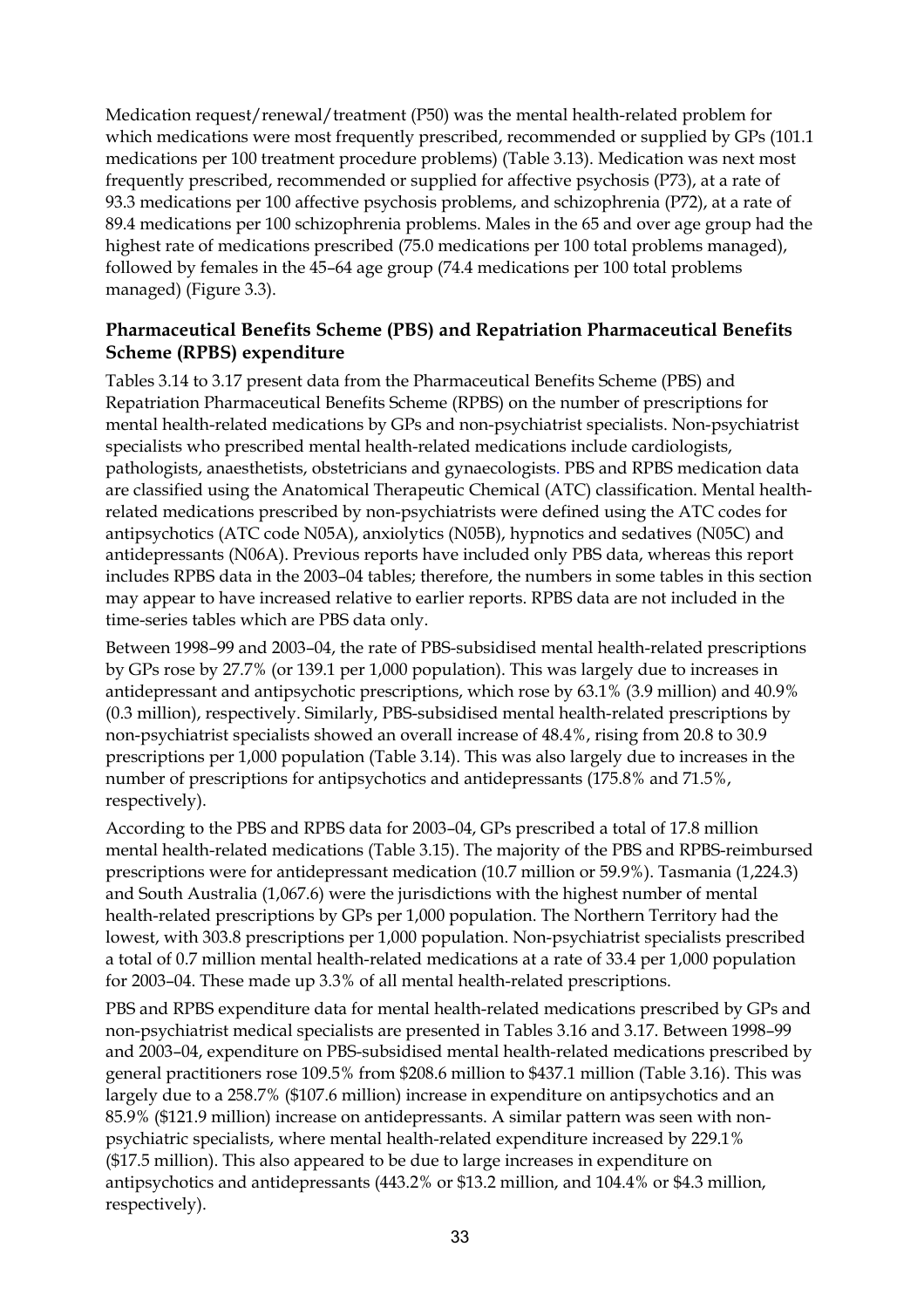Medication request/renewal/treatment (P50) was the mental health-related problem for which medications were most frequently prescribed, recommended or supplied by GPs (101.1 medications per 100 treatment procedure problems) (Table 3.13). Medication was next most frequently prescribed, recommended or supplied for affective psychosis (P73), at a rate of 93.3 medications per 100 affective psychosis problems, and schizophrenia (P72), at a rate of 89.4 medications per 100 schizophrenia problems. Males in the 65 and over age group had the highest rate of medications prescribed (75.0 medications per 100 total problems managed), followed by females in the 45–64 age group (74.4 medications per 100 total problems managed) (Figure 3.3).

### Pharmaceutical Benefits Scheme (PBS) and Repatriation Pharmaceutical Benefits Scheme (RPBS) expenditure

Tables 3.14 to 3.17 present data from the Pharmaceutical Benefits Scheme (PBS) and Repatriation Pharmaceutical Benefits Scheme (RPBS) on the number of prescriptions for mental health-related medications by GPs and non-psychiatrist specialists. Non-psychiatrist specialists who prescribed mental health-related medications include cardiologists, pathologists, anaesthetists, obstetricians and gynaecologists. PBS and RPBS medication data are classified using the Anatomical Therapeutic Chemical (ATC) classification. Mental health-related medications prescribed by non-psychiatrists were defined using the ATC codes for antipsychotics (ATC code N05A), anxiolytics (N05B), hypnotics and sedatives (N05C) and antidepressants (N06A). Previous reports have included only PBS data, whereas this report includes RPBS data in the 2003–04 tables; therefore, the numbers in some tables in this section may appear to have increased relative to earlier reports. RPBS data are not included in the time-series tables which are PBS data only.

Between 1998–99 and 2003–04, the rate of PBS-subsidised mental health-related prescriptions by GPs rose by 27.7% (or 139.1 per 1,000 population). This was largely due to increases in antidepressant and antipsychotic prescriptions, which rose by 63.1% (3.9 million) and 40.9% (0.3 million), respectively. Similarly, PBS-subsidised mental health-related prescriptions by non-psychiatrist specialists showed an overall increase of 48.4%, rising from 20.8 to 30.9 prescriptions per 1,000 population (Table 3.14). This was also largely due to increases in the number of prescriptions for antipsychotics and antidepressants (175.8% and 71.5%, respectively).

According to the PBS and RPBS data for 2003–04, GPs prescribed a total of 17.8 million mental health-related medications (Table 3.15). The majority of the PBS and RPBS-reimbursed prescriptions were for antidepressant medication (10.7 million or 59.9%). Tasmania (1,224.3) and South Australia (1,067.6) were the jurisdictions with the highest number of mental health-related prescriptions by GPs per 1,000 population. The Northern Territory had the lowest, with 303.8 prescriptions per 1,000 population. Non-psychiatrist specialists prescribed a total of 0.7 million mental health-related medications at a rate of 33.4 per 1,000 population for 2003–04. These made up 3.3% of all mental health-related prescriptions.

PBS and RPBS expenditure data for mental health-related medications prescribed by GPs and non-psychiatrist medical specialists are presented in Tables 3.16 and 3.17. Between 1998–99 and 2003–04, expenditure on PBS-subsidised mental health-related medications prescribed by general practitioners rose 109.5% from $208.6 million to $437.1 million (Table 3.16). This was largely due to a 258.7% ($107.6 million) increase in expenditure on antipsychotics and an 85.9% ($121.9 million) increase on antidepressants. A similar pattern was seen with non-psychiatric specialists, where mental health-related expenditure increased by 229.1% ($17.5 million). This also appeared to be due to large increases in expenditure on antipsychotics and antidepressants (443.2% or $13.2 million, and 104.4% or $4.3 million, respectively).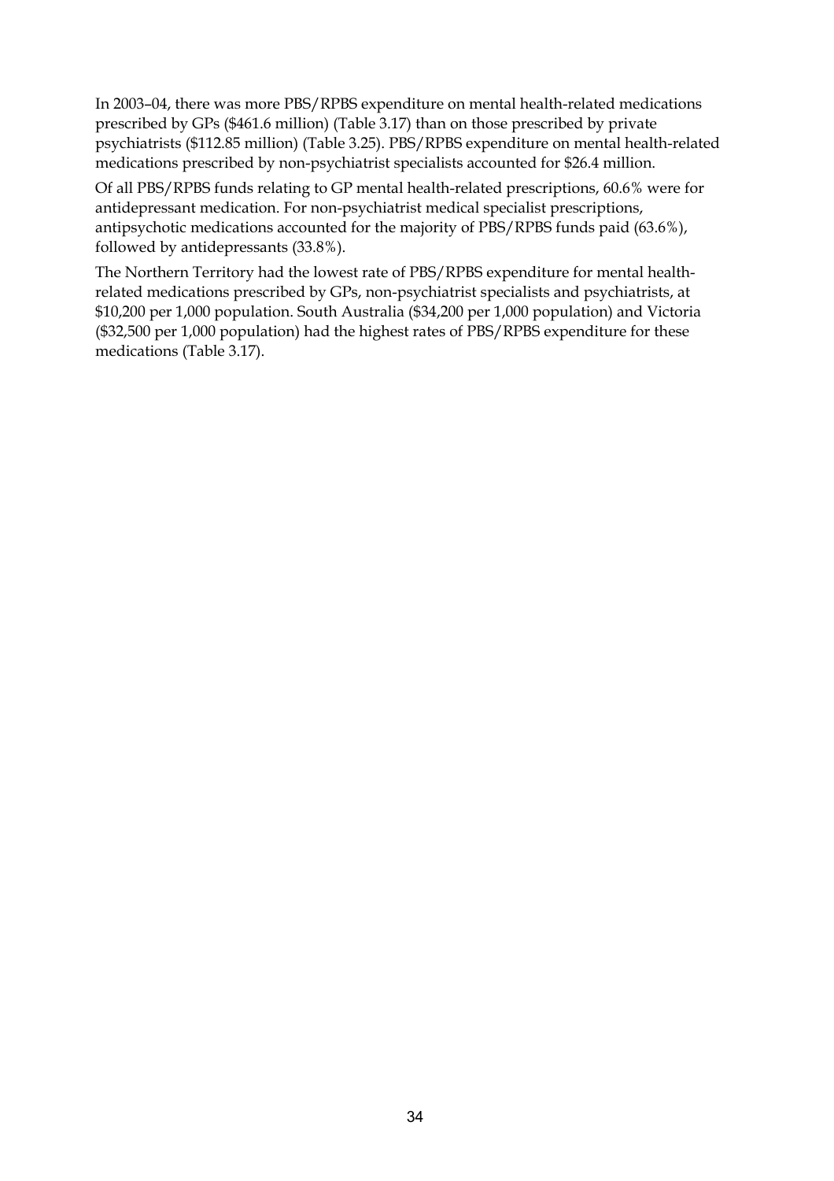In 2003–04, there was more PBS/RPBS expenditure on mental health-related medications prescribed by GPs ($461.6 million) (Table 3.17) than on those prescribed by private psychiatrists ($112.85 million) (Table 3.25). PBS/RPBS expenditure on mental health-related medications prescribed by non-psychiatrist specialists accounted for $26.4 million.

Of all PBS/RPBS funds relating to GP mental health-related prescriptions, 60.6% were for antidepressant medication. For non-psychiatrist medical specialist prescriptions, antipsychotic medications accounted for the majority of PBS/RPBS funds paid (63.6%), followed by antidepressants (33.8%).

The Northern Territory had the lowest rate of PBS/RPBS expenditure for mental health-related medications prescribed by GPs, non-psychiatrist specialists and psychiatrists, at $10,200 per 1,000 population. South Australia ($34,200 per 1,000 population) and Victoria ($32,500 per 1,000 population) had the highest rates of PBS/RPBS expenditure for these medications (Table 3.17).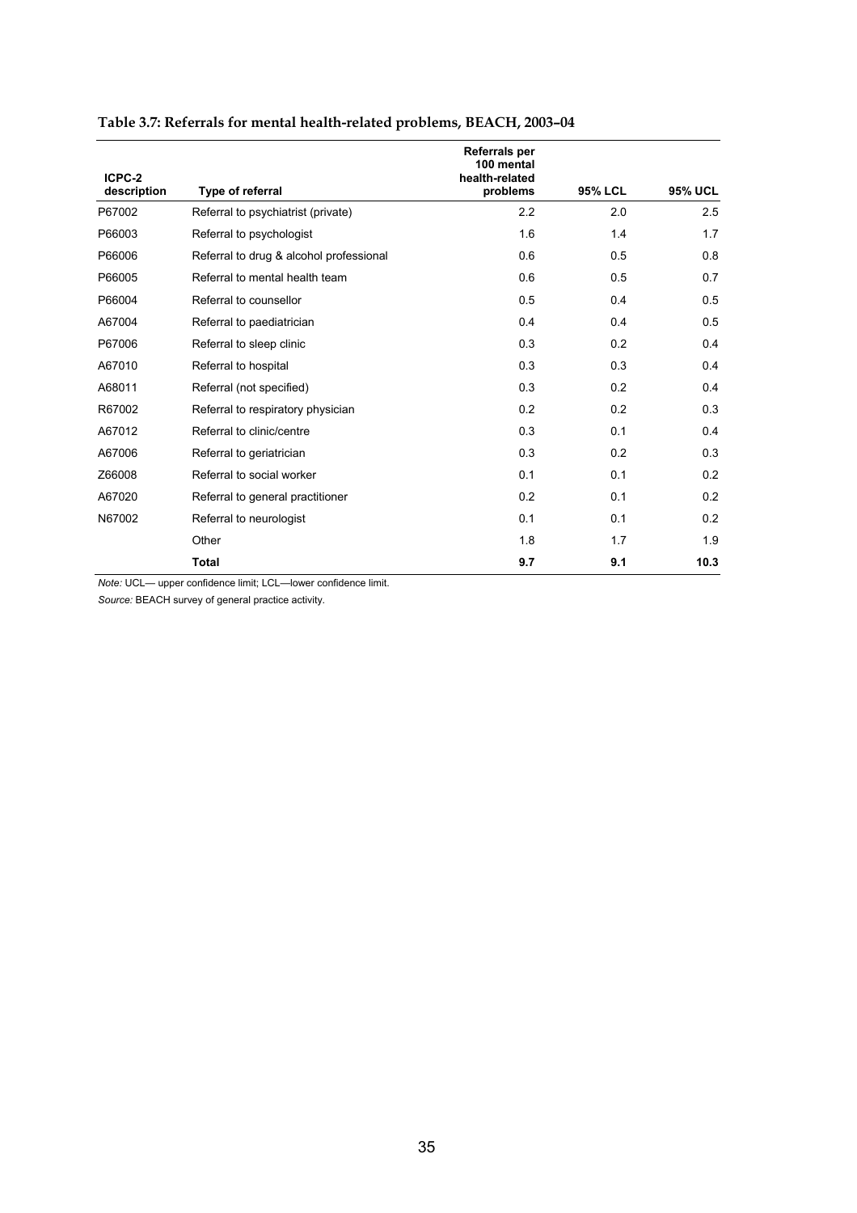**Table 3.7: Referrals for mental health-related problems, BEACH, 2003–04**

| ICPC-2 description | Type of referral | Referrals per 100 mental health-related problems | 95% LCL | 95% UCL |
|---|---|---|---|---|
| P67002 | Referral to psychiatrist (private) | 2.2 | 2.0 | 2.5 |
| P66003 | Referral to psychologist | 1.6 | 1.4 | 1.7 |
| P66006 | Referral to drug & alcohol professional | 0.6 | 0.5 | 0.8 |
| P66005 | Referral to mental health team | 0.6 | 0.5 | 0.7 |
| P66004 | Referral to counsellor | 0.5 | 0.4 | 0.5 |
| A67004 | Referral to paediatrician | 0.4 | 0.4 | 0.5 |
| P67006 | Referral to sleep clinic | 0.3 | 0.2 | 0.4 |
| A67010 | Referral to hospital | 0.3 | 0.3 | 0.4 |
| A68011 | Referral (not specified) | 0.3 | 0.2 | 0.4 |
| R67002 | Referral to respiratory physician | 0.2 | 0.2 | 0.3 |
| A67012 | Referral to clinic/centre | 0.3 | 0.1 | 0.4 |
| A67006 | Referral to geriatrician | 0.3 | 0.2 | 0.3 |
| Z66008 | Referral to social worker | 0.1 | 0.1 | 0.2 |
| A67020 | Referral to general practitioner | 0.2 | 0.1 | 0.2 |
| N67002 | Referral to neurologist | 0.1 | 0.1 | 0.2 |
| | Other | 1.8 | 1.7 | 1.9 |
| | **Total** | **9.7** | **9.1** | **10.3** |

*Note:* UCL— upper confidence limit; LCL—lower confidence limit.

*Source:* BEACH survey of general practice activity.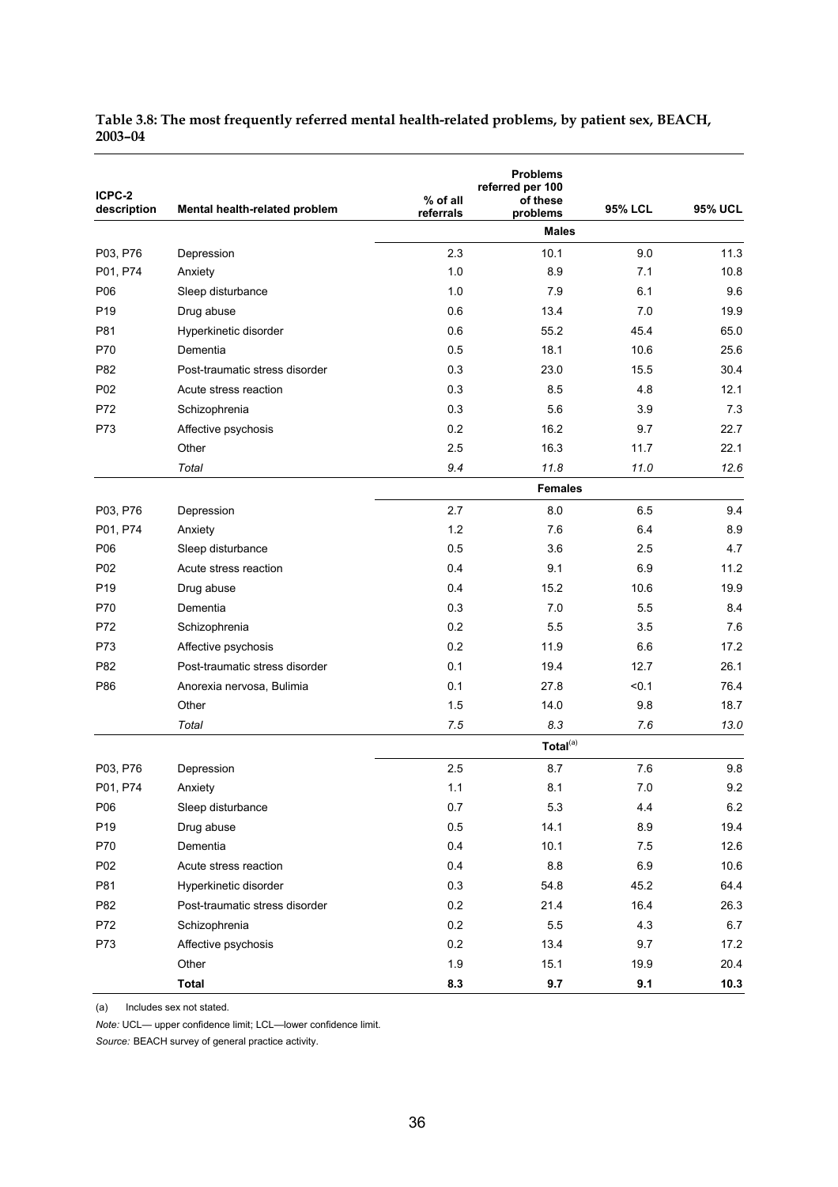**Table 3.8: The most frequently referred mental health-related problems, by patient sex, BEACH, 2003–04**

| ICPC-2 description | Mental health-related problem | % of all referrals | Problems referred per 100 of these problems | 95% LCL | 95% UCL |
|---|---|---|---|---|---|
| | | | **Males** | | |
| P03, P76 | Depression | 2.3 | 10.1 | 9.0 | 11.3 |
| P01, P74 | Anxiety | 1.0 | 8.9 | 7.1 | 10.8 |
| P06 | Sleep disturbance | 1.0 | 7.9 | 6.1 | 9.6 |
| P19 | Drug abuse | 0.6 | 13.4 | 7.0 | 19.9 |
| P81 | Hyperkinetic disorder | 0.6 | 55.2 | 45.4 | 65.0 |
| P70 | Dementia | 0.5 | 18.1 | 10.6 | 25.6 |
| P82 | Post-traumatic stress disorder | 0.3 | 23.0 | 15.5 | 30.4 |
| P02 | Acute stress reaction | 0.3 | 8.5 | 4.8 | 12.1 |
| P72 | Schizophrenia | 0.3 | 5.6 | 3.9 | 7.3 |
| P73 | Affective psychosis | 0.2 | 16.2 | 9.7 | 22.7 |
| | Other | 2.5 | 16.3 | 11.7 | 22.1 |
| | *Total* | *9.4* | *11.8* | *11.0* | *12.6* |
| | | | **Females** | | |
| P03, P76 | Depression | 2.7 | 8.0 | 6.5 | 9.4 |
| P01, P74 | Anxiety | 1.2 | 7.6 | 6.4 | 8.9 |
| P06 | Sleep disturbance | 0.5 | 3.6 | 2.5 | 4.7 |
| P02 | Acute stress reaction | 0.4 | 9.1 | 6.9 | 11.2 |
| P19 | Drug abuse | 0.4 | 15.2 | 10.6 | 19.9 |
| P70 | Dementia | 0.3 | 7.0 | 5.5 | 8.4 |
| P72 | Schizophrenia | 0.2 | 5.5 | 3.5 | 7.6 |
| P73 | Affective psychosis | 0.2 | 11.9 | 6.6 | 17.2 |
| P82 | Post-traumatic stress disorder | 0.1 | 19.4 | 12.7 | 26.1 |
| P86 | Anorexia nervosa, Bulimia | 0.1 | 27.8 | <0.1 | 76.4 |
| | Other | 1.5 | 14.0 | 9.8 | 18.7 |
| | *Total* | *7.5* | *8.3* | *7.6* | *13.0* |
| | | | **Total**[(a)] | | |
| P03, P76 | Depression | 2.5 | 8.7 | 7.6 | 9.8 |
| P01, P74 | Anxiety | 1.1 | 8.1 | 7.0 | 9.2 |
| P06 | Sleep disturbance | 0.7 | 5.3 | 4.4 | 6.2 |
| P19 | Drug abuse | 0.5 | 14.1 | 8.9 | 19.4 |
| P70 | Dementia | 0.4 | 10.1 | 7.5 | 12.6 |
| P02 | Acute stress reaction | 0.4 | 8.8 | 6.9 | 10.6 |
| P81 | Hyperkinetic disorder | 0.3 | 54.8 | 45.2 | 64.4 |
| P82 | Post-traumatic stress disorder | 0.2 | 21.4 | 16.4 | 26.3 |
| P72 | Schizophrenia | 0.2 | 5.5 | 4.3 | 6.7 |
| P73 | Affective psychosis | 0.2 | 13.4 | 9.7 | 17.2 |
| | Other | 1.9 | 15.1 | 19.9 | 20.4 |
| | **Total** | **8.3** | **9.7** | **9.1** | **10.3** |

(a) Includes sex not stated.

*Note:* UCL— upper confidence limit; LCL—lower confidence limit.

*Source:* BEACH survey of general practice activity.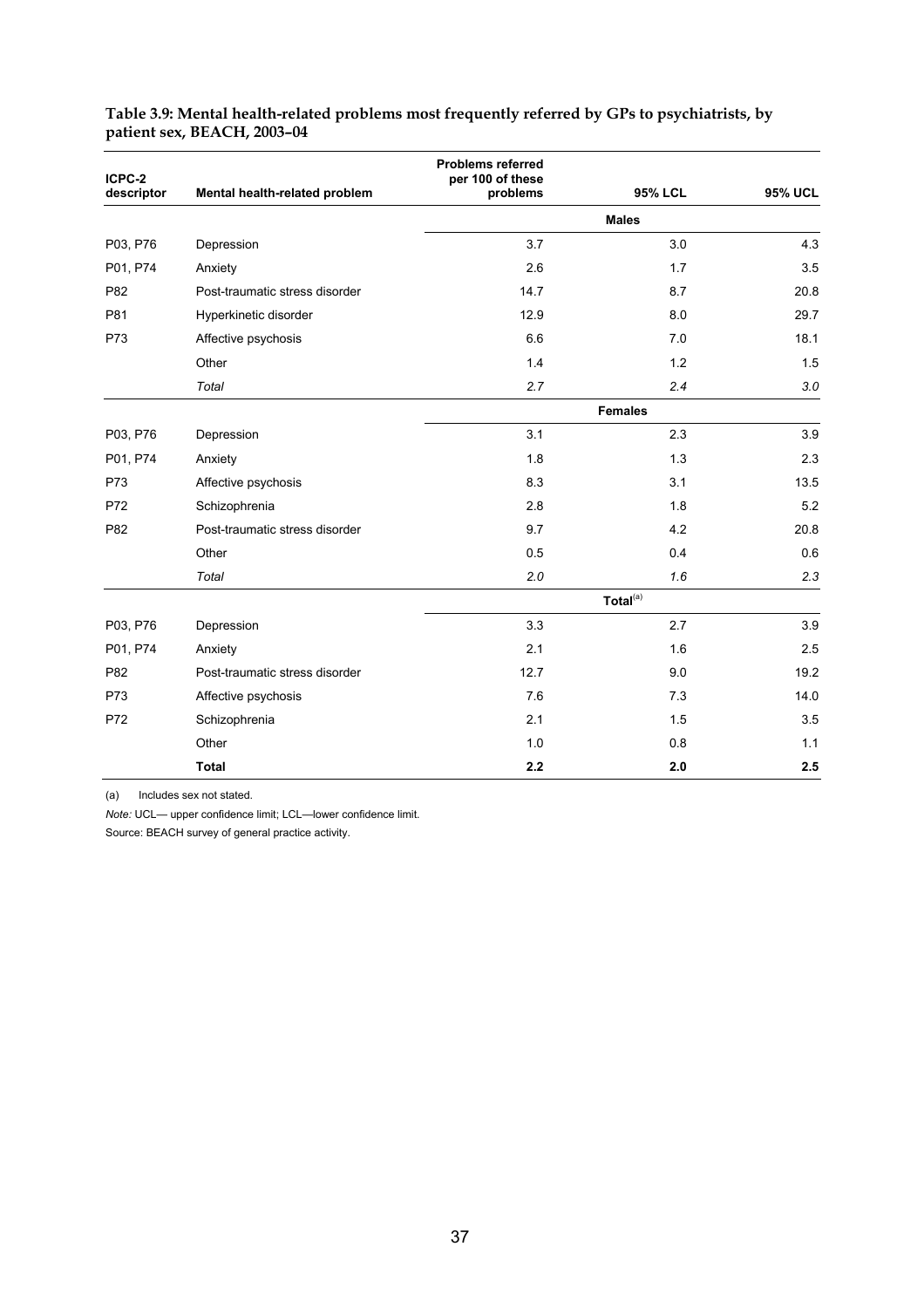**Table 3.9: Mental health-related problems most frequently referred by GPs to psychiatrists, by patient sex, BEACH, 2003–04**

| ICPC-2 descriptor | Mental health-related problem | Problems referred per 100 of these problems | 95% LCL | 95% UCL |
|---|---|---|---|---|
| | | | **Males** | |
| P03, P76 | Depression | 3.7 | 3.0 | 4.3 |
| P01, P74 | Anxiety | 2.6 | 1.7 | 3.5 |
| P82 | Post-traumatic stress disorder | 14.7 | 8.7 | 20.8 |
| P81 | Hyperkinetic disorder | 12.9 | 8.0 | 29.7 |
| P73 | Affective psychosis | 6.6 | 7.0 | 18.1 |
| | Other | 1.4 | 1.2 | 1.5 |
| | *Total* | *2.7* | *2.4* | *3.0* |
| | | | **Females** | |
| P03, P76 | Depression | 3.1 | 2.3 | 3.9 |
| P01, P74 | Anxiety | 1.8 | 1.3 | 2.3 |
| P73 | Affective psychosis | 8.3 | 3.1 | 13.5 |
| P72 | Schizophrenia | 2.8 | 1.8 | 5.2 |
| P82 | Post-traumatic stress disorder | 9.7 | 4.2 | 20.8 |
| | Other | 0.5 | 0.4 | 0.6 |
| | *Total* | *2.0* | *1.6* | *2.3* |
| | | | **Total**[(a)] | |
| P03, P76 | Depression | 3.3 | 2.7 | 3.9 |
| P01, P74 | Anxiety | 2.1 | 1.6 | 2.5 |
| P82 | Post-traumatic stress disorder | 12.7 | 9.0 | 19.2 |
| P73 | Affective psychosis | 7.6 | 7.3 | 14.0 |
| P72 | Schizophrenia | 2.1 | 1.5 | 3.5 |
| | Other | 1.0 | 0.8 | 1.1 |
| | **Total** | **2.2** | **2.0** | **2.5** |

(a) Includes sex not stated.

*Note:* UCL— upper confidence limit; LCL—lower confidence limit.

Source: BEACH survey of general practice activity.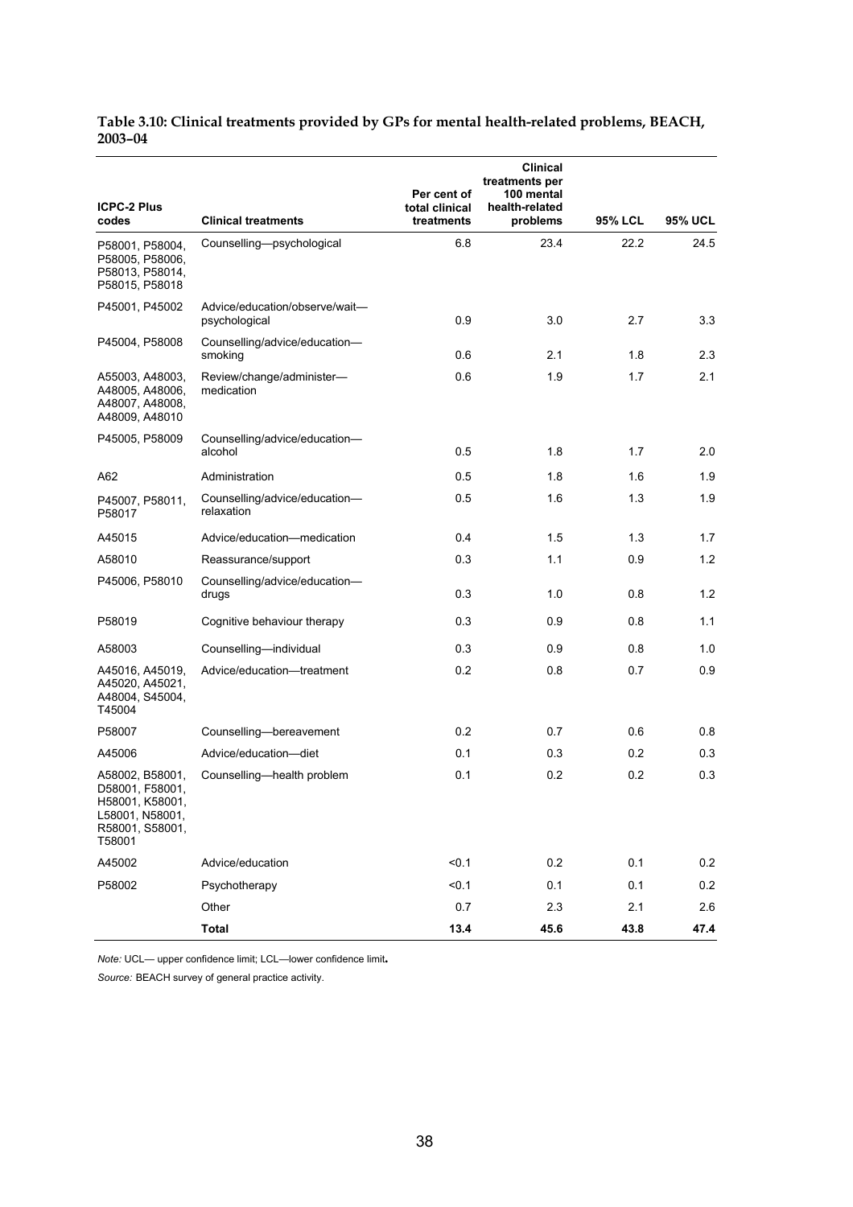**Table 3.10: Clinical treatments provided by GPs for mental health-related problems, BEACH, 2003–04**

| ICPC-2 Plus codes | Clinical treatments | Per cent of total clinical treatments | Clinical treatments per 100 mental health-related problems | 95% LCL | 95% UCL |
|---|---|---|---|---|---|
| P58001, P58004, P58005, P58006, P58013, P58014, P58015, P58018 | Counselling—psychological | 6.8 | 23.4 | 22.2 | 24.5 |
| P45001, P45002 | Advice/education/observe/wait—psychological | 0.9 | 3.0 | 2.7 | 3.3 |
| P45004, P58008 | Counselling/advice/education—smoking | 0.6 | 2.1 | 1.8 | 2.3 |
| A55003, A48003, A48005, A48006, A48007, A48008, A48009, A48010 | Review/change/administer—medication | 0.6 | 1.9 | 1.7 | 2.1 |
| P45005, P58009 | Counselling/advice/education—alcohol | 0.5 | 1.8 | 1.7 | 2.0 |
| A62 | Administration | 0.5 | 1.8 | 1.6 | 1.9 |
| P45007, P58011, P58017 | Counselling/advice/education—relaxation | 0.5 | 1.6 | 1.3 | 1.9 |
| A45015 | Advice/education—medication | 0.4 | 1.5 | 1.3 | 1.7 |
| A58010 | Reassurance/support | 0.3 | 1.1 | 0.9 | 1.2 |
| P45006, P58010 | Counselling/advice/education—drugs | 0.3 | 1.0 | 0.8 | 1.2 |
| P58019 | Cognitive behaviour therapy | 0.3 | 0.9 | 0.8 | 1.1 |
| A58003 | Counselling—individual | 0.3 | 0.9 | 0.8 | 1.0 |
| A45016, A45019, A45020, A45021, A48004, S45004, T45004 | Advice/education—treatment | 0.2 | 0.8 | 0.7 | 0.9 |
| P58007 | Counselling—bereavement | 0.2 | 0.7 | 0.6 | 0.8 |
| A45006 | Advice/education—diet | 0.1 | 0.3 | 0.2 | 0.3 |
| A58002, B58001, D58001, F58001, H58001, K58001, L58001, N58001, R58001, S58001, T58001 | Counselling—health problem | 0.1 | 0.2 | 0.2 | 0.3 |
| A45002 | Advice/education | <0.1 | 0.2 | 0.1 | 0.2 |
| P58002 | Psychotherapy | <0.1 | 0.1 | 0.1 | 0.2 |
| | Other | 0.7 | 2.3 | 2.1 | 2.6 |
| | **Total** | **13.4** | **45.6** | **43.8** | **47.4** |

*Note:* UCL— upper confidence limit; LCL—lower confidence limit.

*Source:* BEACH survey of general practice activity.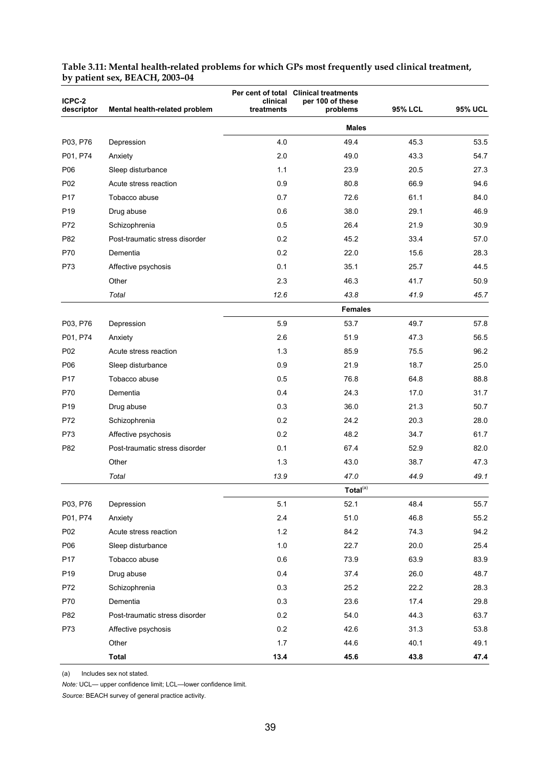**Table 3.11: Mental health-related problems for which GPs most frequently used clinical treatment, by patient sex, BEACH, 2003–04**

| ICPC-2 descriptor | Mental health-related problem | Per cent of total clinical treatments | Clinical treatments per 100 of these problems | 95% LCL | 95% UCL |
|---|---|---|---|---|---|
| | | | **Males** | | |
| P03, P76 | Depression | 4.0 | 49.4 | 45.3 | 53.5 |
| P01, P74 | Anxiety | 2.0 | 49.0 | 43.3 | 54.7 |
| P06 | Sleep disturbance | 1.1 | 23.9 | 20.5 | 27.3 |
| P02 | Acute stress reaction | 0.9 | 80.8 | 66.9 | 94.6 |
| P17 | Tobacco abuse | 0.7 | 72.6 | 61.1 | 84.0 |
| P19 | Drug abuse | 0.6 | 38.0 | 29.1 | 46.9 |
| P72 | Schizophrenia | 0.5 | 26.4 | 21.9 | 30.9 |
| P82 | Post-traumatic stress disorder | 0.2 | 45.2 | 33.4 | 57.0 |
| P70 | Dementia | 0.2 | 22.0 | 15.6 | 28.3 |
| P73 | Affective psychosis | 0.1 | 35.1 | 25.7 | 44.5 |
| | Other | 2.3 | 46.3 | 41.7 | 50.9 |
| | *Total* | *12.6* | *43.8* | *41.9* | *45.7* |
| | | | **Females** | | |
| P03, P76 | Depression | 5.9 | 53.7 | 49.7 | 57.8 |
| P01, P74 | Anxiety | 2.6 | 51.9 | 47.3 | 56.5 |
| P02 | Acute stress reaction | 1.3 | 85.9 | 75.5 | 96.2 |
| P06 | Sleep disturbance | 0.9 | 21.9 | 18.7 | 25.0 |
| P17 | Tobacco abuse | 0.5 | 76.8 | 64.8 | 88.8 |
| P70 | Dementia | 0.4 | 24.3 | 17.0 | 31.7 |
| P19 | Drug abuse | 0.3 | 36.0 | 21.3 | 50.7 |
| P72 | Schizophrenia | 0.2 | 24.2 | 20.3 | 28.0 |
| P73 | Affective psychosis | 0.2 | 48.2 | 34.7 | 61.7 |
| P82 | Post-traumatic stress disorder | 0.1 | 67.4 | 52.9 | 82.0 |
| | Other | 1.3 | 43.0 | 38.7 | 47.3 |
| | *Total* | *13.9* | *47.0* | *44.9* | *49.1* |
| | | | **Total**[(a)] | | |
| P03, P76 | Depression | 5.1 | 52.1 | 48.4 | 55.7 |
| P01, P74 | Anxiety | 2.4 | 51.0 | 46.8 | 55.2 |
| P02 | Acute stress reaction | 1.2 | 84.2 | 74.3 | 94.2 |
| P06 | Sleep disturbance | 1.0 | 22.7 | 20.0 | 25.4 |
| P17 | Tobacco abuse | 0.6 | 73.9 | 63.9 | 83.9 |
| P19 | Drug abuse | 0.4 | 37.4 | 26.0 | 48.7 |
| P72 | Schizophrenia | 0.3 | 25.2 | 22.2 | 28.3 |
| P70 | Dementia | 0.3 | 23.6 | 17.4 | 29.8 |
| P82 | Post-traumatic stress disorder | 0.2 | 54.0 | 44.3 | 63.7 |
| P73 | Affective psychosis | 0.2 | 42.6 | 31.3 | 53.8 |
| | Other | 1.7 | 44.6 | 40.1 | 49.1 |
| | **Total** | **13.4** | **45.6** | **43.8** | **47.4** |

(a) Includes sex not stated.

*Note:* UCL— upper confidence limit; LCL—lower confidence limit.

*Source:* BEACH survey of general practice activity.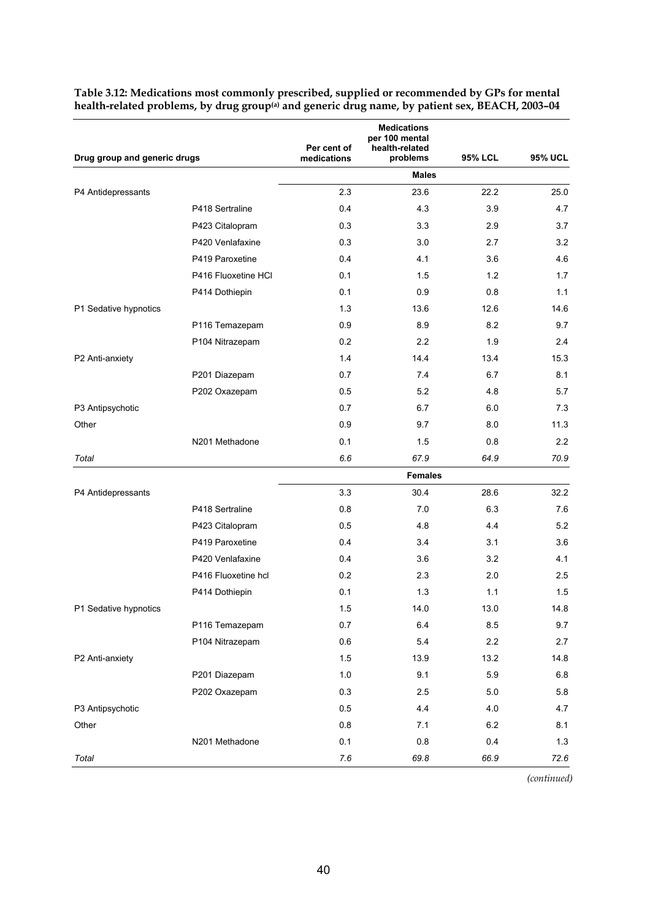**Table 3.12: Medications most commonly prescribed, supplied or recommended by GPs for mental health-related problems, by drug group[(a)] and generic drug name, by patient sex, BEACH, 2003–04**

| Drug group and generic drugs | | Per cent of medications | Medications per 100 mental health-related problems | 95% LCL | 95% UCL |
|---|---|---|---|---|---|
| | | | **Males** | | |
| P4 Antidepressants | | 2.3 | 23.6 | 22.2 | 25.0 |
| | P418 Sertraline | 0.4 | 4.3 | 3.9 | 4.7 |
| | P423 Citalopram | 0.3 | 3.3 | 2.9 | 3.7 |
| | P420 Venlafaxine | 0.3 | 3.0 | 2.7 | 3.2 |
| | P419 Paroxetine | 0.4 | 4.1 | 3.6 | 4.6 |
| | P416 Fluoxetine HCl | 0.1 | 1.5 | 1.2 | 1.7 |
| | P414 Dothiepin | 0.1 | 0.9 | 0.8 | 1.1 |
| P1 Sedative hypnotics | | 1.3 | 13.6 | 12.6 | 14.6 |
| | P116 Temazepam | 0.9 | 8.9 | 8.2 | 9.7 |
| | P104 Nitrazepam | 0.2 | 2.2 | 1.9 | 2.4 |
| P2 Anti-anxiety | | 1.4 | 14.4 | 13.4 | 15.3 |
| | P201 Diazepam | 0.7 | 7.4 | 6.7 | 8.1 |
| | P202 Oxazepam | 0.5 | 5.2 | 4.8 | 5.7 |
| P3 Antipsychotic | | 0.7 | 6.7 | 6.0 | 7.3 |
| Other | | 0.9 | 9.7 | 8.0 | 11.3 |
| | N201 Methadone | 0.1 | 1.5 | 0.8 | 2.2 |
| *Total* | | *6.6* | *67.9* | *64.9* | *70.9* |
| | | | **Females** | | |
| P4 Antidepressants | | 3.3 | 30.4 | 28.6 | 32.2 |
| | P418 Sertraline | 0.8 | 7.0 | 6.3 | 7.6 |
| | P423 Citalopram | 0.5 | 4.8 | 4.4 | 5.2 |
| | P419 Paroxetine | 0.4 | 3.4 | 3.1 | 3.6 |
| | P420 Venlafaxine | 0.4 | 3.6 | 3.2 | 4.1 |
| | P416 Fluoxetine hcl | 0.2 | 2.3 | 2.0 | 2.5 |
| | P414 Dothiepin | 0.1 | 1.3 | 1.1 | 1.5 |
| P1 Sedative hypnotics | | 1.5 | 14.0 | 13.0 | 14.8 |
| | P116 Temazepam | 0.7 | 6.4 | 8.5 | 9.7 |
| | P104 Nitrazepam | 0.6 | 5.4 | 2.2 | 2.7 |
| P2 Anti-anxiety | | 1.5 | 13.9 | 13.2 | 14.8 |
| | P201 Diazepam | 1.0 | 9.1 | 5.9 | 6.8 |
| | P202 Oxazepam | 0.3 | 2.5 | 5.0 | 5.8 |
| P3 Antipsychotic | | 0.5 | 4.4 | 4.0 | 4.7 |
| Other | | 0.8 | 7.1 | 6.2 | 8.1 |
| | N201 Methadone | 0.1 | 0.8 | 0.4 | 1.3 |
| *Total* | | *7.6* | *69.8* | *66.9* | *72.6* |

*(continued)*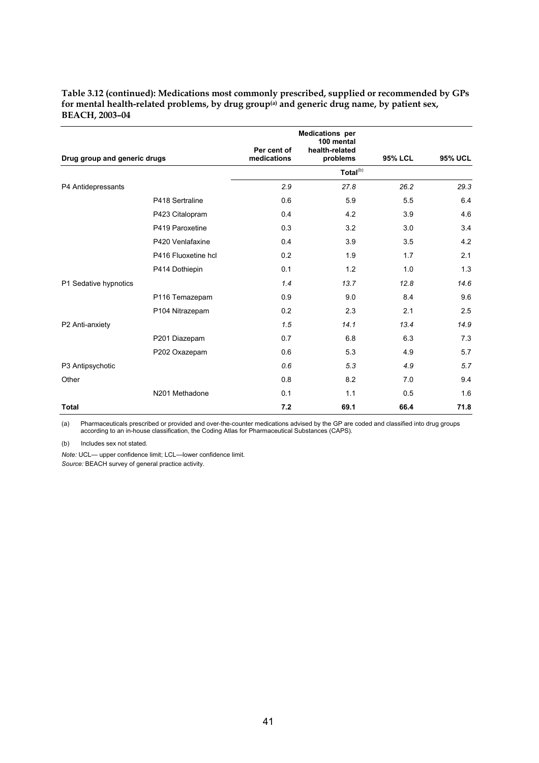**Table 3.12 (continued): Medications most commonly prescribed, supplied or recommended by GPs for mental health-related problems, by drug group[(a)] and generic drug name, by patient sex, BEACH, 2003–04**

| Drug group and generic drugs | | Per cent of medications | Medications per 100 mental health-related problems | 95% LCL | 95% UCL |
|---|---|---|---|---|---|
| | | | Total[(b)] | | |
| P4 Antidepressants | | *2.9* | *27.8* | *26.2* | *29.3* |
| | P418 Sertraline | 0.6 | 5.9 | 5.5 | 6.4 |
| | P423 Citalopram | 0.4 | 4.2 | 3.9 | 4.6 |
| | P419 Paroxetine | 0.3 | 3.2 | 3.0 | 3.4 |
| | P420 Venlafaxine | 0.4 | 3.9 | 3.5 | 4.2 |
| | P416 Fluoxetine hcl | 0.2 | 1.9 | 1.7 | 2.1 |
| | P414 Dothiepin | 0.1 | 1.2 | 1.0 | 1.3 |
| P1 Sedative hypnotics | | *1.4* | *13.7* | *12.8* | *14.6* |
| | P116 Temazepam | 0.9 | 9.0 | 8.4 | 9.6 |
| | P104 Nitrazepam | 0.2 | 2.3 | 2.1 | 2.5 |
| P2 Anti-anxiety | | *1.5* | *14.1* | *13.4* | *14.9* |
| | P201 Diazepam | 0.7 | 6.8 | 6.3 | 7.3 |
| | P202 Oxazepam | 0.6 | 5.3 | 4.9 | 5.7 |
| P3 Antipsychotic | | *0.6* | *5.3* | *4.9* | *5.7* |
| Other | | 0.8 | 8.2 | 7.0 | 9.4 |
| | N201 Methadone | 0.1 | 1.1 | 0.5 | 1.6 |
| **Total** | | **7.2** | **69.1** | **66.4** | **71.8** |

(a) Pharmaceuticals prescribed or provided and over-the-counter medications advised by the GP are coded and classified into drug groups according to an in-house classification, the Coding Atlas for Pharmaceutical Substances (CAPS).

(b) Includes sex not stated.

*Note:* UCL— upper confidence limit; LCL—lower confidence limit.

*Source:* BEACH survey of general practice activity.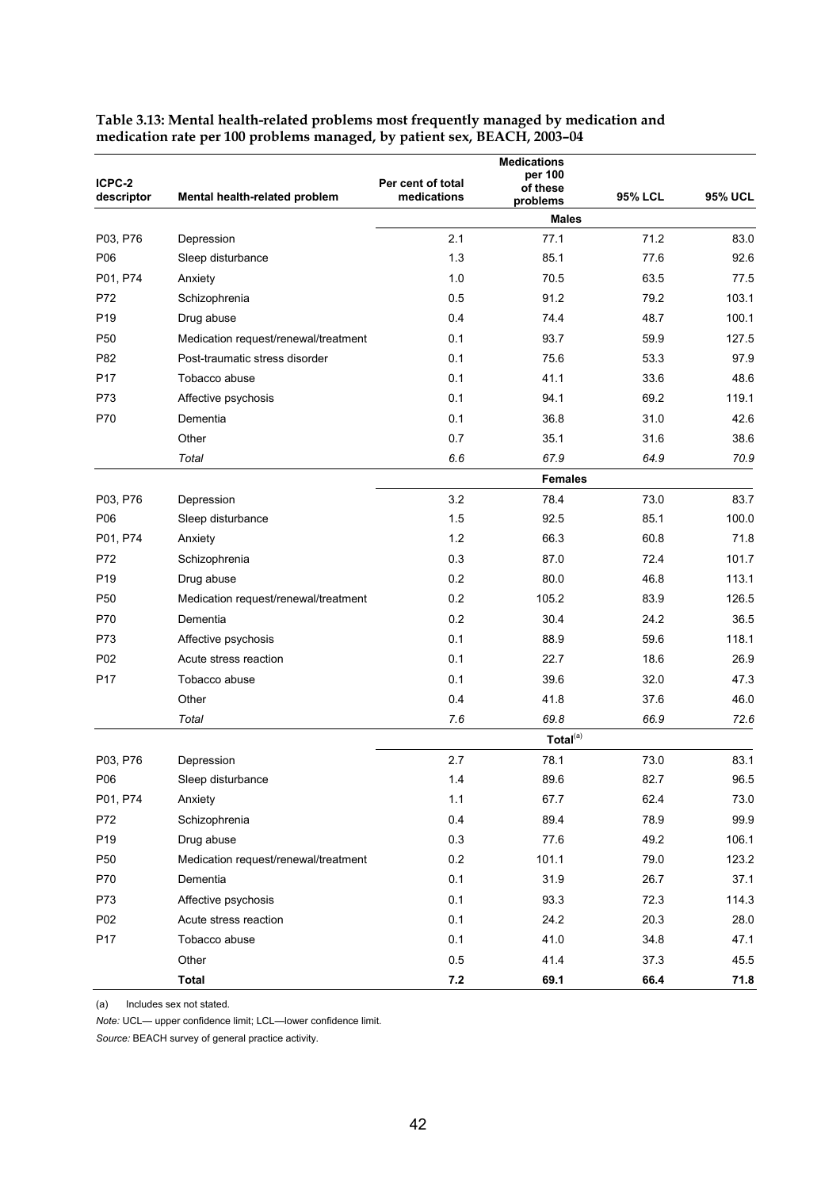**Table 3.13: Mental health-related problems most frequently managed by medication and medication rate per 100 problems managed, by patient sex, BEACH, 2003–04**

| ICPC-2 descriptor | Mental health-related problem | Per cent of total medications | Medications per 100 of these problems | 95% LCL | 95% UCL |
|---|---|---|---|---|---|
| | | **Males** | | | |
| P03, P76 | Depression | 2.1 | 77.1 | 71.2 | 83.0 |
| P06 | Sleep disturbance | 1.3 | 85.1 | 77.6 | 92.6 |
| P01, P74 | Anxiety | 1.0 | 70.5 | 63.5 | 77.5 |
| P72 | Schizophrenia | 0.5 | 91.2 | 79.2 | 103.1 |
| P19 | Drug abuse | 0.4 | 74.4 | 48.7 | 100.1 |
| P50 | Medication request/renewal/treatment | 0.1 | 93.7 | 59.9 | 127.5 |
| P82 | Post-traumatic stress disorder | 0.1 | 75.6 | 53.3 | 97.9 |
| P17 | Tobacco abuse | 0.1 | 41.1 | 33.6 | 48.6 |
| P73 | Affective psychosis | 0.1 | 94.1 | 69.2 | 119.1 |
| P70 | Dementia | 0.1 | 36.8 | 31.0 | 42.6 |
| | Other | 0.7 | 35.1 | 31.6 | 38.6 |
| | *Total* | *6.6* | *67.9* | *64.9* | *70.9* |
| | | **Females** | | | |
| P03, P76 | Depression | 3.2 | 78.4 | 73.0 | 83.7 |
| P06 | Sleep disturbance | 1.5 | 92.5 | 85.1 | 100.0 |
| P01, P74 | Anxiety | 1.2 | 66.3 | 60.8 | 71.8 |
| P72 | Schizophrenia | 0.3 | 87.0 | 72.4 | 101.7 |
| P19 | Drug abuse | 0.2 | 80.0 | 46.8 | 113.1 |
| P50 | Medication request/renewal/treatment | 0.2 | 105.2 | 83.9 | 126.5 |
| P70 | Dementia | 0.2 | 30.4 | 24.2 | 36.5 |
| P73 | Affective psychosis | 0.1 | 88.9 | 59.6 | 118.1 |
| P02 | Acute stress reaction | 0.1 | 22.7 | 18.6 | 26.9 |
| P17 | Tobacco abuse | 0.1 | 39.6 | 32.0 | 47.3 |
| | Other | 0.4 | 41.8 | 37.6 | 46.0 |
| | *Total* | *7.6* | *69.8* | *66.9* | *72.6* |
| | | **Total**[(a)] | | | |
| P03, P76 | Depression | 2.7 | 78.1 | 73.0 | 83.1 |
| P06 | Sleep disturbance | 1.4 | 89.6 | 82.7 | 96.5 |
| P01, P74 | Anxiety | 1.1 | 67.7 | 62.4 | 73.0 |
| P72 | Schizophrenia | 0.4 | 89.4 | 78.9 | 99.9 |
| P19 | Drug abuse | 0.3 | 77.6 | 49.2 | 106.1 |
| P50 | Medication request/renewal/treatment | 0.2 | 101.1 | 79.0 | 123.2 |
| P70 | Dementia | 0.1 | 31.9 | 26.7 | 37.1 |
| P73 | Affective psychosis | 0.1 | 93.3 | 72.3 | 114.3 |
| P02 | Acute stress reaction | 0.1 | 24.2 | 20.3 | 28.0 |
| P17 | Tobacco abuse | 0.1 | 41.0 | 34.8 | 47.1 |
| | Other | 0.5 | 41.4 | 37.3 | 45.5 |
| | **Total** | **7.2** | **69.1** | **66.4** | **71.8** |

(a) Includes sex not stated.

*Note:* UCL— upper confidence limit; LCL—lower confidence limit.

*Source:* BEACH survey of general practice activity.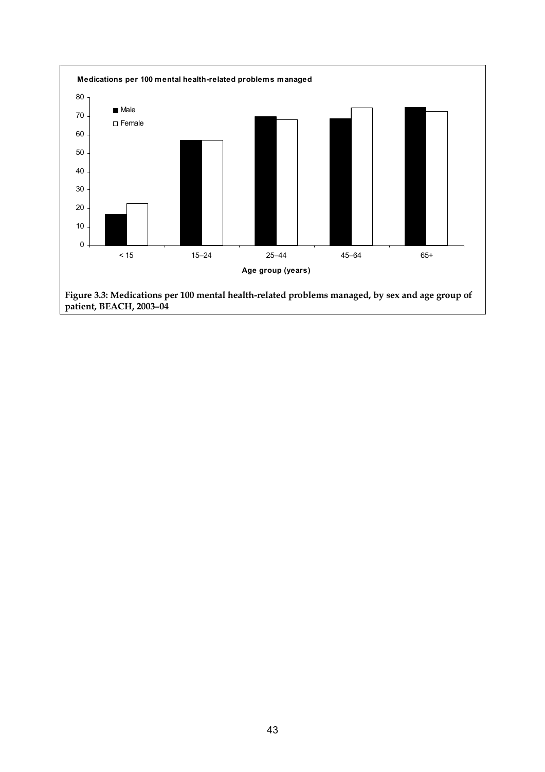**Medications per 100 mental health-related problems managed**

| Age group (years) | Male | Female |
|---|---|---|
| < 15 | ~17 | ~23 |
| 15–24 | ~57 | ~57 |
| 25–44 | ~70 | ~68 |
| 45–64 | ~69 | ~75 |
| 65+ | ~75 | ~73 |

**Figure 3.3: Medications per 100 mental health-related problems managed, by sex and age group of patient, BEACH, 2003–04**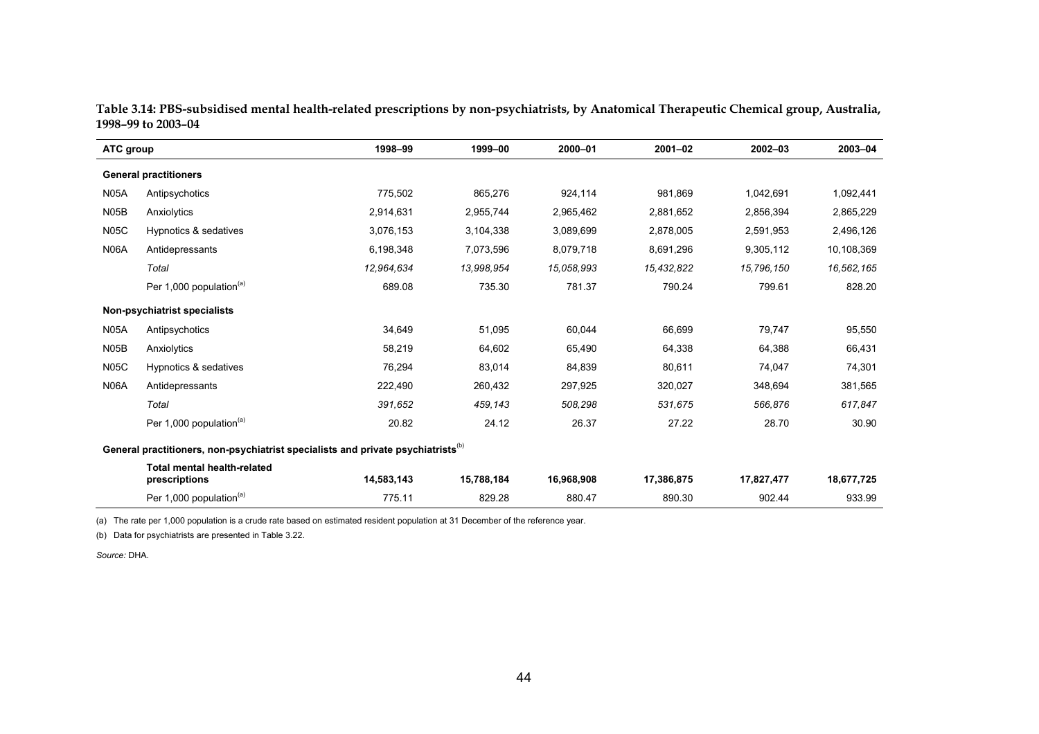**Table 3.14: PBS-subsidised mental health-related prescriptions by non-psychiatrists, by Anatomical Therapeutic Chemical group, Australia, 1998–99 to 2003–04**

| ATC group | | 1998–99 | 1999–00 | 2000–01 | 2001–02 | 2002–03 | 2003–04 |
|---|---|---|---|---|---|---|---|
| **General practitioners** | | | | | | | |
| N05A | Antipsychotics | 775,502 | 865,276 | 924,114 | 981,869 | 1,042,691 | 1,092,441 |
| N05B | Anxiolytics | 2,914,631 | 2,955,744 | 2,965,462 | 2,881,652 | 2,856,394 | 2,865,229 |
| N05C | Hypnotics & sedatives | 3,076,153 | 3,104,338 | 3,089,699 | 2,878,005 | 2,591,953 | 2,496,126 |
| N06A | Antidepressants | 6,198,348 | 7,073,596 | 8,079,718 | 8,691,296 | 9,305,112 | 10,108,369 |
| | *Total* | *12,964,634* | *13,998,954* | *15,058,993* | *15,432,822* | *15,796,150* | *16,562,165* |
| | Per 1,000 population[(a)] | 689.08 | 735.30 | 781.37 | 790.24 | 799.61 | 828.20 |
| **Non-psychiatrist specialists** | | | | | | | |
| N05A | Antipsychotics | 34,649 | 51,095 | 60,044 | 66,699 | 79,747 | 95,550 |
| N05B | Anxiolytics | 58,219 | 64,602 | 65,490 | 64,338 | 64,388 | 66,431 |
| N05C | Hypnotics & sedatives | 76,294 | 83,014 | 84,839 | 80,611 | 74,047 | 74,301 |
| N06A | Antidepressants | 222,490 | 260,432 | 297,925 | 320,027 | 348,694 | 381,565 |
| | *Total* | *391,652* | *459,143* | *508,298* | *531,675* | *566,876* | *617,847* |
| | Per 1,000 population[(a)] | 20.82 | 24.12 | 26.37 | 27.22 | 28.70 | 30.90 |
| **General practitioners, non-psychiatrist specialists and private psychiatrists[(b)]** | | | | | | | |
| | **Total mental health-related prescriptions** | **14,583,143** | **15,788,184** | **16,968,908** | **17,386,875** | **17,827,477** | **18,677,725** |
| | Per 1,000 population[(a)] | 775.11 | 829.28 | 880.47 | 890.30 | 902.44 | 933.99 |

(a) The rate per 1,000 population is a crude rate based on estimated resident population at 31 December of the reference year.

(b) Data for psychiatrists are presented in Table 3.22.

*Source:* DHA.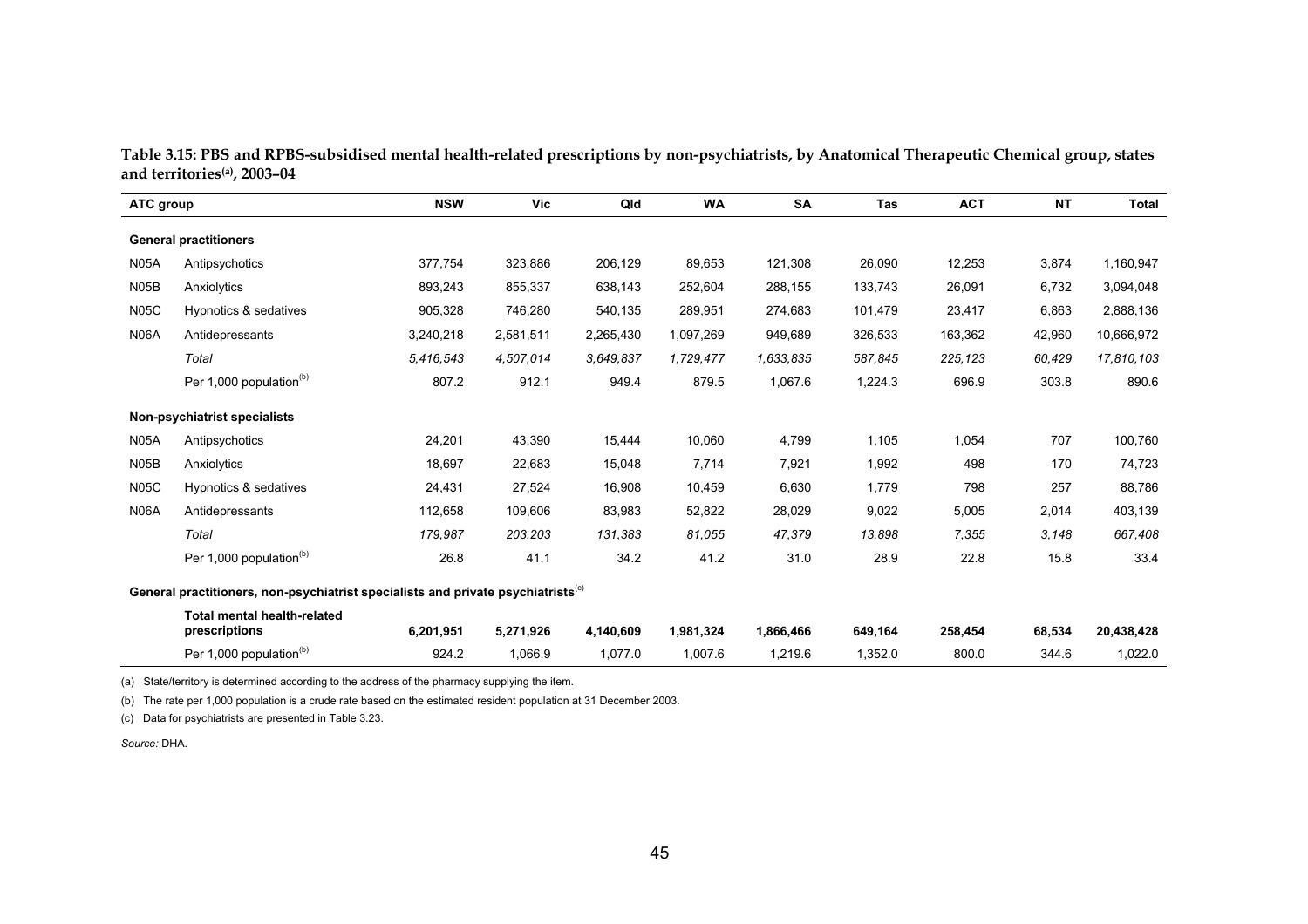**Table 3.15: PBS and RPBS-subsidised mental health-related prescriptions by non-psychiatrists, by Anatomical Therapeutic Chemical group, states and territories[(a)], 2003–04**

| ATC group | | NSW | Vic | Qld | WA | SA | Tas | ACT | NT | Total |
|---|---|---|---|---|---|---|---|---|---|---|
| **General practitioners** | | | | | | | | | | |
| N05A | Antipsychotics | 377,754 | 323,886 | 206,129 | 89,653 | 121,308 | 26,090 | 12,253 | 3,874 | 1,160,947 |
| N05B | Anxiolytics | 893,243 | 855,337 | 638,143 | 252,604 | 288,155 | 133,743 | 26,091 | 6,732 | 3,094,048 |
| N05C | Hypnotics & sedatives | 905,328 | 746,280 | 540,135 | 289,951 | 274,683 | 101,479 | 23,417 | 6,863 | 2,888,136 |
| N06A | Antidepressants | 3,240,218 | 2,581,511 | 2,265,430 | 1,097,269 | 949,689 | 326,533 | 163,362 | 42,960 | 10,666,972 |
| | *Total* | *5,416,543* | *4,507,014* | *3,649,837* | *1,729,477* | *1,633,835* | *587,845* | *225,123* | *60,429* | *17,810,103* |
| | Per 1,000 population[(b)] | 807.2 | 912.1 | 949.4 | 879.5 | 1,067.6 | 1,224.3 | 696.9 | 303.8 | 890.6 |
| **Non-psychiatrist specialists** | | | | | | | | | | |
| N05A | Antipsychotics | 24,201 | 43,390 | 15,444 | 10,060 | 4,799 | 1,105 | 1,054 | 707 | 100,760 |
| N05B | Anxiolytics | 18,697 | 22,683 | 15,048 | 7,714 | 7,921 | 1,992 | 498 | 170 | 74,723 |
| N05C | Hypnotics & sedatives | 24,431 | 27,524 | 16,908 | 10,459 | 6,630 | 1,779 | 798 | 257 | 88,786 |
| N06A | Antidepressants | 112,658 | 109,606 | 83,983 | 52,822 | 28,029 | 9,022 | 5,005 | 2,014 | 403,139 |
| | *Total* | *179,987* | *203,203* | *131,383* | *81,055* | *47,379* | *13,898* | *7,355* | *3,148* | *667,408* |
| | Per 1,000 population[(b)] | 26.8 | 41.1 | 34.2 | 41.2 | 31.0 | 28.9 | 22.8 | 15.8 | 33.4 |
| **General practitioners, non-psychiatrist specialists and private psychiatrists[(c)]** | | | | | | | | | | |
| | **Total mental health-related prescriptions** | **6,201,951** | **5,271,926** | **4,140,609** | **1,981,324** | **1,866,466** | **649,164** | **258,454** | **68,534** | **20,438,428** |
| | Per 1,000 population[(b)] | 924.2 | 1,066.9 | 1,077.0 | 1,007.6 | 1,219.6 | 1,352.0 | 800.0 | 344.6 | 1,022.0 |

(a) State/territory is determined according to the address of the pharmacy supplying the item.

(b) The rate per 1,000 population is a crude rate based on the estimated resident population at 31 December 2003.

(c) Data for psychiatrists are presented in Table 3.23.

*Source:* DHA.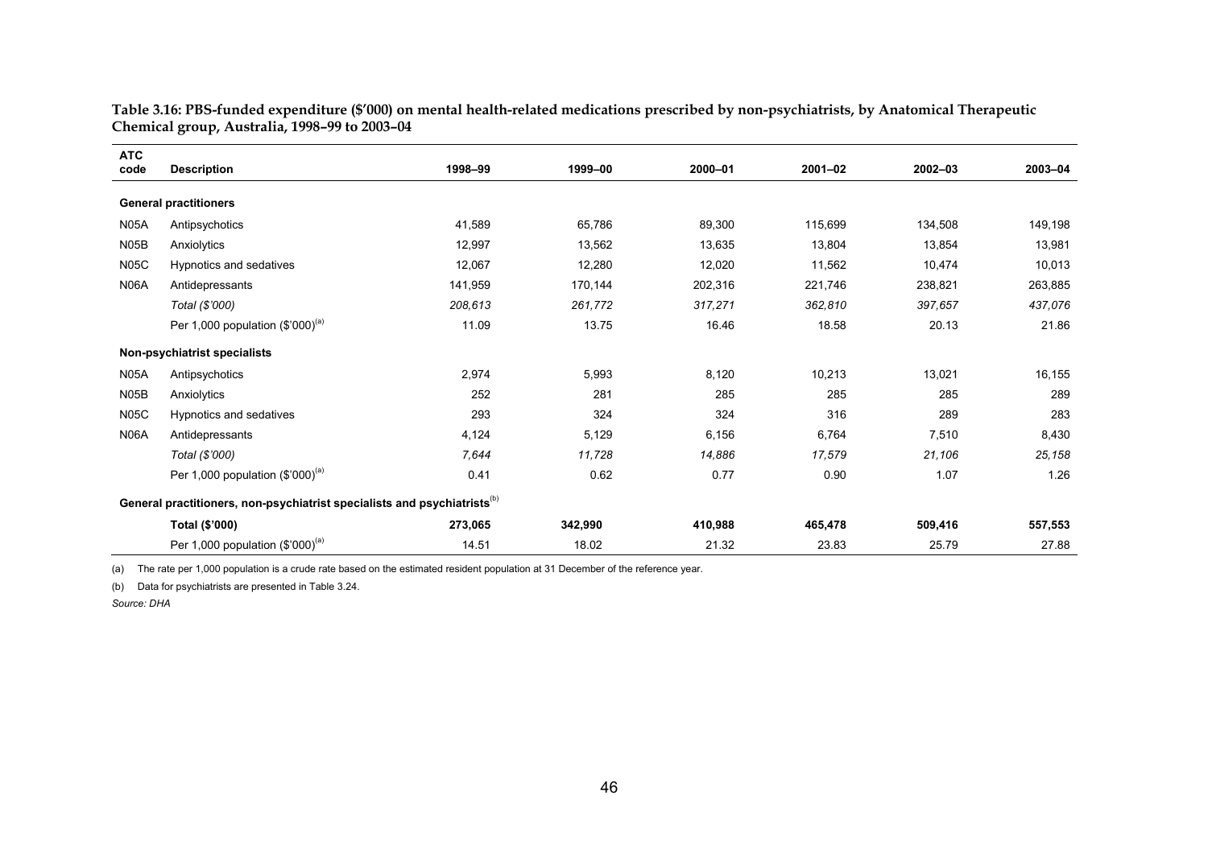**Table 3.16: PBS-funded expenditure ($'000) on mental health-related medications prescribed by non-psychiatrists, by Anatomical Therapeutic Chemical group, Australia, 1998–99 to 2003–04**

| ATC code | Description | 1998–99 | 1999–00 | 2000–01 | 2001–02 | 2002–03 | 2003–04 |
|---|---|---|---|---|---|---|---|
| | **General practitioners** | | | | | | |
| N05A | Antipsychotics | 41,589 | 65,786 | 89,300 | 115,699 | 134,508 | 149,198 |
| N05B | Anxiolytics | 12,997 | 13,562 | 13,635 | 13,804 | 13,854 | 13,981 |
| N05C | Hypnotics and sedatives | 12,067 | 12,280 | 12,020 | 11,562 | 10,474 | 10,013 |
| N06A | Antidepressants | 141,959 | 170,144 | 202,316 | 221,746 | 238,821 | 263,885 |
| | *Total ($'000)* | *208,613* | *261,772* | *317,271* | *362,810* | *397,657* | *437,076* |
| | Per 1,000 population ($'000)[(a)] | 11.09 | 13.75 | 16.46 | 18.58 | 20.13 | 21.86 |
| | **Non-psychiatrist specialists** | | | | | | |
| N05A | Antipsychotics | 2,974 | 5,993 | 8,120 | 10,213 | 13,021 | 16,155 |
| N05B | Anxiolytics | 252 | 281 | 285 | 285 | 285 | 289 |
| N05C | Hypnotics and sedatives | 293 | 324 | 324 | 316 | 289 | 283 |
| N06A | Antidepressants | 4,124 | 5,129 | 6,156 | 6,764 | 7,510 | 8,430 |
| | *Total ($'000)* | *7,644* | *11,728* | *14,886* | *17,579* | *21,106* | *25,158* |
| | Per 1,000 population ($'000)[(a)] | 0.41 | 0.62 | 0.77 | 0.90 | 1.07 | 1.26 |
| | **General practitioners, non-psychiatrist specialists and psychiatrists[(b)]** | | | | | | |
| | **Total ($'000)** | **273,065** | **342,990** | **410,988** | **465,478** | **509,416** | **557,553** |
| | Per 1,000 population ($'000)[(a)] | 14.51 | 18.02 | 21.32 | 23.83 | 25.79 | 27.88 |

(a) The rate per 1,000 population is a crude rate based on the estimated resident population at 31 December of the reference year.

(b) Data for psychiatrists are presented in Table 3.24.

*Source:* DHA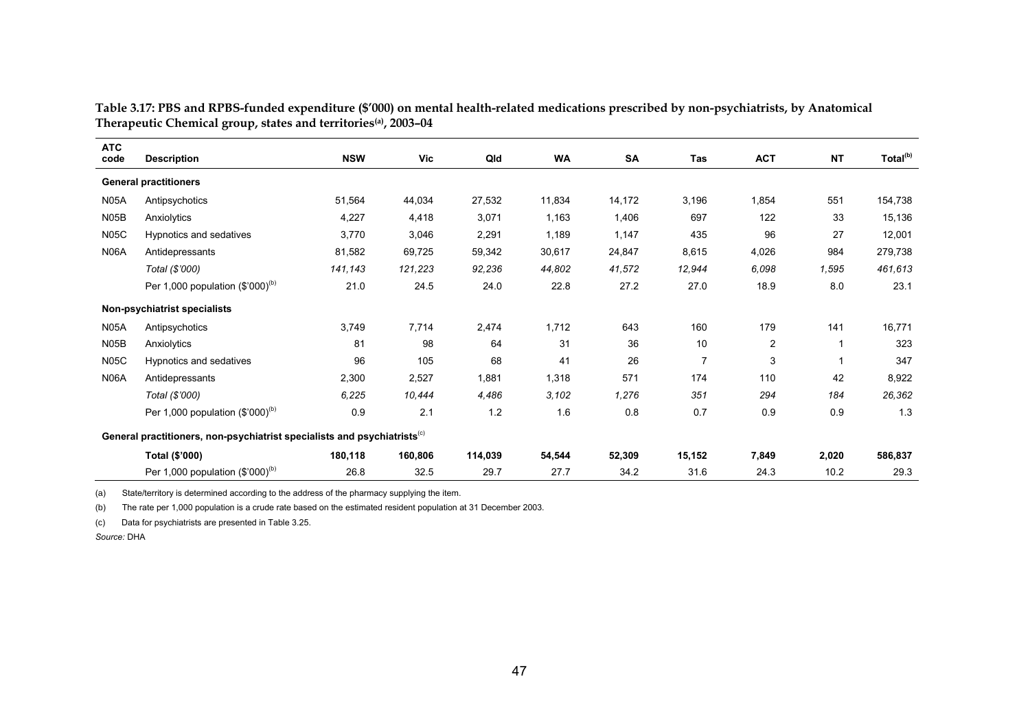**Table 3.17: PBS and RPBS-funded expenditure ($'000) on mental health-related medications prescribed by non-psychiatrists, by Anatomical Therapeutic Chemical group, states and territories[(a)], 2003–04**

| ATC code | Description | NSW | Vic | Qld | WA | SA | Tas | ACT | NT | Total[(b)] |
|---|---|---|---|---|---|---|---|---|---|---|
| | **General practitioners** | | | | | | | | | |
| N05A | Antipsychotics | 51,564 | 44,034 | 27,532 | 11,834 | 14,172 | 3,196 | 1,854 | 551 | 154,738 |
| N05B | Anxiolytics | 4,227 | 4,418 | 3,071 | 1,163 | 1,406 | 697 | 122 | 33 | 15,136 |
| N05C | Hypnotics and sedatives | 3,770 | 3,046 | 2,291 | 1,189 | 1,147 | 435 | 96 | 27 | 12,001 |
| N06A | Antidepressants | 81,582 | 69,725 | 59,342 | 30,617 | 24,847 | 8,615 | 4,026 | 984 | 279,738 |
| | *Total ($'000)* | *141,143* | *121,223* | *92,236* | *44,802* | *41,572* | *12,944* | *6,098* | *1,595* | *461,613* |
| | Per 1,000 population ($'000)[(b)] | 21.0 | 24.5 | 24.0 | 22.8 | 27.2 | 27.0 | 18.9 | 8.0 | 23.1 |
| | **Non-psychiatrist specialists** | | | | | | | | | |
| N05A | Antipsychotics | 3,749 | 7,714 | 2,474 | 1,712 | 643 | 160 | 179 | 141 | 16,771 |
| N05B | Anxiolytics | 81 | 98 | 64 | 31 | 36 | 10 | 2 | 1 | 323 |
| N05C | Hypnotics and sedatives | 96 | 105 | 68 | 41 | 26 | 7 | 3 | 1 | 347 |
| N06A | Antidepressants | 2,300 | 2,527 | 1,881 | 1,318 | 571 | 174 | 110 | 42 | 8,922 |
| | *Total ($'000)* | *6,225* | *10,444* | *4,486* | *3,102* | *1,276* | *351* | *294* | *184* | *26,362* |
| | Per 1,000 population ($'000)[(b)] | 0.9 | 2.1 | 1.2 | 1.6 | 0.8 | 0.7 | 0.9 | 0.9 | 1.3 |
| | **General practitioners, non-psychiatrist specialists and psychiatrists[(c)]** | | | | | | | | | |
| | **Total ($'000)** | **180,118** | **160,806** | **114,039** | **54,544** | **52,309** | **15,152** | **7,849** | **2,020** | **586,837** |
| | Per 1,000 population ($'000)[(b)] | 26.8 | 32.5 | 29.7 | 27.7 | 34.2 | 31.6 | 24.3 | 10.2 | 29.3 |

(a) State/territory is determined according to the address of the pharmacy supplying the item.

(b) The rate per 1,000 population is a crude rate based on the estimated resident population at 31 December 2003.

(c) Data for psychiatrists are presented in Table 3.25.

*Source:* DHA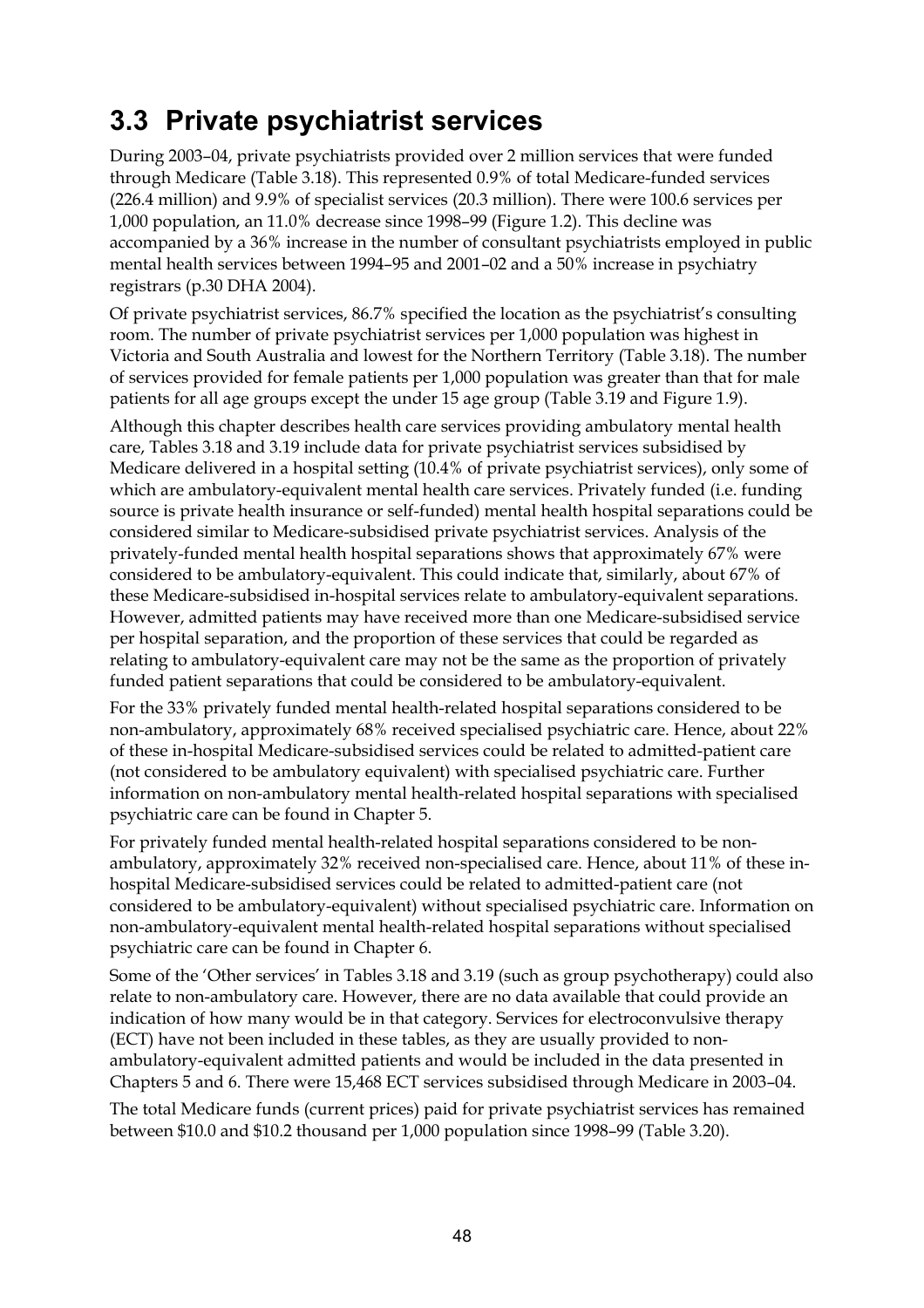## 3.3 Private psychiatrist services

During 2003–04, private psychiatrists provided over 2 million services that were funded through Medicare (Table 3.18). This represented 0.9% of total Medicare-funded services (226.4 million) and 9.9% of specialist services (20.3 million). There were 100.6 services per 1,000 population, an 11.0% decrease since 1998–99 (Figure 1.2). This decline was accompanied by a 36% increase in the number of consultant psychiatrists employed in public mental health services between 1994–95 and 2001–02 and a 50% increase in psychiatry registrars (p.30 DHA 2004).

Of private psychiatrist services, 86.7% specified the location as the psychiatrist's consulting room. The number of private psychiatrist services per 1,000 population was highest in Victoria and South Australia and lowest for the Northern Territory (Table 3.18). The number of services provided for female patients per 1,000 population was greater than that for male patients for all age groups except the under 15 age group (Table 3.19 and Figure 1.9).

Although this chapter describes health care services providing ambulatory mental health care, Tables 3.18 and 3.19 include data for private psychiatrist services subsidised by Medicare delivered in a hospital setting (10.4% of private psychiatrist services), only some of which are ambulatory-equivalent mental health care services. Privately funded (i.e. funding source is private health insurance or self-funded) mental health hospital separations could be considered similar to Medicare-subsidised private psychiatrist services. Analysis of the privately-funded mental health hospital separations shows that approximately 67% were considered to be ambulatory-equivalent. This could indicate that, similarly, about 67% of these Medicare-subsidised in-hospital services relate to ambulatory-equivalent separations. However, admitted patients may have received more than one Medicare-subsidised service per hospital separation, and the proportion of these services that could be regarded as relating to ambulatory-equivalent care may not be the same as the proportion of privately funded patient separations that could be considered to be ambulatory-equivalent.

For the 33% privately funded mental health-related hospital separations considered to be non-ambulatory, approximately 68% received specialised psychiatric care. Hence, about 22% of these in-hospital Medicare-subsidised services could be related to admitted-patient care (not considered to be ambulatory equivalent) with specialised psychiatric care. Further information on non-ambulatory mental health-related hospital separations with specialised psychiatric care can be found in Chapter 5.

For privately funded mental health-related hospital separations considered to be non-ambulatory, approximately 32% received non-specialised care. Hence, about 11% of these in-hospital Medicare-subsidised services could be related to admitted-patient care (not considered to be ambulatory-equivalent) without specialised psychiatric care. Information on non-ambulatory-equivalent mental health-related hospital separations without specialised psychiatric care can be found in Chapter 6.

Some of the 'Other services' in Tables 3.18 and 3.19 (such as group psychotherapy) could also relate to non-ambulatory care. However, there are no data available that could provide an indication of how many would be in that category. Services for electroconvulsive therapy (ECT) have not been included in these tables, as they are usually provided to non-ambulatory-equivalent admitted patients and would be included in the data presented in Chapters 5 and 6. There were 15,468 ECT services subsidised through Medicare in 2003–04.

The total Medicare funds (current prices) paid for private psychiatrist services has remained between $10.0 and $10.2 thousand per 1,000 population since 1998–99 (Table 3.20).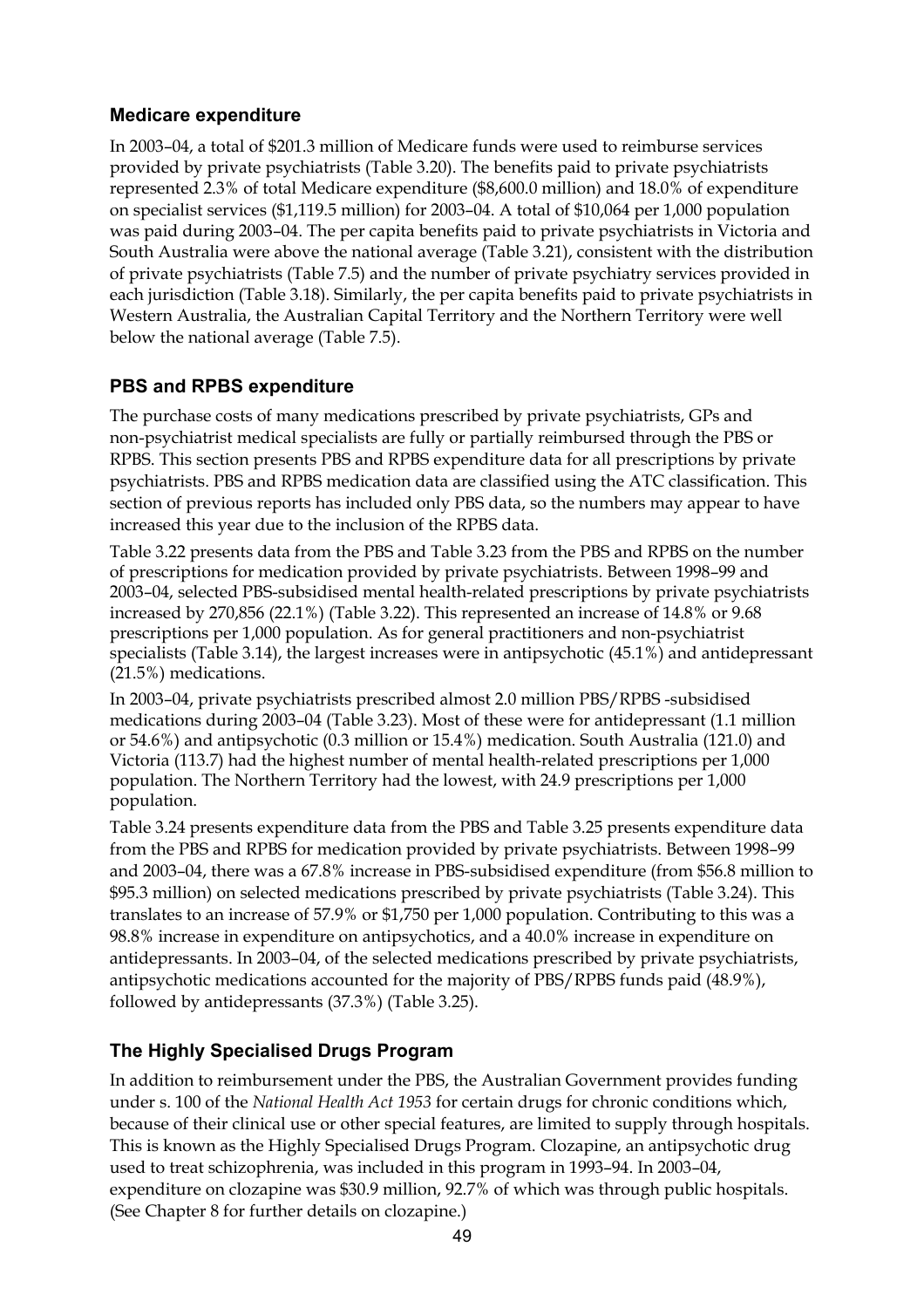### Medicare expenditure

In 2003–04, a total of $201.3 million of Medicare funds were used to reimburse services provided by private psychiatrists (Table 3.20). The benefits paid to private psychiatrists represented 2.3% of total Medicare expenditure ($8,600.0 million) and 18.0% of expenditure on specialist services ($1,119.5 million) for 2003–04. A total of $10,064 per 1,000 population was paid during 2003–04. The per capita benefits paid to private psychiatrists in Victoria and South Australia were above the national average (Table 3.21), consistent with the distribution of private psychiatrists (Table 7.5) and the number of private psychiatry services provided in each jurisdiction (Table 3.18). Similarly, the per capita benefits paid to private psychiatrists in Western Australia, the Australian Capital Territory and the Northern Territory were well below the national average (Table 7.5).

### PBS and RPBS expenditure

The purchase costs of many medications prescribed by private psychiatrists, GPs and non-psychiatrist medical specialists are fully or partially reimbursed through the PBS or RPBS. This section presents PBS and RPBS expenditure data for all prescriptions by private psychiatrists. PBS and RPBS medication data are classified using the ATC classification. This section of previous reports has included only PBS data, so the numbers may appear to have increased this year due to the inclusion of the RPBS data.

Table 3.22 presents data from the PBS and Table 3.23 from the PBS and RPBS on the number of prescriptions for medication provided by private psychiatrists. Between 1998–99 and 2003–04, selected PBS-subsidised mental health-related prescriptions by private psychiatrists increased by 270,856 (22.1%) (Table 3.22). This represented an increase of 14.8% or 9.68 prescriptions per 1,000 population. As for general practitioners and non-psychiatrist specialists (Table 3.14), the largest increases were in antipsychotic (45.1%) and antidepressant (21.5%) medications.

In 2003–04, private psychiatrists prescribed almost 2.0 million PBS/RPBS -subsidised medications during 2003–04 (Table 3.23). Most of these were for antidepressant (1.1 million or 54.6%) and antipsychotic (0.3 million or 15.4%) medication. South Australia (121.0) and Victoria (113.7) had the highest number of mental health-related prescriptions per 1,000 population. The Northern Territory had the lowest, with 24.9 prescriptions per 1,000 population.

Table 3.24 presents expenditure data from the PBS and Table 3.25 presents expenditure data from the PBS and RPBS for medication provided by private psychiatrists. Between 1998–99 and 2003–04, there was a 67.8% increase in PBS-subsidised expenditure (from $56.8 million to $95.3 million) on selected medications prescribed by private psychiatrists (Table 3.24). This translates to an increase of 57.9% or $1,750 per 1,000 population. Contributing to this was a 98.8% increase in expenditure on antipsychotics, and a 40.0% increase in expenditure on antidepressants. In 2003–04, of the selected medications prescribed by private psychiatrists, antipsychotic medications accounted for the majority of PBS/RPBS funds paid (48.9%), followed by antidepressants (37.3%) (Table 3.25).

### The Highly Specialised Drugs Program

In addition to reimbursement under the PBS, the Australian Government provides funding under s. 100 of the *National Health Act 1953* for certain drugs for chronic conditions which, because of their clinical use or other special features, are limited to supply through hospitals. This is known as the Highly Specialised Drugs Program. Clozapine, an antipsychotic drug used to treat schizophrenia, was included in this program in 1993–94. In 2003–04, expenditure on clozapine was $30.9 million, 92.7% of which was through public hospitals. (See Chapter 8 for further details on clozapine.)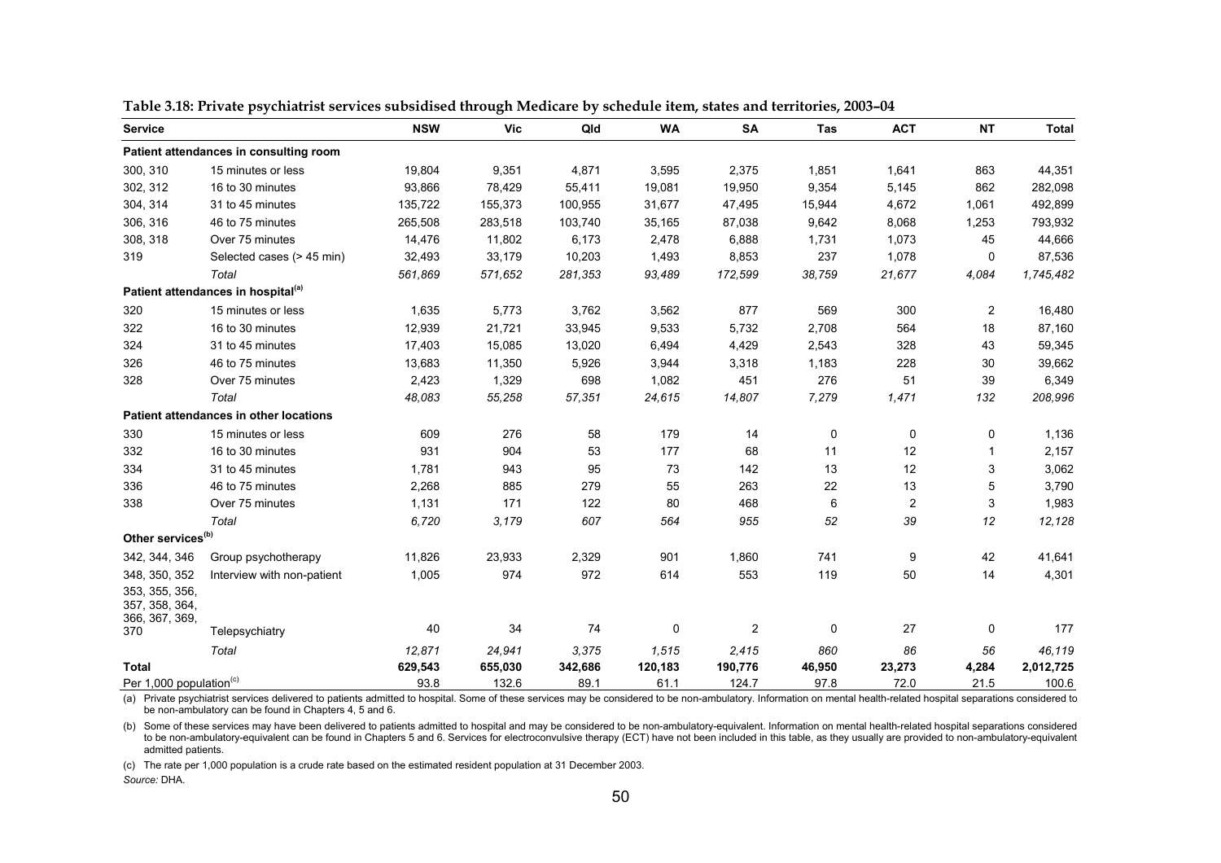**Table 3.18: Private psychiatrist services subsidised through Medicare by schedule item, states and territories, 2003–04**

| Service | | NSW | Vic | Qld | WA | SA | Tas | ACT | NT | Total |
|---|---|---|---|---|---|---|---|---|---|---|
| **Patient attendances in consulting room** | | | | | | | | | | |
| 300, 310 | 15 minutes or less | 19,804 | 9,351 | 4,871 | 3,595 | 2,375 | 1,851 | 1,641 | 863 | 44,351 |
| 302, 312 | 16 to 30 minutes | 93,866 | 78,429 | 55,411 | 19,081 | 19,950 | 9,354 | 5,145 | 862 | 282,098 |
| 304, 314 | 31 to 45 minutes | 135,722 | 155,373 | 100,955 | 31,677 | 47,495 | 15,944 | 4,672 | 1,061 | 492,899 |
| 306, 316 | 46 to 75 minutes | 265,508 | 283,518 | 103,740 | 35,165 | 87,038 | 9,642 | 8,068 | 1,253 | 793,932 |
| 308, 318 | Over 75 minutes | 14,476 | 11,802 | 6,173 | 2,478 | 6,888 | 1,731 | 1,073 | 45 | 44,666 |
| 319 | Selected cases (> 45 min) | 32,493 | 33,179 | 10,203 | 1,493 | 8,853 | 237 | 1,078 | 0 | 87,536 |
| | *Total* | *561,869* | *571,652* | *281,353* | *93,489* | *172,599* | *38,759* | *21,677* | *4,084* | *1,745,482* |
| **Patient attendances in hospital[(a)]** | | | | | | | | | | |
| 320 | 15 minutes or less | 1,635 | 5,773 | 3,762 | 3,562 | 877 | 569 | 300 | 2 | 16,480 |
| 322 | 16 to 30 minutes | 12,939 | 21,721 | 33,945 | 9,533 | 5,732 | 2,708 | 564 | 18 | 87,160 |
| 324 | 31 to 45 minutes | 17,403 | 15,085 | 13,020 | 6,494 | 4,429 | 2,543 | 328 | 43 | 59,345 |
| 326 | 46 to 75 minutes | 13,683 | 11,350 | 5,926 | 3,944 | 3,318 | 1,183 | 228 | 30 | 39,662 |
| 328 | Over 75 minutes | 2,423 | 1,329 | 698 | 1,082 | 451 | 276 | 51 | 39 | 6,349 |
| | *Total* | *48,083* | *55,258* | *57,351* | *24,615* | *14,807* | *7,279* | *1,471* | *132* | *208,996* |
| **Patient attendances in other locations** | | | | | | | | | | |
| 330 | 15 minutes or less | 609 | 276 | 58 | 179 | 14 | 0 | 0 | 0 | 1,136 |
| 332 | 16 to 30 minutes | 931 | 904 | 53 | 177 | 68 | 11 | 12 | 1 | 2,157 |
| 334 | 31 to 45 minutes | 1,781 | 943 | 95 | 73 | 142 | 13 | 12 | 3 | 3,062 |
| 336 | 46 to 75 minutes | 2,268 | 885 | 279 | 55 | 263 | 22 | 13 | 5 | 3,790 |
| 338 | Over 75 minutes | 1,131 | 171 | 122 | 80 | 468 | 6 | 2 | 3 | 1,983 |
| | *Total* | *6,720* | *3,179* | *607* | *564* | *955* | *52* | *39* | *12* | *12,128* |
| **Other services[(b)]** | | | | | | | | | | |
| 342, 344, 346 | Group psychotherapy | 11,826 | 23,933 | 2,329 | 901 | 1,860 | 741 | 9 | 42 | 41,641 |
| 348, 350, 352 | Interview with non-patient | 1,005 | 974 | 972 | 614 | 553 | 119 | 50 | 14 | 4,301 |
| 353, 355, 356, 357, 358, 364, 366, 367, 369, 370 | Telepsychiatry | 40 | 34 | 74 | 0 | 2 | 0 | 27 | 0 | 177 |
| | *Total* | *12,871* | *24,941* | *3,375* | *1,515* | *2,415* | *860* | *86* | *56* | *46,119* |
| **Total** | | **629,543** | **655,030** | **342,686** | **120,183** | **190,776** | **46,950** | **23,273** | **4,284** | **2,012,725** |
| Per 1,000 population[(c)] | | 93.8 | 132.6 | 89.1 | 61.1 | 124.7 | 97.8 | 72.0 | 21.5 | 100.6 |

(a) Private psychiatrist services delivered to patients admitted to hospital. Some of these services may be considered to be non-ambulatory. Information on mental health-related hospital separations considered to be non-ambulatory can be found in Chapters 4, 5 and 6.

(b) Some of these services may have been delivered to patients admitted to hospital and may be considered to be non-ambulatory-equivalent. Information on mental health-related hospital separations considered to be non-ambulatory-equivalent can be found in Chapters 5 and 6. Services for electroconvulsive therapy (ECT) have not been included in this table, as they usually are provided to non-ambulatory-equivalent admitted patients.

(c) The rate per 1,000 population is a crude rate based on the estimated resident population at 31 December 2003.

*Source:* DHA.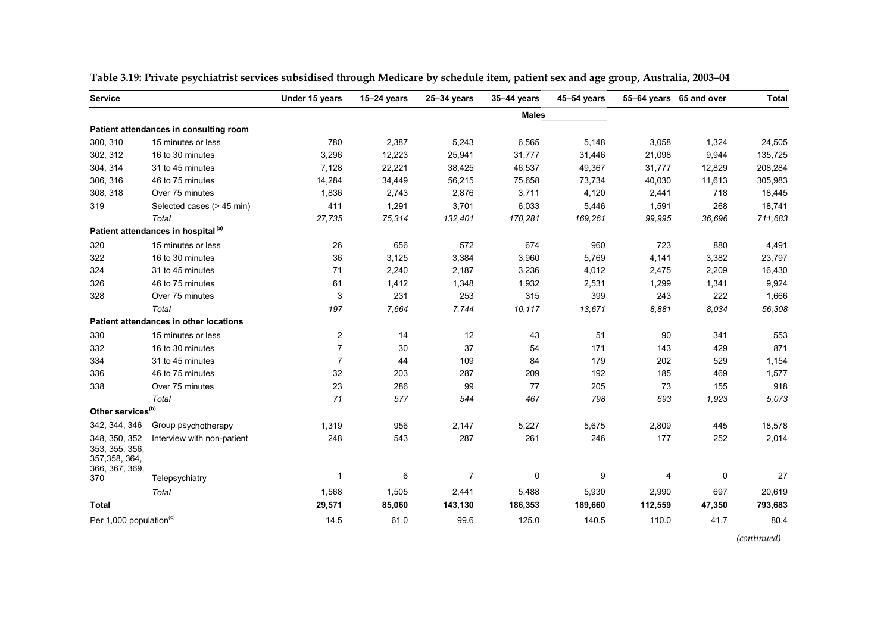**Table 3.19: Private psychiatrist services subsidised through Medicare by schedule item, patient sex and age group, Australia, 2003–04**

| Service | | Under 15 years | 15–24 years | 25–34 years | 35–44 years | 45–54 years | 55–64 years | 65 and over | Total |
|---|---|---|---|---|---|---|---|---|---|
| | | | | | **Males** | | | | |
| **Patient attendances in consulting room** | | | | | | | | | |
| 300, 310 | 15 minutes or less | 780 | 2,387 | 5,243 | 6,565 | 5,148 | 3,058 | 1,324 | 24,505 |
| 302, 312 | 16 to 30 minutes | 3,296 | 12,223 | 25,941 | 31,777 | 31,446 | 21,098 | 9,944 | 135,725 |
| 304, 314 | 31 to 45 minutes | 7,128 | 22,221 | 38,425 | 46,537 | 49,367 | 31,777 | 12,829 | 208,284 |
| 306, 316 | 46 to 75 minutes | 14,284 | 34,449 | 56,215 | 75,658 | 73,734 | 40,030 | 11,613 | 305,983 |
| 308, 318 | Over 75 minutes | 1,836 | 2,743 | 2,876 | 3,711 | 4,120 | 2,441 | 718 | 18,445 |
| 319 | Selected cases (> 45 min) | 411 | 1,291 | 3,701 | 6,033 | 5,446 | 1,591 | 268 | 18,741 |
| | *Total* | *27,735* | *75,314* | *132,401* | *170,281* | *169,261* | *99,995* | *36,696* | *711,683* |
| **Patient attendances in hospital [(a)]** | | | | | | | | | |
| 320 | 15 minutes or less | 26 | 656 | 572 | 674 | 960 | 723 | 880 | 4,491 |
| 322 | 16 to 30 minutes | 36 | 3,125 | 3,384 | 3,960 | 5,769 | 4,141 | 3,382 | 23,797 |
| 324 | 31 to 45 minutes | 71 | 2,240 | 2,187 | 3,236 | 4,012 | 2,475 | 2,209 | 16,430 |
| 326 | 46 to 75 minutes | 61 | 1,412 | 1,348 | 1,932 | 2,531 | 1,299 | 1,341 | 9,924 |
| 328 | Over 75 minutes | 3 | 231 | 253 | 315 | 399 | 243 | 222 | 1,666 |
| | *Total* | *197* | *7,664* | *7,744* | *10,117* | *13,671* | *8,881* | *8,034* | *56,308* |
| **Patient attendances in other locations** | | | | | | | | | |
| 330 | 15 minutes or less | 2 | 14 | 12 | 43 | 51 | 90 | 341 | 553 |
| 332 | 16 to 30 minutes | 7 | 30 | 37 | 54 | 171 | 143 | 429 | 871 |
| 334 | 31 to 45 minutes | 7 | 44 | 109 | 84 | 179 | 202 | 529 | 1,154 |
| 336 | 46 to 75 minutes | 32 | 203 | 287 | 209 | 192 | 185 | 469 | 1,577 |
| 338 | Over 75 minutes | 23 | 286 | 99 | 77 | 205 | 73 | 155 | 918 |
| | *Total* | *71* | *577* | *544* | *467* | *798* | *693* | *1,923* | *5,073* |
| **Other services[(b)]** | | | | | | | | | |
| 342, 344, 346 | Group psychotherapy | 1,319 | 956 | 2,147 | 5,227 | 5,675 | 2,809 | 445 | 18,578 |
| 348, 350, 352 | Interview with non-patient | 248 | 543 | 287 | 261 | 246 | 177 | 252 | 2,014 |
| 353, 355, 356, 357,358, 364, 366, 367, 369, 370 | Telepsychiatry | 1 | 6 | 7 | 0 | 9 | 4 | 0 | 27 |
| | *Total* | 1,568 | 1,505 | 2,441 | 5,488 | 5,930 | 2,990 | 697 | 20,619 |
| **Total** | | **29,571** | **85,060** | **143,130** | **186,353** | **189,660** | **112,559** | **47,350** | **793,683** |
| Per 1,000 population[(c)] | | 14.5 | 61.0 | 99.6 | 125.0 | 140.5 | 110.0 | 41.7 | 80.4 |

*(continued)*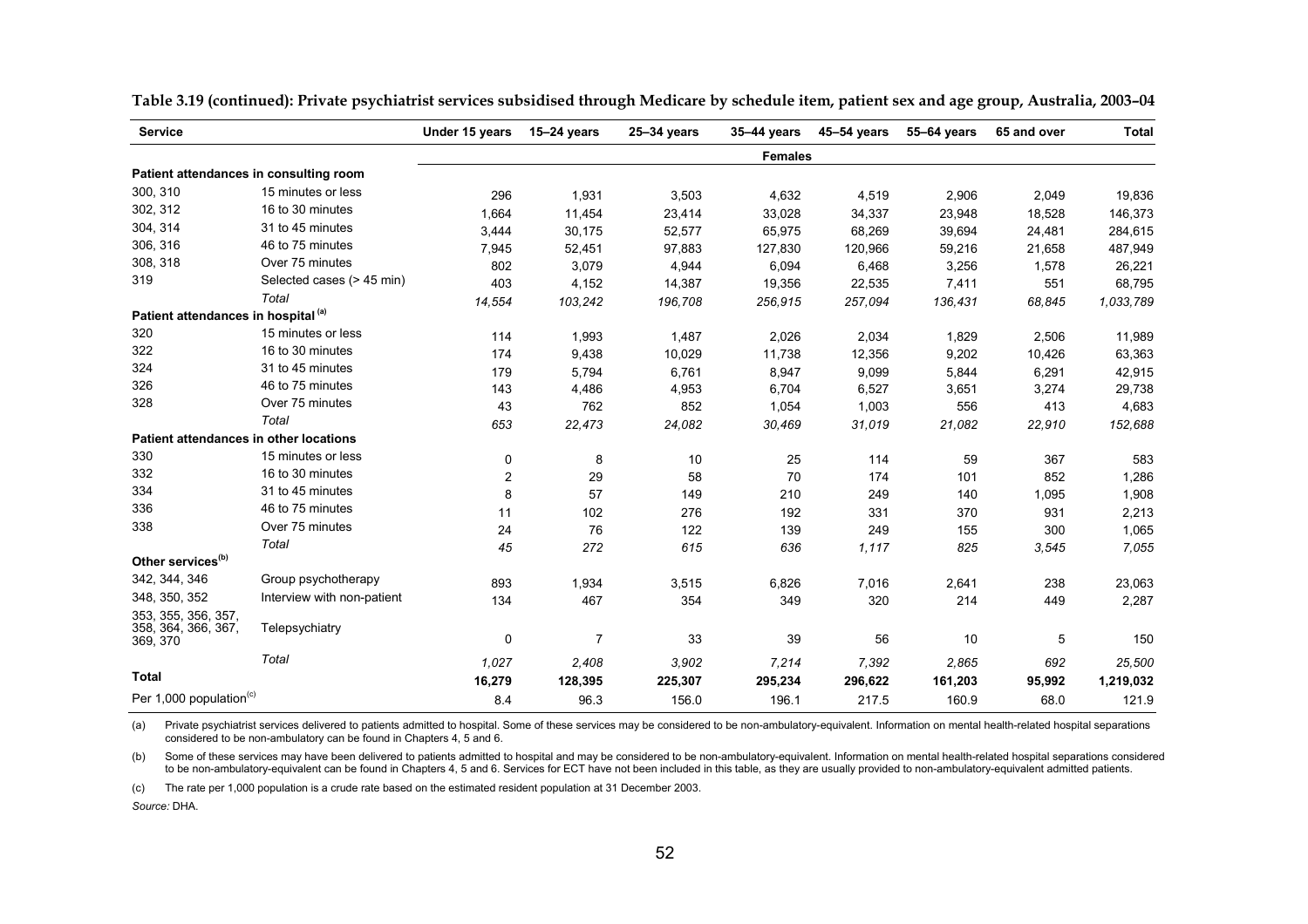**Table 3.19 (continued): Private psychiatrist services subsidised through Medicare by schedule item, patient sex and age group, Australia, 2003–04**

| Service | | Under 15 years | 15–24 years | 25–34 years | 35–44 years | 45–54 years | 55–64 years | 65 and over | Total |
|---|---|---|---|---|---|---|---|---|---|
| | | | | | **Females** | | | | |
| **Patient attendances in consulting room** | | | | | | | | | |
| 300, 310 | 15 minutes or less | 296 | 1,931 | 3,503 | 4,632 | 4,519 | 2,906 | 2,049 | 19,836 |
| 302, 312 | 16 to 30 minutes | 1,664 | 11,454 | 23,414 | 33,028 | 34,337 | 23,948 | 18,528 | 146,373 |
| 304, 314 | 31 to 45 minutes | 3,444 | 30,175 | 52,577 | 65,975 | 68,269 | 39,694 | 24,481 | 284,615 |
| 306, 316 | 46 to 75 minutes | 7,945 | 52,451 | 97,883 | 127,830 | 120,966 | 59,216 | 21,658 | 487,949 |
| 308, 318 | Over 75 minutes | 802 | 3,079 | 4,944 | 6,094 | 6,468 | 3,256 | 1,578 | 26,221 |
| 319 | Selected cases (> 45 min) | 403 | 4,152 | 14,387 | 19,356 | 22,535 | 7,411 | 551 | 68,795 |
| | *Total* | *14,554* | *103,242* | *196,708* | *256,915* | *257,094* | *136,431* | *68,845* | *1,033,789* |
| **Patient attendances in hospital** [(a)] | | | | | | | | | |
| 320 | 15 minutes or less | 114 | 1,993 | 1,487 | 2,026 | 2,034 | 1,829 | 2,506 | 11,989 |
| 322 | 16 to 30 minutes | 174 | 9,438 | 10,029 | 11,738 | 12,356 | 9,202 | 10,426 | 63,363 |
| 324 | 31 to 45 minutes | 179 | 5,794 | 6,761 | 8,947 | 9,099 | 5,844 | 6,291 | 42,915 |
| 326 | 46 to 75 minutes | 143 | 4,486 | 4,953 | 6,704 | 6,527 | 3,651 | 3,274 | 29,738 |
| 328 | Over 75 minutes | 43 | 762 | 852 | 1,054 | 1,003 | 556 | 413 | 4,683 |
| | *Total* | *653* | *22,473* | *24,082* | *30,469* | *31,019* | *21,082* | *22,910* | *152,688* |
| **Patient attendances in other locations** | | | | | | | | | |
| 330 | 15 minutes or less | 0 | 8 | 10 | 25 | 114 | 59 | 367 | 583 |
| 332 | 16 to 30 minutes | 2 | 29 | 58 | 70 | 174 | 101 | 852 | 1,286 |
| 334 | 31 to 45 minutes | 8 | 57 | 149 | 210 | 249 | 140 | 1,095 | 1,908 |
| 336 | 46 to 75 minutes | 11 | 102 | 276 | 192 | 331 | 370 | 931 | 2,213 |
| 338 | Over 75 minutes | 24 | 76 | 122 | 139 | 249 | 155 | 300 | 1,065 |
| | *Total* | *45* | *272* | *615* | *636* | *1,117* | *825* | *3,545* | *7,055* |
| **Other services** [(b)] | | | | | | | | | |
| 342, 344, 346 | Group psychotherapy | 893 | 1,934 | 3,515 | 6,826 | 7,016 | 2,641 | 238 | 23,063 |
| 348, 350, 352 | Interview with non-patient | 134 | 467 | 354 | 349 | 320 | 214 | 449 | 2,287 |
| 353, 355, 356, 357, 358, 364, 366, 367, 369, 370 | Telepsychiatry | 0 | 7 | 33 | 39 | 56 | 10 | 5 | 150 |
| | *Total* | *1,027* | *2,408* | *3,902* | *7,214* | *7,392* | *2,865* | *692* | *25,500* |
| **Total** | | **16,279** | **128,395** | **225,307** | **295,234** | **296,622** | **161,203** | **95,992** | **1,219,032** |
| Per 1,000 population [(c)] | | 8.4 | 96.3 | 156.0 | 196.1 | 217.5 | 160.9 | 68.0 | 121.9 |

(a) Private psychiatrist services delivered to patients admitted to hospital. Some of these services may be considered to be non-ambulatory-equivalent. Information on mental health-related hospital separations considered to be non-ambulatory can be found in Chapters 4, 5 and 6.

(b) Some of these services may have been delivered to patients admitted to hospital and may be considered to be non-ambulatory-equivalent. Information on mental health-related hospital separations considered to be non-ambulatory-equivalent can be found in Chapters 4, 5 and 6. Services for ECT have not been included in this table, as they are usually provided to non-ambulatory-equivalent admitted patients.

(c) The rate per 1,000 population is a crude rate based on the estimated resident population at 31 December 2003.

*Source:* DHA.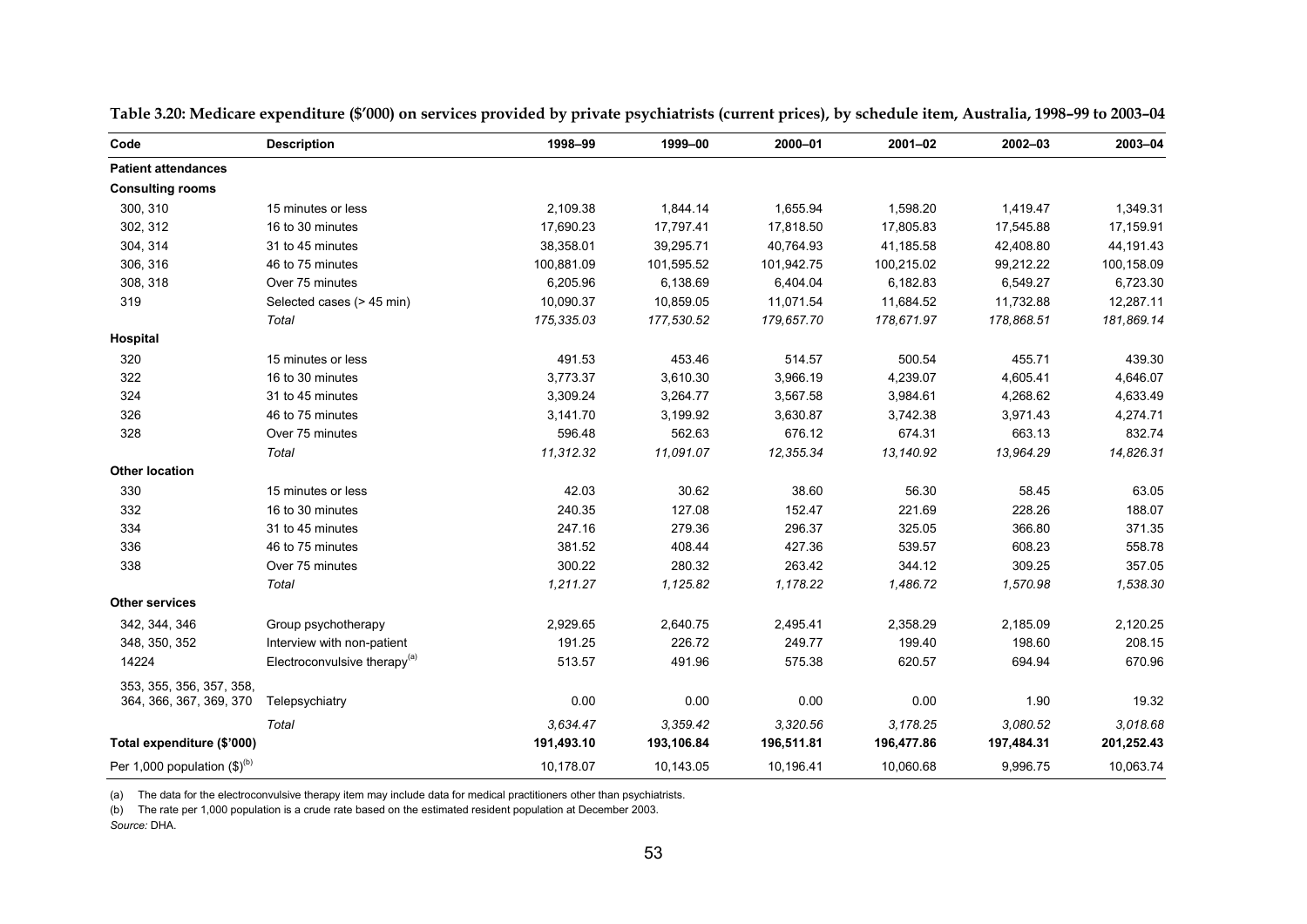**Table 3.20: Medicare expenditure ($'000) on services provided by private psychiatrists (current prices), by schedule item, Australia, 1998–99 to 2003–04**

| Code | Description | 1998–99 | 1999–00 | 2000–01 | 2001–02 | 2002–03 | 2003–04 |
|---|---|---|---|---|---|---|---|
| **Patient attendances** | | | | | | | |
| **Consulting rooms** | | | | | | | |
| 300, 310 | 15 minutes or less | 2,109.38 | 1,844.14 | 1,655.94 | 1,598.20 | 1,419.47 | 1,349.31 |
| 302, 312 | 16 to 30 minutes | 17,690.23 | 17,797.41 | 17,818.50 | 17,805.83 | 17,545.88 | 17,159.91 |
| 304, 314 | 31 to 45 minutes | 38,358.01 | 39,295.71 | 40,764.93 | 41,185.58 | 42,408.80 | 44,191.43 |
| 306, 316 | 46 to 75 minutes | 100,881.09 | 101,595.52 | 101,942.75 | 100,215.02 | 99,212.22 | 100,158.09 |
| 308, 318 | Over 75 minutes | 6,205.96 | 6,138.69 | 6,404.04 | 6,182.83 | 6,549.27 | 6,723.30 |
| 319 | Selected cases (> 45 min) | 10,090.37 | 10,859.05 | 11,071.54 | 11,684.52 | 11,732.88 | 12,287.11 |
| | *Total* | *175,335.03* | *177,530.52* | *179,657.70* | *178,671.97* | *178,868.51* | *181,869.14* |
| **Hospital** | | | | | | | |
| 320 | 15 minutes or less | 491.53 | 453.46 | 514.57 | 500.54 | 455.71 | 439.30 |
| 322 | 16 to 30 minutes | 3,773.37 | 3,610.30 | 3,966.19 | 4,239.07 | 4,605.41 | 4,646.07 |
| 324 | 31 to 45 minutes | 3,309.24 | 3,264.77 | 3,567.58 | 3,984.61 | 4,268.62 | 4,633.49 |
| 326 | 46 to 75 minutes | 3,141.70 | 3,199.92 | 3,630.87 | 3,742.38 | 3,971.43 | 4,274.71 |
| 328 | Over 75 minutes | 596.48 | 562.63 | 676.12 | 674.31 | 663.13 | 832.74 |
| | *Total* | *11,312.32* | *11,091.07* | *12,355.34* | *13,140.92* | *13,964.29* | *14,826.31* |
| **Other location** | | | | | | | |
| 330 | 15 minutes or less | 42.03 | 30.62 | 38.60 | 56.30 | 58.45 | 63.05 |
| 332 | 16 to 30 minutes | 240.35 | 127.08 | 152.47 | 221.69 | 228.26 | 188.07 |
| 334 | 31 to 45 minutes | 247.16 | 279.36 | 296.37 | 325.05 | 366.80 | 371.35 |
| 336 | 46 to 75 minutes | 381.52 | 408.44 | 427.36 | 539.57 | 608.23 | 558.78 |
| 338 | Over 75 minutes | 300.22 | 280.32 | 263.42 | 344.12 | 309.25 | 357.05 |
| | *Total* | *1,211.27* | *1,125.82* | *1,178.22* | *1,486.72* | *1,570.98* | *1,538.30* |
| **Other services** | | | | | | | |
| 342, 344, 346 | Group psychotherapy | 2,929.65 | 2,640.75 | 2,495.41 | 2,358.29 | 2,185.09 | 2,120.25 |
| 348, 350, 352 | Interview with non-patient | 191.25 | 226.72 | 249.77 | 199.40 | 198.60 | 208.15 |
| 14224 | Electroconvulsive therapy[(a)] | 513.57 | 491.96 | 575.38 | 620.57 | 694.94 | 670.96 |
| 353, 355, 356, 357, 358, 364, 366, 367, 369, 370 | Telepsychiatry | 0.00 | 0.00 | 0.00 | 0.00 | 1.90 | 19.32 |
| | *Total* | *3,634.47* | *3,359.42* | *3,320.56* | *3,178.25* | *3,080.52* | *3,018.68* |
| **Total expenditure ($'000)** | | **191,493.10** | **193,106.84** | **196,511.81** | **196,477.86** | **197,484.31** | **201,252.43** |
| Per 1,000 population ($)[(b)] | | 10,178.07 | 10,143.05 | 10,196.41 | 10,060.68 | 9,996.75 | 10,063.74 |

(a) The data for the electroconvulsive therapy item may include data for medical practitioners other than psychiatrists.

(b) The rate per 1,000 population is a crude rate based on the estimated resident population at December 2003.

*Source:* DHA.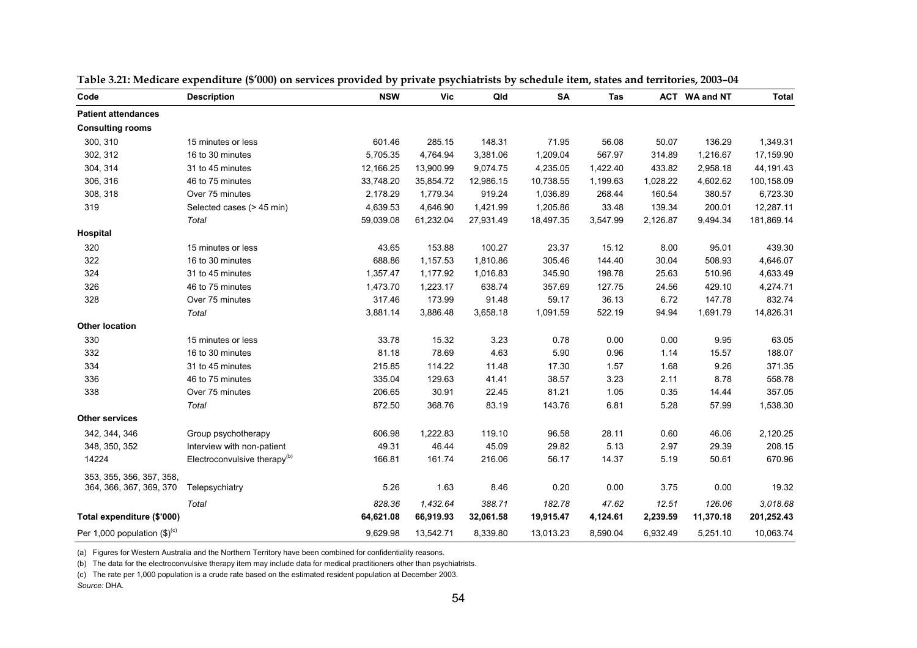**Table 3.21: Medicare expenditure ($'000) on services provided by private psychiatrists by schedule item, states and territories, 2003–04**

| Code | Description | NSW | Vic | Qld | SA | Tas | ACT | WA and NT | Total |
|---|---|---|---|---|---|---|---|---|---|
| **Patient attendances** | | | | | | | | | |
| **Consulting rooms** | | | | | | | | | |
| 300, 310 | 15 minutes or less | 601.46 | 285.15 | 148.31 | 71.95 | 56.08 | 50.07 | 136.29 | 1,349.31 |
| 302, 312 | 16 to 30 minutes | 5,705.35 | 4,764.94 | 3,381.06 | 1,209.04 | 567.97 | 314.89 | 1,216.67 | 17,159.90 |
| 304, 314 | 31 to 45 minutes | 12,166.25 | 13,900.99 | 9,074.75 | 4,235.05 | 1,422.40 | 433.82 | 2,958.18 | 44,191.43 |
| 306, 316 | 46 to 75 minutes | 33,748.20 | 35,854.72 | 12,986.15 | 10,738.55 | 1,199.63 | 1,028.22 | 4,602.62 | 100,158.09 |
| 308, 318 | Over 75 minutes | 2,178.29 | 1,779.34 | 919.24 | 1,036.89 | 268.44 | 160.54 | 380.57 | 6,723.30 |
| 319 | Selected cases (> 45 min) | 4,639.53 | 4,646.90 | 1,421.99 | 1,205.86 | 33.48 | 139.34 | 200.01 | 12,287.11 |
| | *Total* | 59,039.08 | 61,232.04 | 27,931.49 | 18,497.35 | 3,547.99 | 2,126.87 | 9,494.34 | 181,869.14 |
| **Hospital** | | | | | | | | | |
| 320 | 15 minutes or less | 43.65 | 153.88 | 100.27 | 23.37 | 15.12 | 8.00 | 95.01 | 439.30 |
| 322 | 16 to 30 minutes | 688.86 | 1,157.53 | 1,810.86 | 305.46 | 144.40 | 30.04 | 508.93 | 4,646.07 |
| 324 | 31 to 45 minutes | 1,357.47 | 1,177.92 | 1,016.83 | 345.90 | 198.78 | 25.63 | 510.96 | 4,633.49 |
| 326 | 46 to 75 minutes | 1,473.70 | 1,223.17 | 638.74 | 357.69 | 127.75 | 24.56 | 429.10 | 4,274.71 |
| 328 | Over 75 minutes | 317.46 | 173.99 | 91.48 | 59.17 | 36.13 | 6.72 | 147.78 | 832.74 |
| | *Total* | 3,881.14 | 3,886.48 | 3,658.18 | 1,091.59 | 522.19 | 94.94 | 1,691.79 | 14,826.31 |
| **Other location** | | | | | | | | | |
| 330 | 15 minutes or less | 33.78 | 15.32 | 3.23 | 0.78 | 0.00 | 0.00 | 9.95 | 63.05 |
| 332 | 16 to 30 minutes | 81.18 | 78.69 | 4.63 | 5.90 | 0.96 | 1.14 | 15.57 | 188.07 |
| 334 | 31 to 45 minutes | 215.85 | 114.22 | 11.48 | 17.30 | 1.57 | 1.68 | 9.26 | 371.35 |
| 336 | 46 to 75 minutes | 335.04 | 129.63 | 41.41 | 38.57 | 3.23 | 2.11 | 8.78 | 558.78 |
| 338 | Over 75 minutes | 206.65 | 30.91 | 22.45 | 81.21 | 1.05 | 0.35 | 14.44 | 357.05 |
| | *Total* | 872.50 | 368.76 | 83.19 | 143.76 | 6.81 | 5.28 | 57.99 | 1,538.30 |
| **Other services** | | | | | | | | | |
| 342, 344, 346 | Group psychotherapy | 606.98 | 1,222.83 | 119.10 | 96.58 | 28.11 | 0.60 | 46.06 | 2,120.25 |
| 348, 350, 352 | Interview with non-patient | 49.31 | 46.44 | 45.09 | 29.82 | 5.13 | 2.97 | 29.39 | 208.15 |
| 14224 | Electroconvulsive therapy[(b)] | 166.81 | 161.74 | 216.06 | 56.17 | 14.37 | 5.19 | 50.61 | 670.96 |
| 353, 355, 356, 357, 358, 364, 366, 367, 369, 370 | Telepsychiatry | 5.26 | 1.63 | 8.46 | 0.20 | 0.00 | 3.75 | 0.00 | 19.32 |
| | *Total* | *828.36* | *1,432.64* | *388.71* | *182.78* | *47.62* | *12.51* | *126.06* | *3,018.68* |
| **Total expenditure ($'000)** | | **64,621.08** | **66,919.93** | **32,061.58** | **19,915.47** | **4,124.61** | **2,239.59** | **11,370.18** | **201,252.43** |
| Per 1,000 population ($)[(c)] | | 9,629.98 | 13,542.71 | 8,339.80 | 13,013.23 | 8,590.04 | 6,932.49 | 5,251.10 | 10,063.74 |

(a) Figures for Western Australia and the Northern Territory have been combined for confidentiality reasons.

(b) The data for the electroconvulsive therapy item may include data for medical practitioners other than psychiatrists.

(c) The rate per 1,000 population is a crude rate based on the estimated resident population at December 2003.

*Source:* DHA.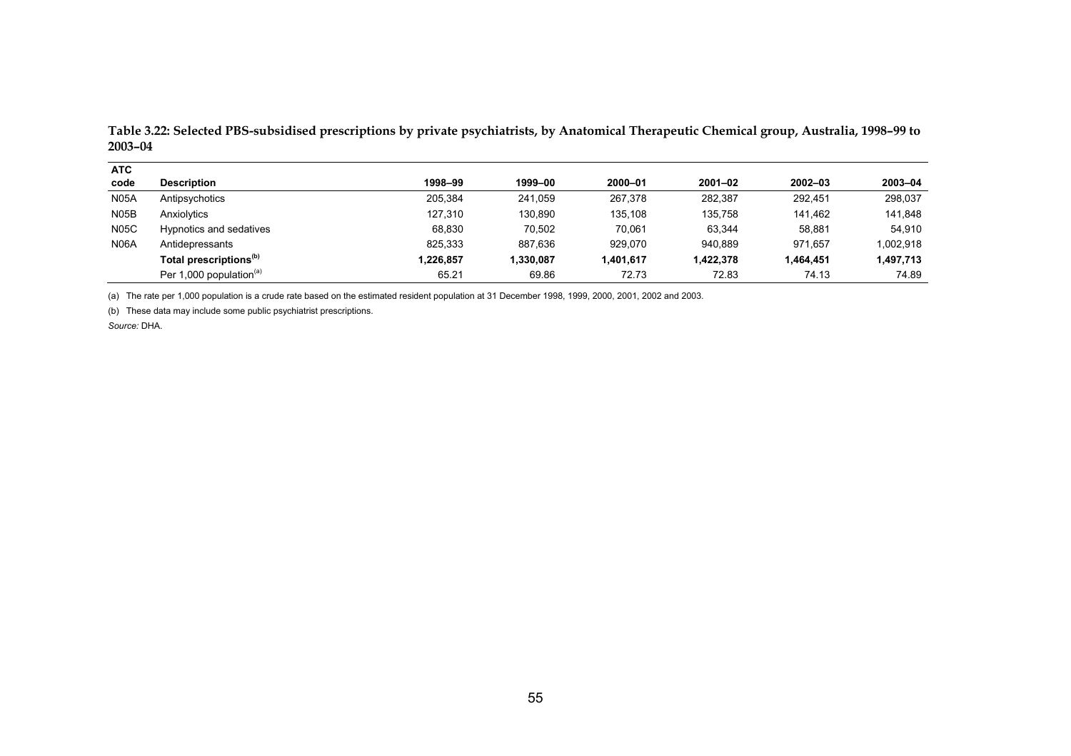**Table 3.22: Selected PBS-subsidised prescriptions by private psychiatrists, by Anatomical Therapeutic Chemical group, Australia, 1998–99 to 2003–04**

| ATC code | Description | 1998–99 | 1999–00 | 2000–01 | 2001–02 | 2002–03 | 2003–04 |
|---|---|---|---|---|---|---|---|
| N05A | Antipsychotics | 205,384 | 241,059 | 267,378 | 282,387 | 292,451 | 298,037 |
| N05B | Anxiolytics | 127,310 | 130,890 | 135,108 | 135,758 | 141,462 | 141,848 |
| N05C | Hypnotics and sedatives | 68,830 | 70,502 | 70,061 | 63,344 | 58,881 | 54,910 |
| N06A | Antidepressants | 825,333 | 887,636 | 929,070 | 940,889 | 971,657 | 1,002,918 |
| | **Total prescriptions[(b)]** | **1,226,857** | **1,330,087** | **1,401,617** | **1,422,378** | **1,464,451** | **1,497,713** |
| | Per 1,000 population[(a)] | 65.21 | 69.86 | 72.73 | 72.83 | 74.13 | 74.89 |

(a) The rate per 1,000 population is a crude rate based on the estimated resident population at 31 December 1998, 1999, 2000, 2001, 2002 and 2003.

(b) These data may include some public psychiatrist prescriptions.

*Source:* DHA.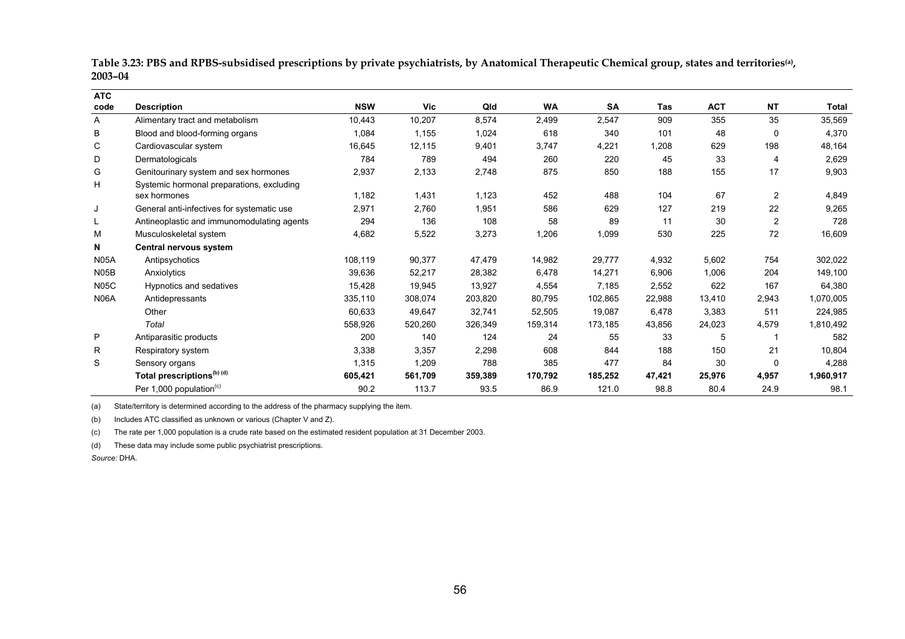**Table 3.23: PBS and RPBS-subsidised prescriptions by private psychiatrists, by Anatomical Therapeutic Chemical group, states and territories[(a)], 2003–04**

| ATC code | Description | NSW | Vic | Qld | WA | SA | Tas | ACT | NT | Total |
|---|---|---|---|---|---|---|---|---|---|---|
| A | Alimentary tract and metabolism | 10,443 | 10,207 | 8,574 | 2,499 | 2,547 | 909 | 355 | 35 | 35,569 |
| B | Blood and blood-forming organs | 1,084 | 1,155 | 1,024 | 618 | 340 | 101 | 48 | 0 | 4,370 |
| C | Cardiovascular system | 16,645 | 12,115 | 9,401 | 3,747 | 4,221 | 1,208 | 629 | 198 | 48,164 |
| D | Dermatologicals | 784 | 789 | 494 | 260 | 220 | 45 | 33 | 4 | 2,629 |
| G | Genitourinary system and sex hormones | 2,937 | 2,133 | 2,748 | 875 | 850 | 188 | 155 | 17 | 9,903 |
| H | Systemic hormonal preparations, excluding sex hormones | 1,182 | 1,431 | 1,123 | 452 | 488 | 104 | 67 | 2 | 4,849 |
| J | General anti-infectives for systematic use | 2,971 | 2,760 | 1,951 | 586 | 629 | 127 | 219 | 22 | 9,265 |
| L | Antineoplastic and immunomodulating agents | 294 | 136 | 108 | 58 | 89 | 11 | 30 | 2 | 728 |
| M | Musculoskeletal system | 4,682 | 5,522 | 3,273 | 1,206 | 1,099 | 530 | 225 | 72 | 16,609 |
| **N** | **Central nervous system** | | | | | | | | | |
| N05A | Antipsychotics | 108,119 | 90,377 | 47,479 | 14,982 | 29,777 | 4,932 | 5,602 | 754 | 302,022 |
| N05B | Anxiolytics | 39,636 | 52,217 | 28,382 | 6,478 | 14,271 | 6,906 | 1,006 | 204 | 149,100 |
| N05C | Hypnotics and sedatives | 15,428 | 19,945 | 13,927 | 4,554 | 7,185 | 2,552 | 622 | 167 | 64,380 |
| N06A | Antidepressants | 335,110 | 308,074 | 203,820 | 80,795 | 102,865 | 22,988 | 13,410 | 2,943 | 1,070,005 |
| | Other | 60,633 | 49,647 | 32,741 | 52,505 | 19,087 | 6,478 | 3,383 | 511 | 224,985 |
| | *Total* | 558,926 | 520,260 | 326,349 | 159,314 | 173,185 | 43,856 | 24,023 | 4,579 | 1,810,492 |
| P | Antiparasitic products | 200 | 140 | 124 | 24 | 55 | 33 | 5 | 1 | 582 |
| R | Respiratory system | 3,338 | 3,357 | 2,298 | 608 | 844 | 188 | 150 | 21 | 10,804 |
| S | Sensory organs | 1,315 | 1,209 | 788 | 385 | 477 | 84 | 30 | 0 | 4,288 |
| | **Total prescriptions[(b) (d)]** | **605,421** | **561,709** | **359,389** | **170,792** | **185,252** | **47,421** | **25,976** | **4,957** | **1,960,917** |
| | Per 1,000 population[(c)] | 90.2 | 113.7 | 93.5 | 86.9 | 121.0 | 98.8 | 80.4 | 24.9 | 98.1 |

(a) State/territory is determined according to the address of the pharmacy supplying the item.

(b) Includes ATC classified as unknown or various (Chapter V and Z).

(c) The rate per 1,000 population is a crude rate based on the estimated resident population at 31 December 2003.

(d) These data may include some public psychiatrist prescriptions.

*Source:* DHA.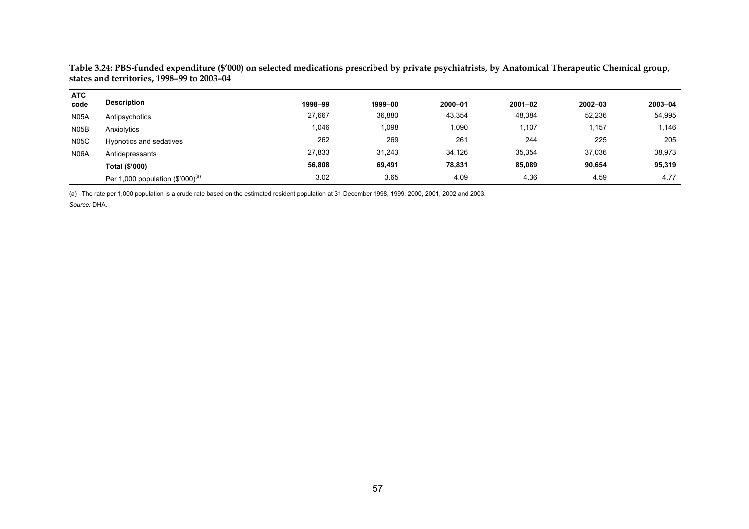**Table 3.24: PBS-funded expenditure ($'000) on selected medications prescribed by private psychiatrists, by Anatomical Therapeutic Chemical group, states and territories, 1998–99 to 2003–04**

| ATC code | Description | 1998–99 | 1999–00 | 2000–01 | 2001–02 | 2002–03 | 2003–04 |
|---|---|---|---|---|---|---|---|
| N05A | Antipsychotics | 27,667 | 36,880 | 43,354 | 48,384 | 52,236 | 54,995 |
| N05B | Anxiolytics | 1,046 | 1,098 | 1,090 | 1,107 | 1,157 | 1,146 |
| N05C | Hypnotics and sedatives | 262 | 269 | 261 | 244 | 225 | 205 |
| N06A | Antidepressants | 27,833 | 31,243 | 34,126 | 35,354 | 37,036 | 38,973 |
| | **Total ($'000)** | **56,808** | **69,491** | **78,831** | **85,089** | **90,654** | **95,319** |
| | Per 1,000 population ($'000)[(a)] | 3.02 | 3.65 | 4.09 | 4.36 | 4.59 | 4.77 |

(a) The rate per 1,000 population is a crude rate based on the estimated resident population at 31 December 1998, 1999, 2000, 2001, 2002 and 2003.

*Source:* DHA.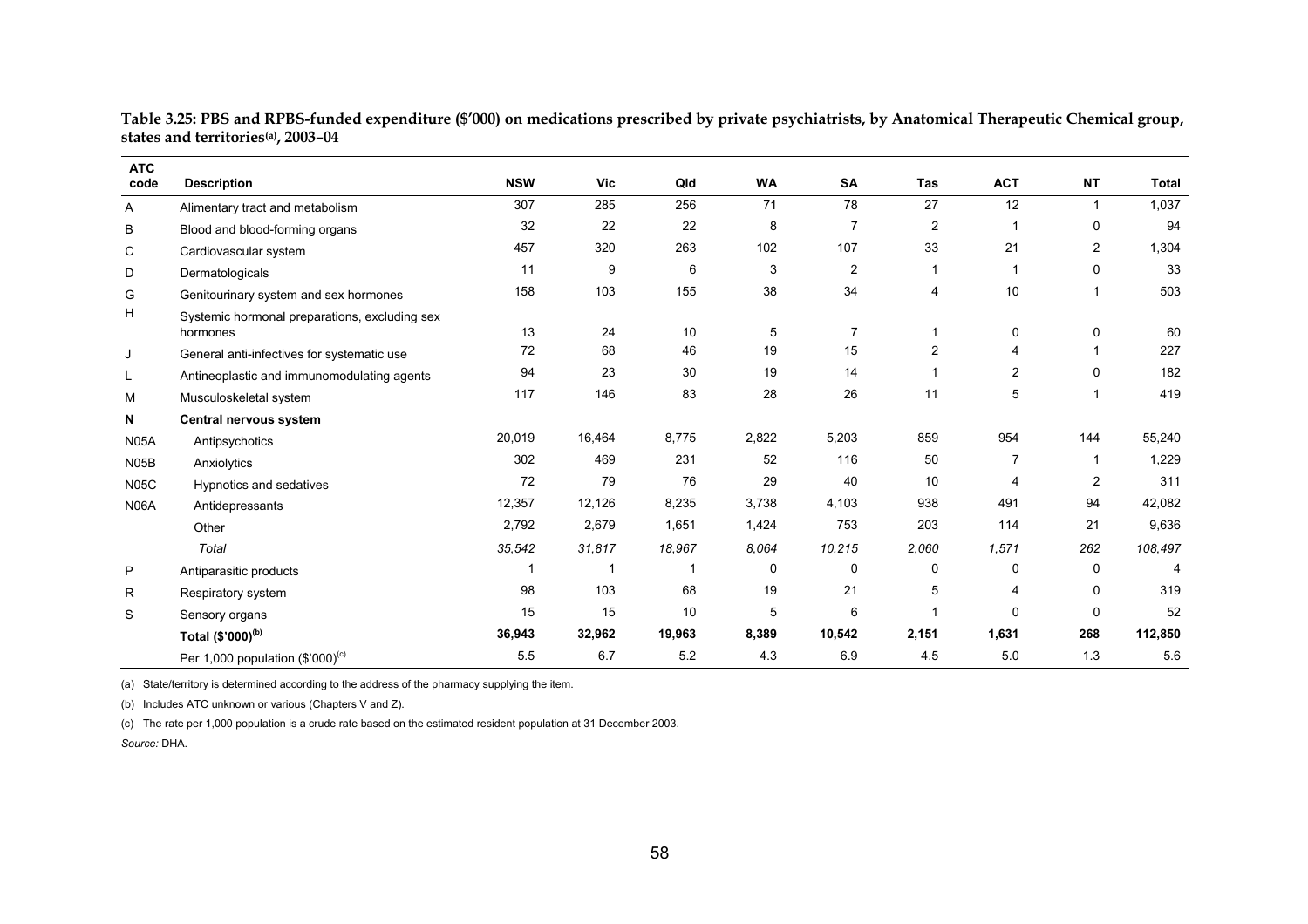**Table 3.25: PBS and RPBS-funded expenditure ($'000) on medications prescribed by private psychiatrists, by Anatomical Therapeutic Chemical group, states and territories(a), 2003–04**

| ATC code | Description | NSW | Vic | Qld | WA | SA | Tas | ACT | NT | Total |
|---|---|---|---|---|---|---|---|---|---|---|
| A | Alimentary tract and metabolism | 307 | 285 | 256 | 71 | 78 | 27 | 12 | 1 | 1,037 |
| B | Blood and blood-forming organs | 32 | 22 | 22 | 8 | 7 | 2 | 1 | 0 | 94 |
| C | Cardiovascular system | 457 | 320 | 263 | 102 | 107 | 33 | 21 | 2 | 1,304 |
| D | Dermatologicals | 11 | 9 | 6 | 3 | 2 | 1 | 1 | 0 | 33 |
| G | Genitourinary system and sex hormones | 158 | 103 | 155 | 38 | 34 | 4 | 10 | 1 | 503 |
| H | Systemic hormonal preparations, excluding sex hormones | 13 | 24 | 10 | 5 | 7 | 1 | 0 | 0 | 60 |
| J | General anti-infectives for systematic use | 72 | 68 | 46 | 19 | 15 | 2 | 4 | 1 | 227 |
| L | Antineoplastic and immunomodulating agents | 94 | 23 | 30 | 19 | 14 | 1 | 2 | 0 | 182 |
| M | Musculoskeletal system | 117 | 146 | 83 | 28 | 26 | 11 | 5 | 1 | 419 |
| **N** | **Central nervous system** | | | | | | | | | |
| N05A | Antipsychotics | 20,019 | 16,464 | 8,775 | 2,822 | 5,203 | 859 | 954 | 144 | 55,240 |
| N05B | Anxiolytics | 302 | 469 | 231 | 52 | 116 | 50 | 7 | 1 | 1,229 |
| N05C | Hypnotics and sedatives | 72 | 79 | 76 | 29 | 40 | 10 | 4 | 2 | 311 |
| N06A | Antidepressants | 12,357 | 12,126 | 8,235 | 3,738 | 4,103 | 938 | 491 | 94 | 42,082 |
| | Other | 2,792 | 2,679 | 1,651 | 1,424 | 753 | 203 | 114 | 21 | 9,636 |
| | *Total* | *35,542* | *31,817* | *18,967* | *8,064* | *10,215* | *2,060* | *1,571* | *262* | *108,497* |
| P | Antiparasitic products | 1 | 1 | 1 | 0 | 0 | 0 | 0 | 0 | 4 |
| R | Respiratory system | 98 | 103 | 68 | 19 | 21 | 5 | 4 | 0 | 319 |
| S | Sensory organs | 15 | 15 | 10 | 5 | 6 | 1 | 0 | 0 | 52 |
| | **Total ($'000)(b)** | **36,943** | **32,962** | **19,963** | **8,389** | **10,542** | **2,151** | **1,631** | **268** | **112,850** |
| | Per 1,000 population ($'000)(c) | 5.5 | 6.7 | 5.2 | 4.3 | 6.9 | 4.5 | 5.0 | 1.3 | 5.6 |

(a) State/territory is determined according to the address of the pharmacy supplying the item.

(b) Includes ATC unknown or various (Chapters V and Z).

(c) The rate per 1,000 population is a crude rate based on the estimated resident population at 31 December 2003.

*Source:* DHA.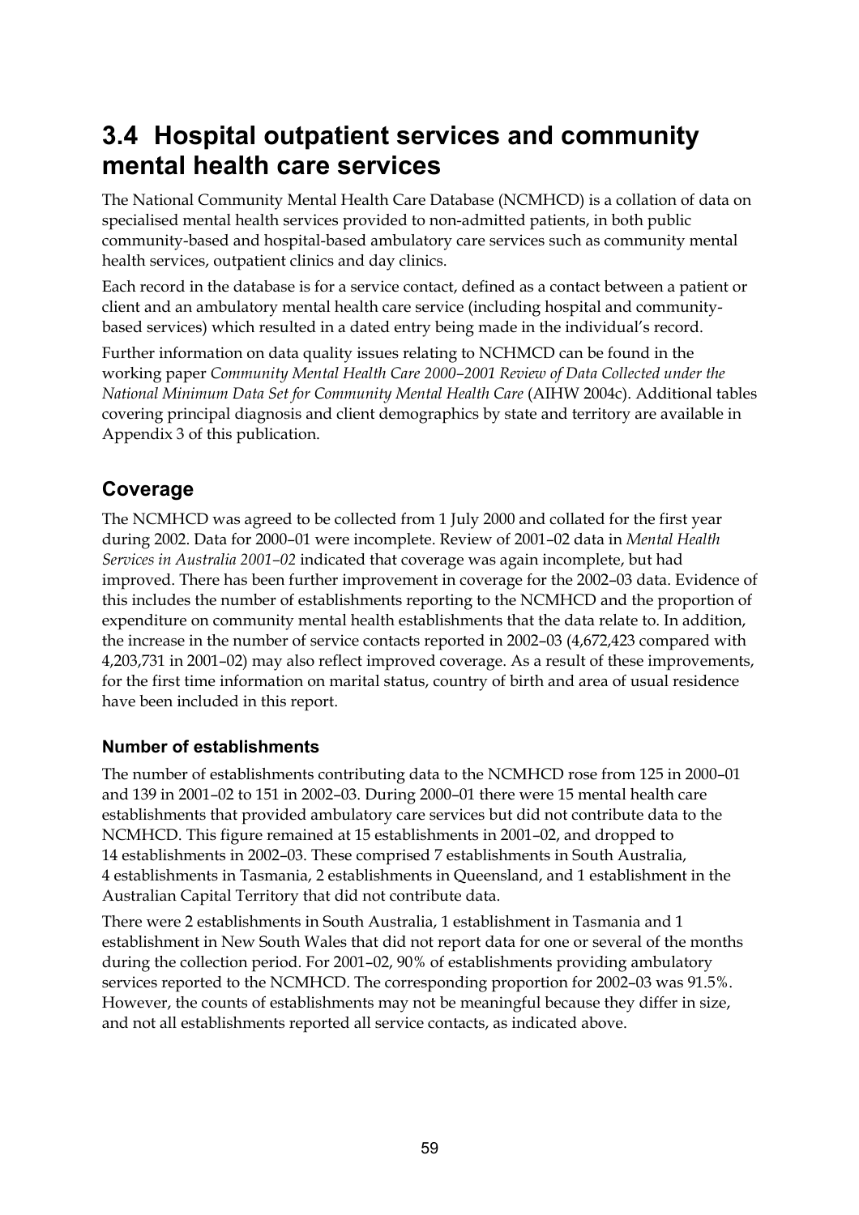# 3.4 Hospital outpatient services and community mental health care services

The National Community Mental Health Care Database (NCMHCD) is a collation of data on specialised mental health services provided to non-admitted patients, in both public community-based and hospital-based ambulatory care services such as community mental health services, outpatient clinics and day clinics.

Each record in the database is for a service contact, defined as a contact between a patient or client and an ambulatory mental health care service (including hospital and community-based services) which resulted in a dated entry being made in the individual's record.

Further information on data quality issues relating to NCHMCD can be found in the working paper *Community Mental Health Care 2000–2001 Review of Data Collected under the National Minimum Data Set for Community Mental Health Care* (AIHW 2004c). Additional tables covering principal diagnosis and client demographics by state and territory are available in Appendix 3 of this publication.

## Coverage

The NCMHCD was agreed to be collected from 1 July 2000 and collated for the first year during 2002. Data for 2000–01 were incomplete. Review of 2001–02 data in *Mental Health Services in Australia 2001–02* indicated that coverage was again incomplete, but had improved. There has been further improvement in coverage for the 2002–03 data. Evidence of this includes the number of establishments reporting to the NCMHCD and the proportion of expenditure on community mental health establishments that the data relate to. In addition, the increase in the number of service contacts reported in 2002–03 (4,672,423 compared with 4,203,731 in 2001–02) may also reflect improved coverage. As a result of these improvements, for the first time information on marital status, country of birth and area of usual residence have been included in this report.

### Number of establishments

The number of establishments contributing data to the NCMHCD rose from 125 in 2000–01 and 139 in 2001–02 to 151 in 2002–03. During 2000–01 there were 15 mental health care establishments that provided ambulatory care services but did not contribute data to the NCMHCD. This figure remained at 15 establishments in 2001–02, and dropped to 14 establishments in 2002–03. These comprised 7 establishments in South Australia, 4 establishments in Tasmania, 2 establishments in Queensland, and 1 establishment in the Australian Capital Territory that did not contribute data.

There were 2 establishments in South Australia, 1 establishment in Tasmania and 1 establishment in New South Wales that did not report data for one or several of the months during the collection period. For 2001–02, 90% of establishments providing ambulatory services reported to the NCMHCD. The corresponding proportion for 2002–03 was 91.5%. However, the counts of establishments may not be meaningful because they differ in size, and not all establishments reported all service contacts, as indicated above.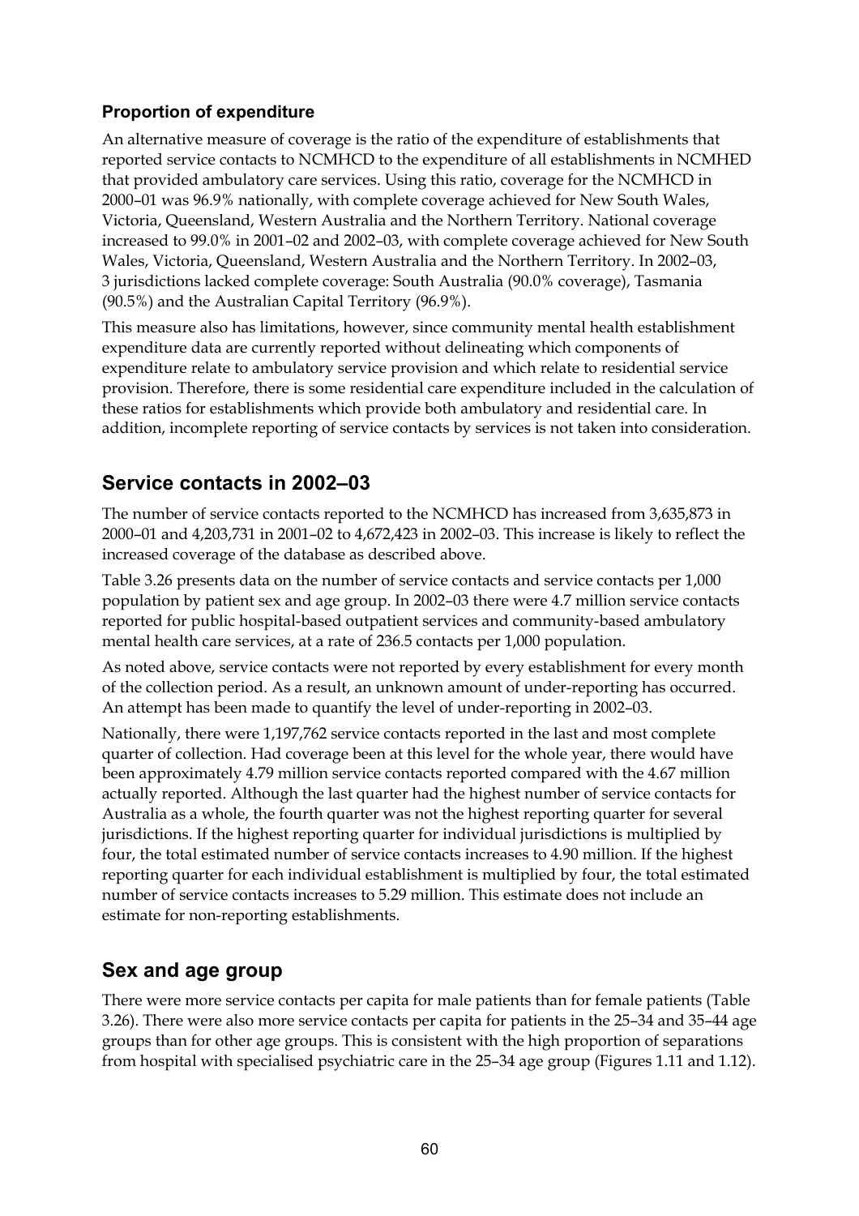### Proportion of expenditure

An alternative measure of coverage is the ratio of the expenditure of establishments that reported service contacts to NCMHCD to the expenditure of all establishments in NCMHED that provided ambulatory care services. Using this ratio, coverage for the NCMHCD in 2000–01 was 96.9% nationally, with complete coverage achieved for New South Wales, Victoria, Queensland, Western Australia and the Northern Territory. National coverage increased to 99.0% in 2001–02 and 2002–03, with complete coverage achieved for New South Wales, Victoria, Queensland, Western Australia and the Northern Territory. In 2002–03, 3 jurisdictions lacked complete coverage: South Australia (90.0% coverage), Tasmania (90.5%) and the Australian Capital Territory (96.9%).

This measure also has limitations, however, since community mental health establishment expenditure data are currently reported without delineating which components of expenditure relate to ambulatory service provision and which relate to residential service provision. Therefore, there is some residential care expenditure included in the calculation of these ratios for establishments which provide both ambulatory and residential care. In addition, incomplete reporting of service contacts by services is not taken into consideration.

## Service contacts in 2002–03

The number of service contacts reported to the NCMHCD has increased from 3,635,873 in 2000–01 and 4,203,731 in 2001–02 to 4,672,423 in 2002–03. This increase is likely to reflect the increased coverage of the database as described above.

Table 3.26 presents data on the number of service contacts and service contacts per 1,000 population by patient sex and age group. In 2002–03 there were 4.7 million service contacts reported for public hospital-based outpatient services and community-based ambulatory mental health care services, at a rate of 236.5 contacts per 1,000 population.

As noted above, service contacts were not reported by every establishment for every month of the collection period. As a result, an unknown amount of under-reporting has occurred. An attempt has been made to quantify the level of under-reporting in 2002–03.

Nationally, there were 1,197,762 service contacts reported in the last and most complete quarter of collection. Had coverage been at this level for the whole year, there would have been approximately 4.79 million service contacts reported compared with the 4.67 million actually reported. Although the last quarter had the highest number of service contacts for Australia as a whole, the fourth quarter was not the highest reporting quarter for several jurisdictions. If the highest reporting quarter for individual jurisdictions is multiplied by four, the total estimated number of service contacts increases to 4.90 million. If the highest reporting quarter for each individual establishment is multiplied by four, the total estimated number of service contacts increases to 5.29 million. This estimate does not include an estimate for non-reporting establishments.

## Sex and age group

There were more service contacts per capita for male patients than for female patients (Table 3.26). There were also more service contacts per capita for patients in the 25–34 and 35–44 age groups than for other age groups. This is consistent with the high proportion of separations from hospital with specialised psychiatric care in the 25–34 age group (Figures 1.11 and 1.12).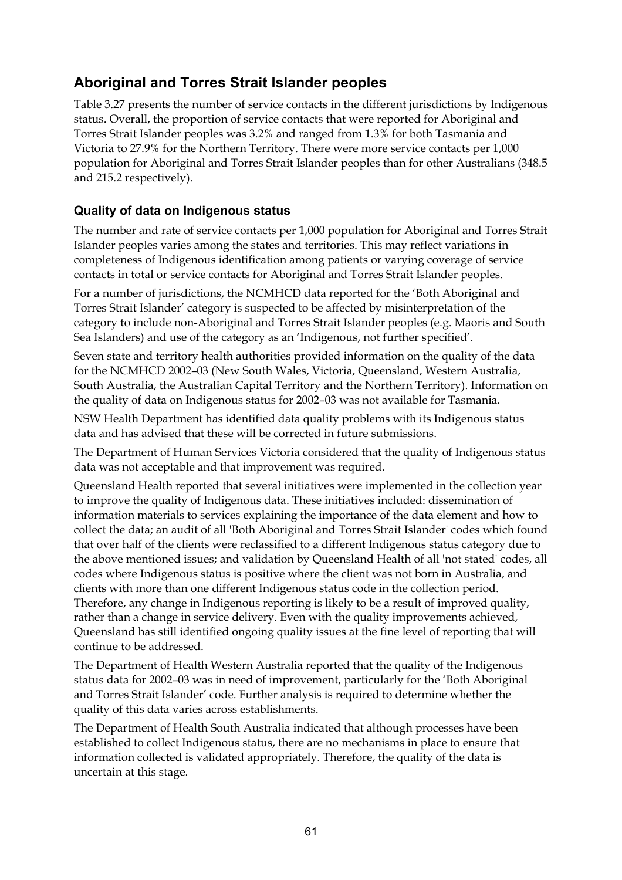## Aboriginal and Torres Strait Islander peoples

Table 3.27 presents the number of service contacts in the different jurisdictions by Indigenous status. Overall, the proportion of service contacts that were reported for Aboriginal and Torres Strait Islander peoples was 3.2% and ranged from 1.3% for both Tasmania and Victoria to 27.9% for the Northern Territory. There were more service contacts per 1,000 population for Aboriginal and Torres Strait Islander peoples than for other Australians (348.5 and 215.2 respectively).

### Quality of data on Indigenous status

The number and rate of service contacts per 1,000 population for Aboriginal and Torres Strait Islander peoples varies among the states and territories. This may reflect variations in completeness of Indigenous identification among patients or varying coverage of service contacts in total or service contacts for Aboriginal and Torres Strait Islander peoples.

For a number of jurisdictions, the NCMHCD data reported for the 'Both Aboriginal and Torres Strait Islander' category is suspected to be affected by misinterpretation of the category to include non-Aboriginal and Torres Strait Islander peoples (e.g. Maoris and South Sea Islanders) and use of the category as an 'Indigenous, not further specified'.

Seven state and territory health authorities provided information on the quality of the data for the NCMHCD 2002–03 (New South Wales, Victoria, Queensland, Western Australia, South Australia, the Australian Capital Territory and the Northern Territory). Information on the quality of data on Indigenous status for 2002–03 was not available for Tasmania.

NSW Health Department has identified data quality problems with its Indigenous status data and has advised that these will be corrected in future submissions.

The Department of Human Services Victoria considered that the quality of Indigenous status data was not acceptable and that improvement was required.

Queensland Health reported that several initiatives were implemented in the collection year to improve the quality of Indigenous data. These initiatives included: dissemination of information materials to services explaining the importance of the data element and how to collect the data; an audit of all 'Both Aboriginal and Torres Strait Islander' codes which found that over half of the clients were reclassified to a different Indigenous status category due to the above mentioned issues; and validation by Queensland Health of all 'not stated' codes, all codes where Indigenous status is positive where the client was not born in Australia, and clients with more than one different Indigenous status code in the collection period. Therefore, any change in Indigenous reporting is likely to be a result of improved quality, rather than a change in service delivery. Even with the quality improvements achieved, Queensland has still identified ongoing quality issues at the fine level of reporting that will continue to be addressed.

The Department of Health Western Australia reported that the quality of the Indigenous status data for 2002–03 was in need of improvement, particularly for the 'Both Aboriginal and Torres Strait Islander' code. Further analysis is required to determine whether the quality of this data varies across establishments.

The Department of Health South Australia indicated that although processes have been established to collect Indigenous status, there are no mechanisms in place to ensure that information collected is validated appropriately. Therefore, the quality of the data is uncertain at this stage.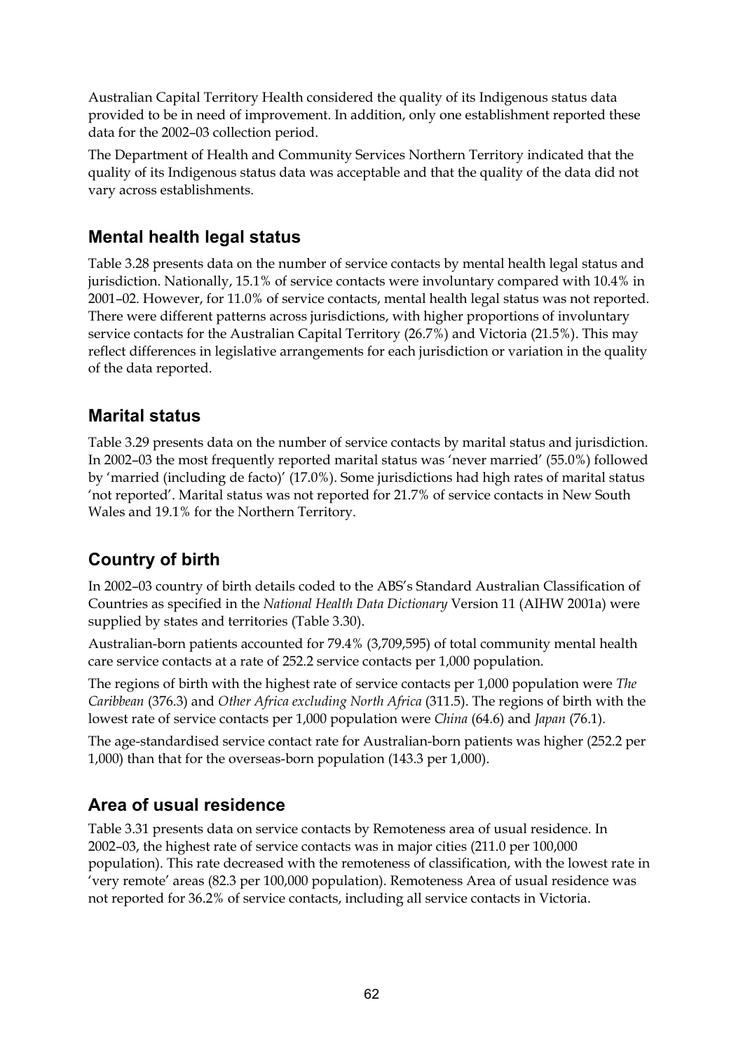Australian Capital Territory Health considered the quality of its Indigenous status data provided to be in need of improvement. In addition, only one establishment reported these data for the 2002–03 collection period.

The Department of Health and Community Services Northern Territory indicated that the quality of its Indigenous status data was acceptable and that the quality of the data did not vary across establishments.

## Mental health legal status

Table 3.28 presents data on the number of service contacts by mental health legal status and jurisdiction. Nationally, 15.1% of service contacts were involuntary compared with 10.4% in 2001–02. However, for 11.0% of service contacts, mental health legal status was not reported. There were different patterns across jurisdictions, with higher proportions of involuntary service contacts for the Australian Capital Territory (26.7%) and Victoria (21.5%). This may reflect differences in legislative arrangements for each jurisdiction or variation in the quality of the data reported.

## Marital status

Table 3.29 presents data on the number of service contacts by marital status and jurisdiction. In 2002–03 the most frequently reported marital status was 'never married' (55.0%) followed by 'married (including de facto)' (17.0%). Some jurisdictions had high rates of marital status 'not reported'. Marital status was not reported for 21.7% of service contacts in New South Wales and 19.1% for the Northern Territory.

## Country of birth

In 2002–03 country of birth details coded to the ABS's Standard Australian Classification of Countries as specified in the *National Health Data Dictionary* Version 11 (AIHW 2001a) were supplied by states and territories (Table 3.30).

Australian-born patients accounted for 79.4% (3,709,595) of total community mental health care service contacts at a rate of 252.2 service contacts per 1,000 population.

The regions of birth with the highest rate of service contacts per 1,000 population were *The Caribbean* (376.3) and *Other Africa excluding North Africa* (311.5). The regions of birth with the lowest rate of service contacts per 1,000 population were *China* (64.6) and *Japan* (76.1).

The age-standardised service contact rate for Australian-born patients was higher (252.2 per 1,000) than that for the overseas-born population (143.3 per 1,000).

## Area of usual residence

Table 3.31 presents data on service contacts by Remoteness area of usual residence. In 2002–03, the highest rate of service contacts was in major cities (211.0 per 100,000 population). This rate decreased with the remoteness of classification, with the lowest rate in 'very remote' areas (82.3 per 100,000 population). Remoteness Area of usual residence was not reported for 36.2% of service contacts, including all service contacts in Victoria.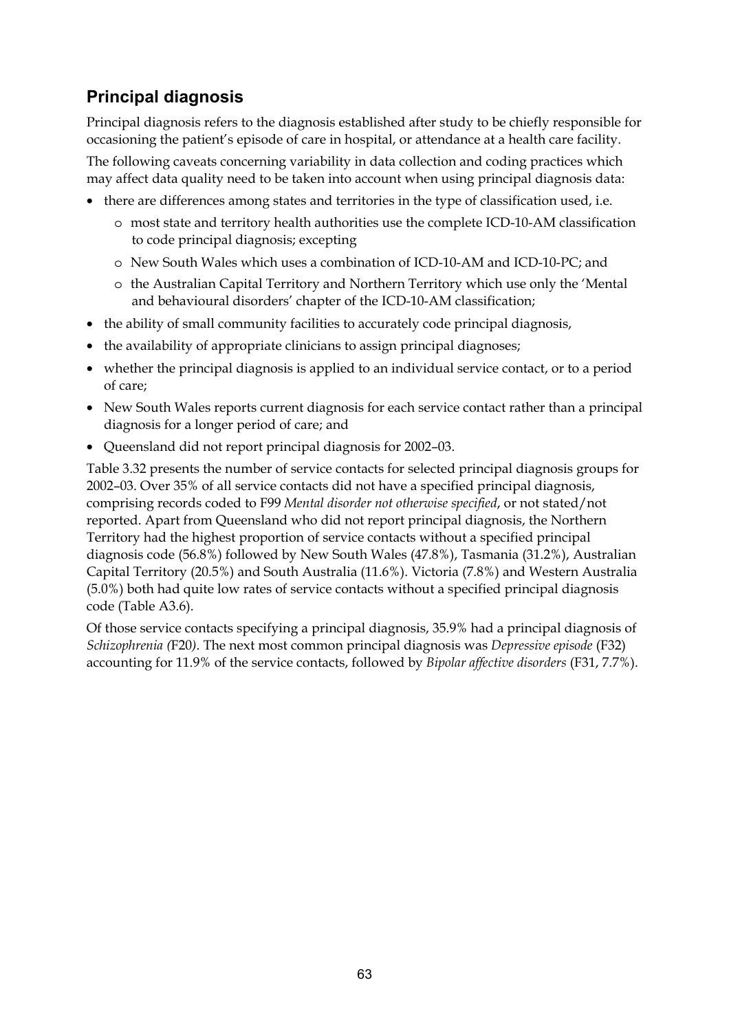## Principal diagnosis

Principal diagnosis refers to the diagnosis established after study to be chiefly responsible for occasioning the patient's episode of care in hospital, or attendance at a health care facility.

The following caveats concerning variability in data collection and coding practices which may affect data quality need to be taken into account when using principal diagnosis data:

- there are differences among states and territories in the type of classification used, i.e.
  - most state and territory health authorities use the complete ICD-10-AM classification to code principal diagnosis; excepting
  - New South Wales which uses a combination of ICD-10-AM and ICD-10-PC; and
  - the Australian Capital Territory and Northern Territory which use only the 'Mental and behavioural disorders' chapter of the ICD-10-AM classification;
- the ability of small community facilities to accurately code principal diagnosis,
- the availability of appropriate clinicians to assign principal diagnoses;
- whether the principal diagnosis is applied to an individual service contact, or to a period of care;
- New South Wales reports current diagnosis for each service contact rather than a principal diagnosis for a longer period of care; and
- Queensland did not report principal diagnosis for 2002–03.

Table 3.32 presents the number of service contacts for selected principal diagnosis groups for 2002–03. Over 35% of all service contacts did not have a specified principal diagnosis, comprising records coded to F99 *Mental disorder not otherwise specified*, or not stated/not reported. Apart from Queensland who did not report principal diagnosis, the Northern Territory had the highest proportion of service contacts without a specified principal diagnosis code (56.8%) followed by New South Wales (47.8%), Tasmania (31.2%), Australian Capital Territory (20.5%) and South Australia (11.6%). Victoria (7.8%) and Western Australia (5.0%) both had quite low rates of service contacts without a specified principal diagnosis code (Table A3.6).

Of those service contacts specifying a principal diagnosis, 35.9% had a principal diagnosis of *Schizophrenia (*F20*)*. The next most common principal diagnosis was *Depressive episode* (F32) accounting for 11.9% of the service contacts, followed by *Bipolar affective disorders* (F31, 7.7%).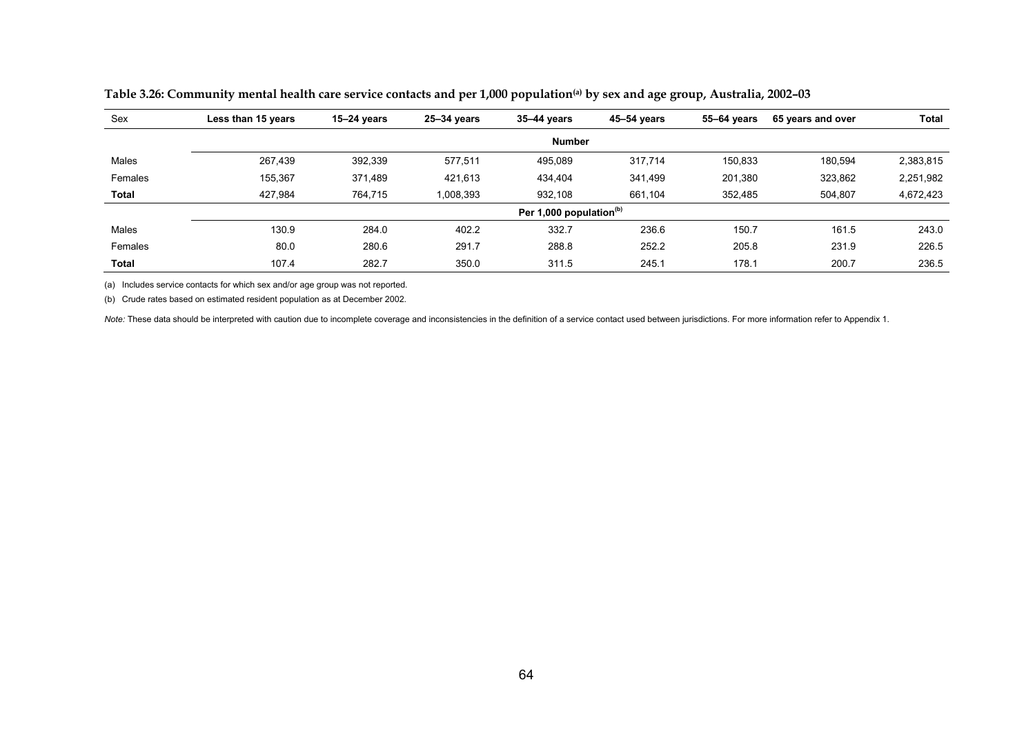**Table 3.26: Community mental health care service contacts and per 1,000 population[(a)] by sex and age group, Australia, 2002–03**

| Sex | Less than 15 years | 15–24 years | 25–34 years | 35–44 years | 45–54 years | 55–64 years | 65 years and over | Total |
|---|---|---|---|---|---|---|---|---|
| | | | | **Number** | | | | |
| Males | 267,439 | 392,339 | 577,511 | 495,089 | 317,714 | 150,833 | 180,594 | 2,383,815 |
| Females | 155,367 | 371,489 | 421,613 | 434,404 | 341,499 | 201,380 | 323,862 | 2,251,982 |
| **Total** | 427,984 | 764,715 | 1,008,393 | 932,108 | 661,104 | 352,485 | 504,807 | 4,672,423 |
| | | | | **Per 1,000 population[(b)]** | | | | |
| Males | 130.9 | 284.0 | 402.2 | 332.7 | 236.6 | 150.7 | 161.5 | 243.0 |
| Females | 80.0 | 280.6 | 291.7 | 288.8 | 252.2 | 205.8 | 231.9 | 226.5 |
| **Total** | 107.4 | 282.7 | 350.0 | 311.5 | 245.1 | 178.1 | 200.7 | 236.5 |

(a) Includes service contacts for which sex and/or age group was not reported.

(b) Crude rates based on estimated resident population as at December 2002.

*Note:* These data should be interpreted with caution due to incomplete coverage and inconsistencies in the definition of a service contact used between jurisdictions. For more information refer to Appendix 1.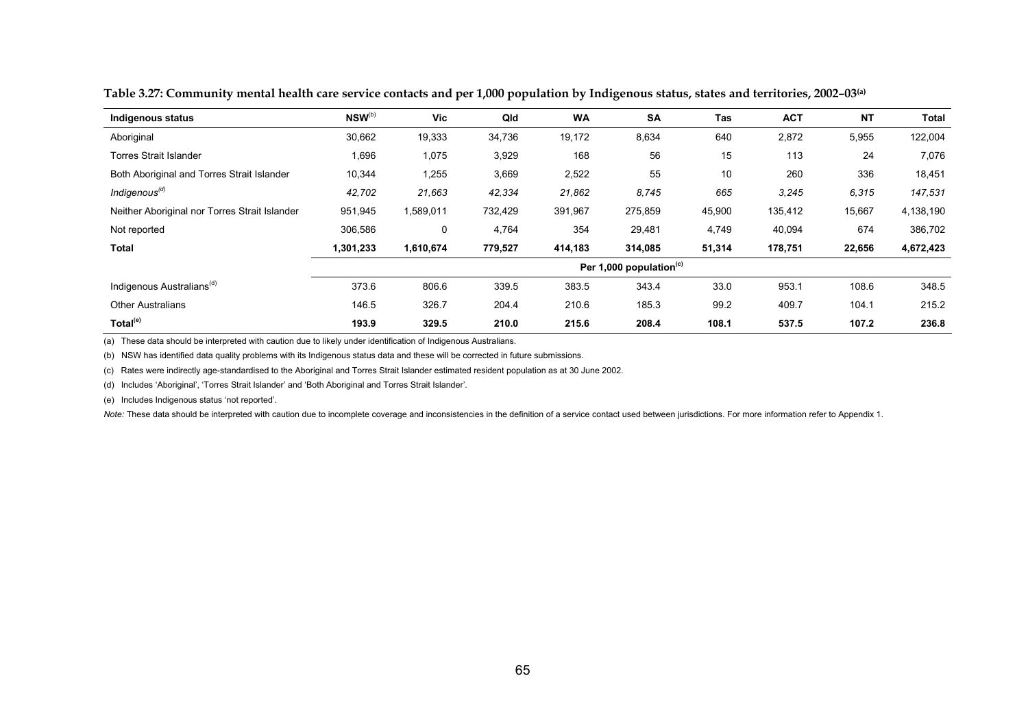**Table 3.27: Community mental health care service contacts and per 1,000 population by Indigenous status, states and territories, 2002–03[(a)]**

| Indigenous status | NSW[(b)] | Vic | Qld | WA | SA | Tas | ACT | NT | Total |
|---|---|---|---|---|---|---|---|---|---|
| Aboriginal | 30,662 | 19,333 | 34,736 | 19,172 | 8,634 | 640 | 2,872 | 5,955 | 122,004 |
| Torres Strait Islander | 1,696 | 1,075 | 3,929 | 168 | 56 | 15 | 113 | 24 | 7,076 |
| Both Aboriginal and Torres Strait Islander | 10,344 | 1,255 | 3,669 | 2,522 | 55 | 10 | 260 | 336 | 18,451 |
| *Indigenous[(d)]* | *42,702* | *21,663* | *42,334* | *21,862* | *8,745* | *665* | *3,245* | *6,315* | *147,531* |
| Neither Aboriginal nor Torres Strait Islander | 951,945 | 1,589,011 | 732,429 | 391,967 | 275,859 | 45,900 | 135,412 | 15,667 | 4,138,190 |
| Not reported | 306,586 | 0 | 4,764 | 354 | 29,481 | 4,749 | 40,094 | 674 | 386,702 |
| **Total** | **1,301,233** | **1,610,674** | **779,527** | **414,183** | **314,085** | **51,314** | **178,751** | **22,656** | **4,672,423** |
| | | | | | **Per 1,000 population[(c)]** | | | | |
| Indigenous Australians[(d)] | 373.6 | 806.6 | 339.5 | 383.5 | 343.4 | 33.0 | 953.1 | 108.6 | 348.5 |
| Other Australians | 146.5 | 326.7 | 204.4 | 210.6 | 185.3 | 99.2 | 409.7 | 104.1 | 215.2 |
| **Total[(e)]** | **193.9** | **329.5** | **210.0** | **215.6** | **208.4** | **108.1** | **537.5** | **107.2** | **236.8** |

(a) These data should be interpreted with caution due to likely under identification of Indigenous Australians.

(b) NSW has identified data quality problems with its Indigenous status data and these will be corrected in future submissions.

(c) Rates were indirectly age-standardised to the Aboriginal and Torres Strait Islander estimated resident population as at 30 June 2002.

(d) Includes 'Aboriginal', 'Torres Strait Islander' and 'Both Aboriginal and Torres Strait Islander'.

(e) Includes Indigenous status 'not reported'.

*Note:* These data should be interpreted with caution due to incomplete coverage and inconsistencies in the definition of a service contact used between jurisdictions. For more information refer to Appendix 1.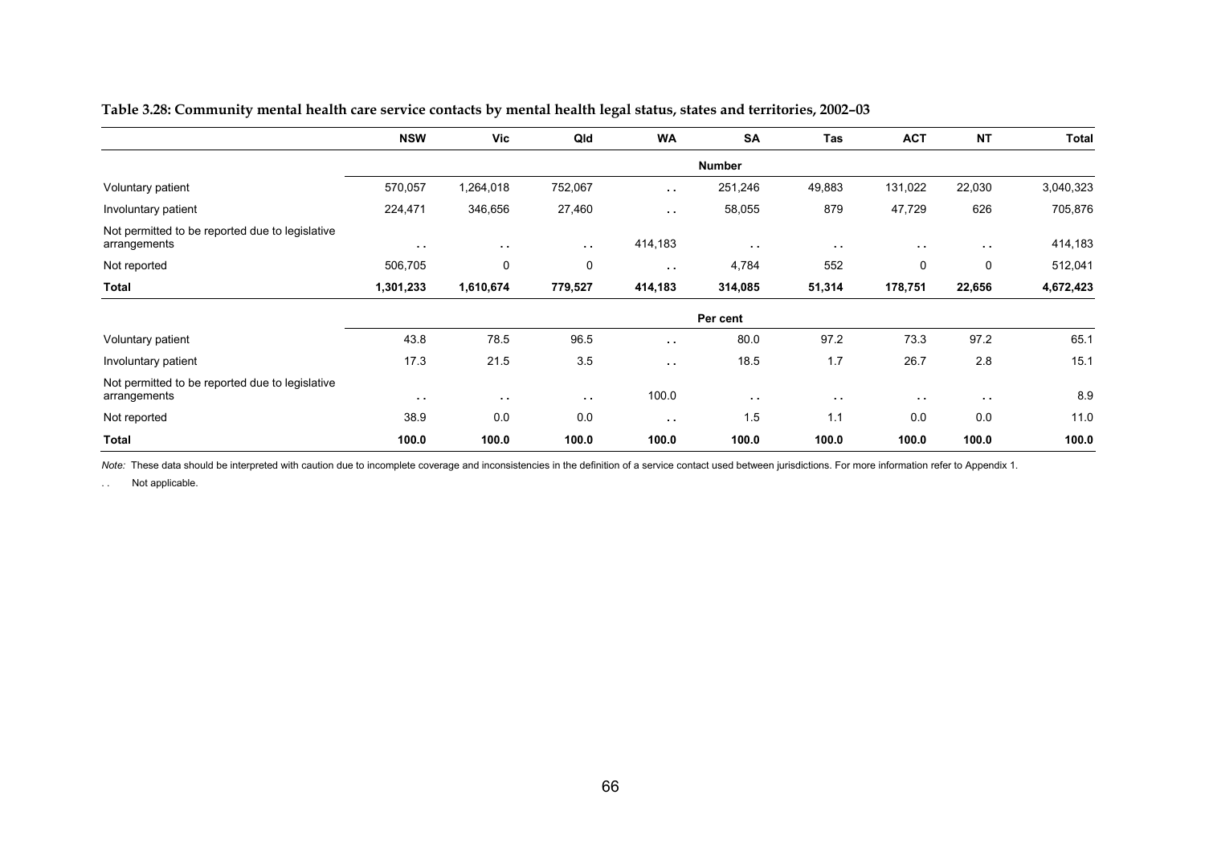**Table 3.28: Community mental health care service contacts by mental health legal status, states and territories, 2002–03**

| | NSW | Vic | Qld | WA | SA | Tas | ACT | NT | Total |
|---|---|---|---|---|---|---|---|---|---|
| | | | | | **Number** | | | | |
| Voluntary patient | 570,057 | 1,264,018 | 752,067 | . . | 251,246 | 49,883 | 131,022 | 22,030 | 3,040,323 |
| Involuntary patient | 224,471 | 346,656 | 27,460 | . . | 58,055 | 879 | 47,729 | 626 | 705,876 |
| Not permitted to be reported due to legislative arrangements | . . | . . | . . | 414,183 | . . | . . | . . | . . | 414,183 |
| Not reported | 506,705 | 0 | 0 | . . | 4,784 | 552 | 0 | 0 | 512,041 |
| **Total** | **1,301,233** | **1,610,674** | **779,527** | **414,183** | **314,085** | **51,314** | **178,751** | **22,656** | **4,672,423** |
| | | | | | **Per cent** | | | | |
| Voluntary patient | 43.8 | 78.5 | 96.5 | . . | 80.0 | 97.2 | 73.3 | 97.2 | 65.1 |
| Involuntary patient | 17.3 | 21.5 | 3.5 | . . | 18.5 | 1.7 | 26.7 | 2.8 | 15.1 |
| Not permitted to be reported due to legislative arrangements | . . | . . | . . | 100.0 | . . | . . | . . | . . | 8.9 |
| Not reported | 38.9 | 0.0 | 0.0 | . . | 1.5 | 1.1 | 0.0 | 0.0 | 11.0 |
| **Total** | **100.0** | **100.0** | **100.0** | **100.0** | **100.0** | **100.0** | **100.0** | **100.0** | **100.0** |

*Note:* These data should be interpreted with caution due to incomplete coverage and inconsistencies in the definition of a service contact used between jurisdictions. For more information refer to Appendix 1.

. . Not applicable.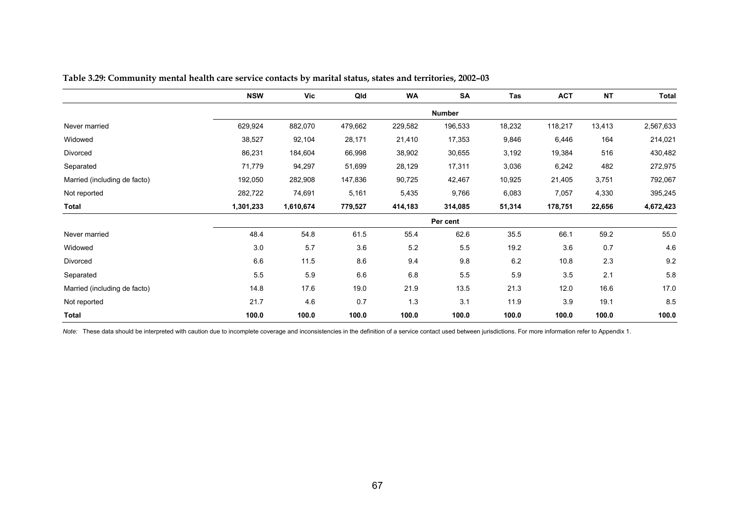**Table 3.29: Community mental health care service contacts by marital status, states and territories, 2002–03**

| | NSW | Vic | Qld | WA | SA | Tas | ACT | NT | Total |
|---|---|---|---|---|---|---|---|---|---|
| | | | | | **Number** | | | | |
| Never married | 629,924 | 882,070 | 479,662 | 229,582 | 196,533 | 18,232 | 118,217 | 13,413 | 2,567,633 |
| Widowed | 38,527 | 92,104 | 28,171 | 21,410 | 17,353 | 9,846 | 6,446 | 164 | 214,021 |
| Divorced | 86,231 | 184,604 | 66,998 | 38,902 | 30,655 | 3,192 | 19,384 | 516 | 430,482 |
| Separated | 71,779 | 94,297 | 51,699 | 28,129 | 17,311 | 3,036 | 6,242 | 482 | 272,975 |
| Married (including de facto) | 192,050 | 282,908 | 147,836 | 90,725 | 42,467 | 10,925 | 21,405 | 3,751 | 792,067 |
| Not reported | 282,722 | 74,691 | 5,161 | 5,435 | 9,766 | 6,083 | 7,057 | 4,330 | 395,245 |
| **Total** | **1,301,233** | **1,610,674** | **779,527** | **414,183** | **314,085** | **51,314** | **178,751** | **22,656** | **4,672,423** |
| | | | | | **Per cent** | | | | |
| Never married | 48.4 | 54.8 | 61.5 | 55.4 | 62.6 | 35.5 | 66.1 | 59.2 | 55.0 |
| Widowed | 3.0 | 5.7 | 3.6 | 5.2 | 5.5 | 19.2 | 3.6 | 0.7 | 4.6 |
| Divorced | 6.6 | 11.5 | 8.6 | 9.4 | 9.8 | 6.2 | 10.8 | 2.3 | 9.2 |
| Separated | 5.5 | 5.9 | 6.6 | 6.8 | 5.5 | 5.9 | 3.5 | 2.1 | 5.8 |
| Married (including de facto) | 14.8 | 17.6 | 19.0 | 21.9 | 13.5 | 21.3 | 12.0 | 16.6 | 17.0 |
| Not reported | 21.7 | 4.6 | 0.7 | 1.3 | 3.1 | 11.9 | 3.9 | 19.1 | 8.5 |
| **Total** | **100.0** | **100.0** | **100.0** | **100.0** | **100.0** | **100.0** | **100.0** | **100.0** | **100.0** |

*Note:* These data should be interpreted with caution due to incomplete coverage and inconsistencies in the definition of a service contact used between jurisdictions. For more information refer to Appendix 1.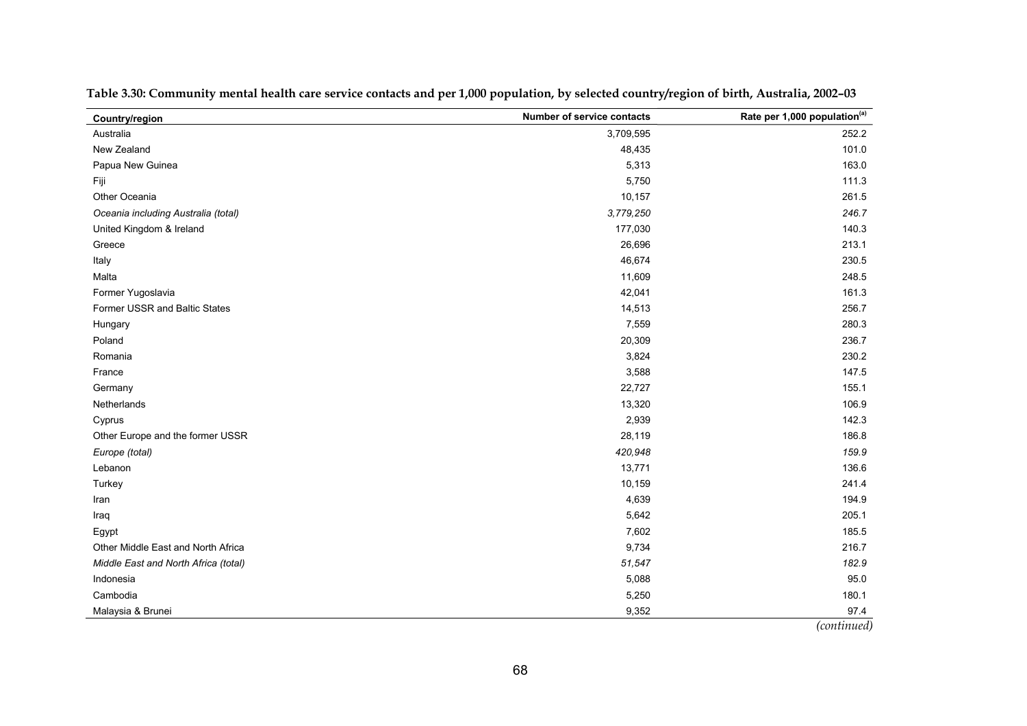**Table 3.30: Community mental health care service contacts and per 1,000 population, by selected country/region of birth, Australia, 2002–03**

| Country/region | Number of service contacts | Rate per 1,000 population[(a)] |
|---|---|---|
| Australia | 3,709,595 | 252.2 |
| New Zealand | 48,435 | 101.0 |
| Papua New Guinea | 5,313 | 163.0 |
| Fiji | 5,750 | 111.3 |
| Other Oceania | 10,157 | 261.5 |
| *Oceania including Australia (total)* | *3,779,250* | *246.7* |
| United Kingdom & Ireland | 177,030 | 140.3 |
| Greece | 26,696 | 213.1 |
| Italy | 46,674 | 230.5 |
| Malta | 11,609 | 248.5 |
| Former Yugoslavia | 42,041 | 161.3 |
| Former USSR and Baltic States | 14,513 | 256.7 |
| Hungary | 7,559 | 280.3 |
| Poland | 20,309 | 236.7 |
| Romania | 3,824 | 230.2 |
| France | 3,588 | 147.5 |
| Germany | 22,727 | 155.1 |
| Netherlands | 13,320 | 106.9 |
| Cyprus | 2,939 | 142.3 |
| Other Europe and the former USSR | 28,119 | 186.8 |
| *Europe (total)* | *420,948* | *159.9* |
| Lebanon | 13,771 | 136.6 |
| Turkey | 10,159 | 241.4 |
| Iran | 4,639 | 194.9 |
| Iraq | 5,642 | 205.1 |
| Egypt | 7,602 | 185.5 |
| Other Middle East and North Africa | 9,734 | 216.7 |
| *Middle East and North Africa (total)* | *51,547* | *182.9* |
| Indonesia | 5,088 | 95.0 |
| Cambodia | 5,250 | 180.1 |
| Malaysia & Brunei | 9,352 | 97.4 |

*(continued)*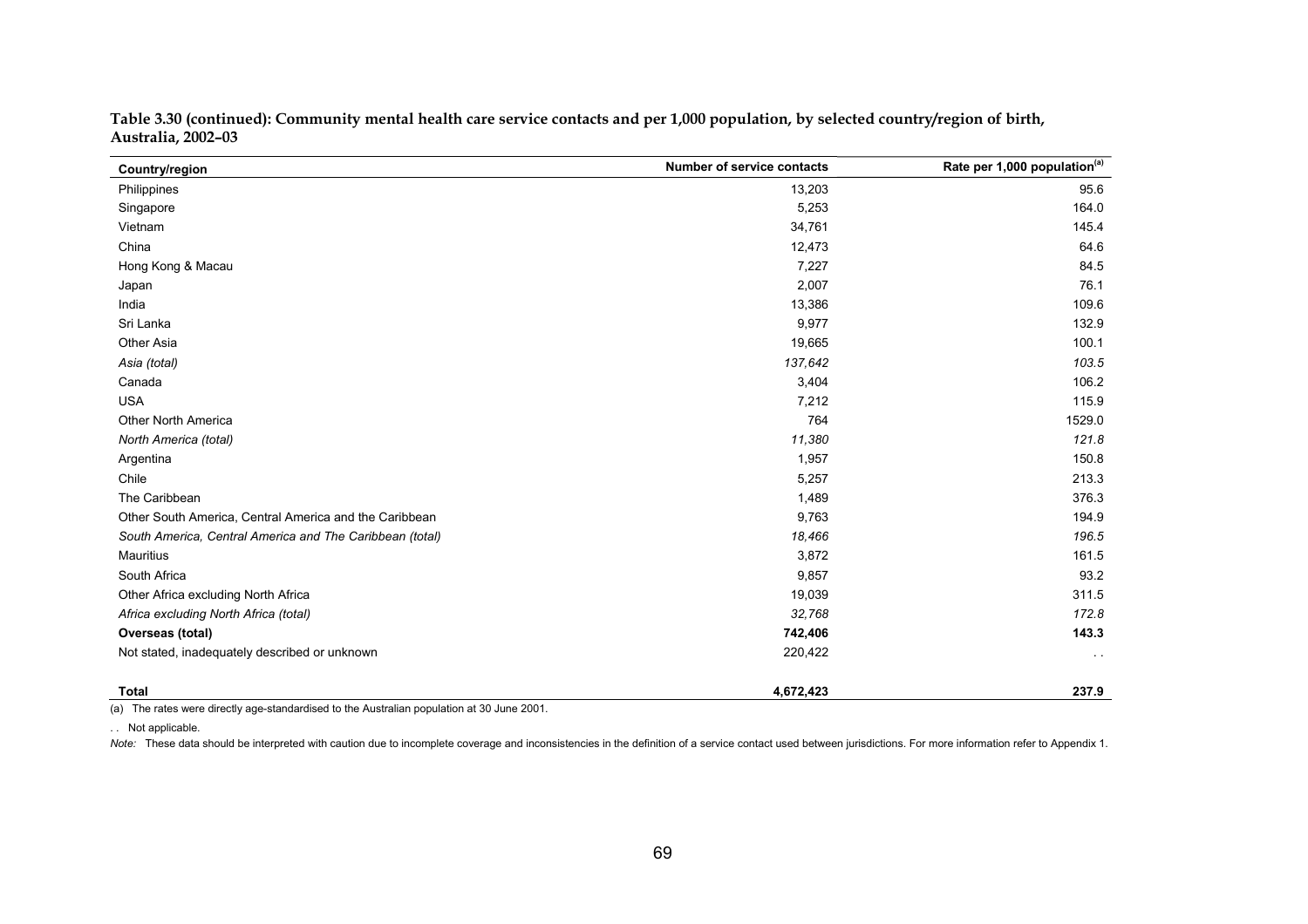**Table 3.30 (continued): Community mental health care service contacts and per 1,000 population, by selected country/region of birth, Australia, 2002–03**

| Country/region | Number of service contacts | Rate per 1,000 population[(a)] |
|---|---|---|
| Philippines | 13,203 | 95.6 |
| Singapore | 5,253 | 164.0 |
| Vietnam | 34,761 | 145.4 |
| China | 12,473 | 64.6 |
| Hong Kong & Macau | 7,227 | 84.5 |
| Japan | 2,007 | 76.1 |
| India | 13,386 | 109.6 |
| Sri Lanka | 9,977 | 132.9 |
| Other Asia | 19,665 | 100.1 |
| *Asia (total)* | *137,642* | *103.5* |
| Canada | 3,404 | 106.2 |
| USA | 7,212 | 115.9 |
| Other North America | 764 | 1529.0 |
| *North America (total)* | *11,380* | *121.8* |
| Argentina | 1,957 | 150.8 |
| Chile | 5,257 | 213.3 |
| The Caribbean | 1,489 | 376.3 |
| Other South America, Central America and the Caribbean | 9,763 | 194.9 |
| *South America, Central America and The Caribbean (total)* | *18,466* | *196.5* |
| Mauritius | 3,872 | 161.5 |
| South Africa | 9,857 | 93.2 |
| Other Africa excluding North Africa | 19,039 | 311.5 |
| *Africa excluding North Africa (total)* | *32,768* | *172.8* |
| **Overseas (total)** | **742,406** | **143.3** |
| Not stated, inadequately described or unknown | 220,422 | . . |
| **Total** | **4,672,423** | **237.9** |

(a) The rates were directly age-standardised to the Australian population at 30 June 2001.

. . Not applicable.

*Note:* These data should be interpreted with caution due to incomplete coverage and inconsistencies in the definition of a service contact used between jurisdictions. For more information refer to Appendix 1.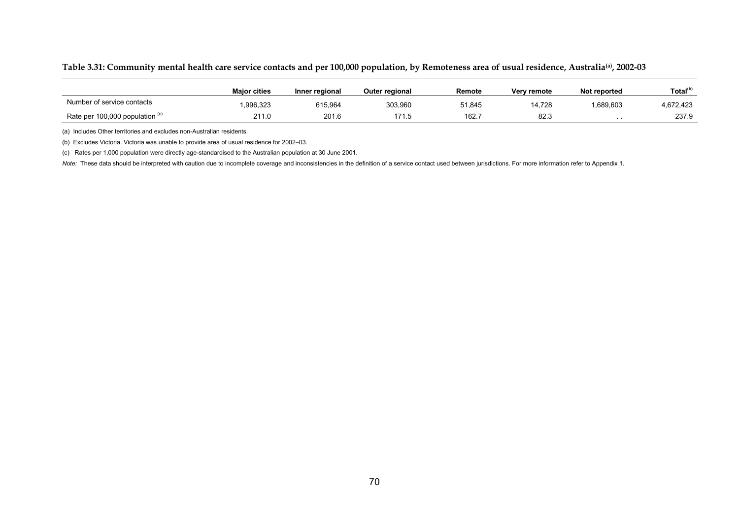**Table 3.31: Community mental health care service contacts and per 100,000 population, by Remoteness area of usual residence, Australia[(a)], 2002-03**

| | Major cities | Inner regional | Outer regional | Remote | Very remote | Not reported | Total[(b)] |
|---|---|---|---|---|---|---|---|
| Number of service contacts | 1,996,323 | 615,964 | 303,960 | 51,845 | 14,728 | 1,689,603 | 4,672,423 |
| Rate per 100,000 population [(c)] | 211.0 | 201.6 | 171.5 | 162.7 | 82.3 | . . | 237.9 |

(a) Includes Other territories and excludes non-Australian residents.

(b) Excludes Victoria. Victoria was unable to provide area of usual residence for 2002–03.

(c) Rates per 1,000 population were directly age-standardised to the Australian population at 30 June 2001.

*Note:* These data should be interpreted with caution due to incomplete coverage and inconsistencies in the definition of a service contact used between jurisdictions. For more information refer to Appendix 1.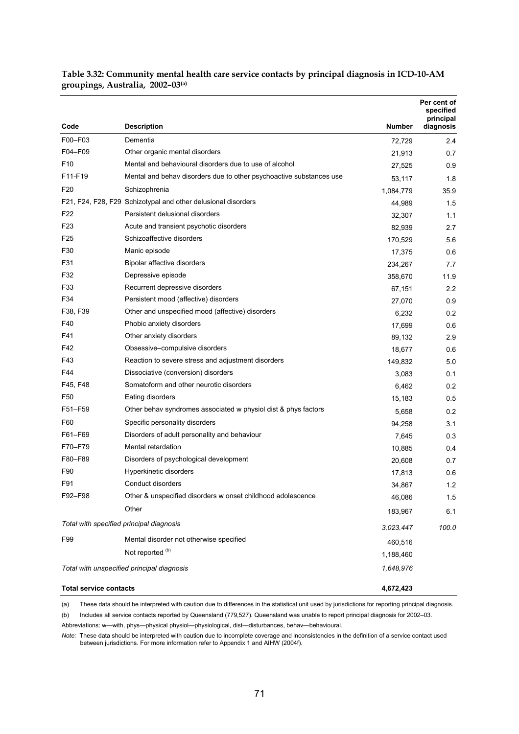**Table 3.32: Community mental health care service contacts by principal diagnosis in ICD-10-AM groupings, Australia, 2002–03[(a)]**

| Code | Description | Number | Per cent of specified principal diagnosis |
|---|---|---|---|
| F00–F03 | Dementia | 72,729 | 2.4 |
| F04–F09 | Other organic mental disorders | 21,913 | 0.7 |
| F10 | Mental and behavioural disorders due to use of alcohol | 27,525 | 0.9 |
| F11-F19 | Mental and behav disorders due to other psychoactive substances use | 53,117 | 1.8 |
| F20 | Schizophrenia | 1,084,779 | 35.9 |
| F21, F24, F28, F29 | Schizotypal and other delusional disorders | 44,989 | 1.5 |
| F22 | Persistent delusional disorders | 32,307 | 1.1 |
| F23 | Acute and transient psychotic disorders | 82,939 | 2.7 |
| F25 | Schizoaffective disorders | 170,529 | 5.6 |
| F30 | Manic episode | 17,375 | 0.6 |
| F31 | Bipolar affective disorders | 234,267 | 7.7 |
| F32 | Depressive episode | 358,670 | 11.9 |
| F33 | Recurrent depressive disorders | 67,151 | 2.2 |
| F34 | Persistent mood (affective) disorders | 27,070 | 0.9 |
| F38, F39 | Other and unspecified mood (affective) disorders | 6,232 | 0.2 |
| F40 | Phobic anxiety disorders | 17,699 | 0.6 |
| F41 | Other anxiety disorders | 89,132 | 2.9 |
| F42 | Obsessive–compulsive disorders | 18,677 | 0.6 |
| F43 | Reaction to severe stress and adjustment disorders | 149,832 | 5.0 |
| F44 | Dissociative (conversion) disorders | 3,083 | 0.1 |
| F45, F48 | Somatoform and other neurotic disorders | 6,462 | 0.2 |
| F50 | Eating disorders | 15,183 | 0.5 |
| F51–F59 | Other behav syndromes associated w physiol dist & phys factors | 5,658 | 0.2 |
| F60 | Specific personality disorders | 94,258 | 3.1 |
| F61–F69 | Disorders of adult personality and behaviour | 7,645 | 0.3 |
| F70–F79 | Mental retardation | 10,885 | 0.4 |
| F80–F89 | Disorders of psychological development | 20,608 | 0.7 |
| F90 | Hyperkinetic disorders | 17,813 | 0.6 |
| F91 | Conduct disorders | 34,867 | 1.2 |
| F92–F98 | Other & unspecified disorders w onset childhood adolescence | 46,086 | 1.5 |
| | Other | 183,967 | 6.1 |
| *Total with specified principal diagnosis* | | *3,023,447* | *100.0* |
| F99 | Mental disorder not otherwise specified | 460,516 | |
| | Not reported [(b)] | 1,188,460 | |
| *Total with unspecified principal diagnosis* | | *1,648,976* | |
| **Total service contacts** | | **4,672,423** | |

(a) These data should be interpreted with caution due to differences in the statistical unit used by jurisdictions for reporting principal diagnosis.

(b) Includes all service contacts reported by Queensland (779,527). Queensland was unable to report principal diagnosis for 2002–03.

Abbreviations: w—with, phys—physical physiol—physiological, dist—disturbances, behav—behavioural.

*Note:* These data should be interpreted with caution due to incomplete coverage and inconsistencies in the definition of a service contact used between jurisdictions. For more information refer to Appendix 1 and AIHW (2004f).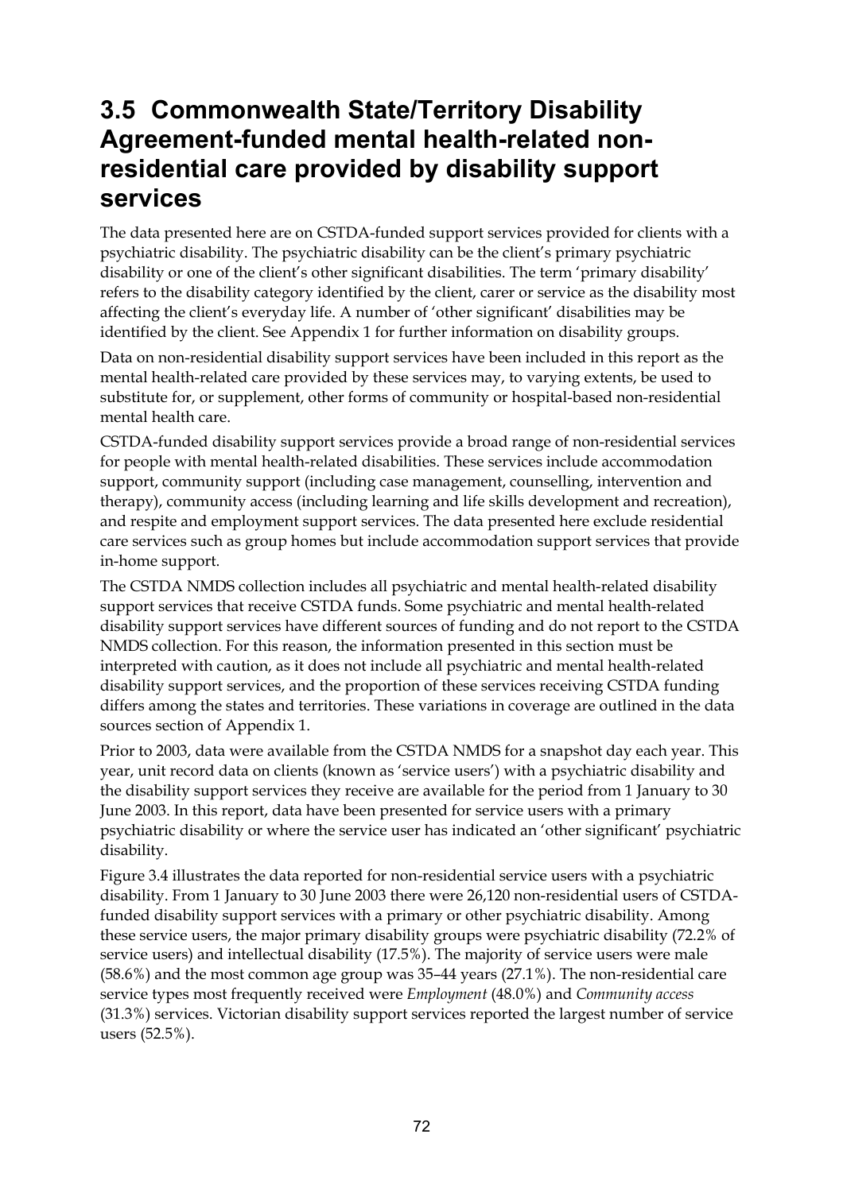## 3.5 Commonwealth State/Territory Disability Agreement-funded mental health-related non-residential care provided by disability support services

The data presented here are on CSTDA-funded support services provided for clients with a psychiatric disability. The psychiatric disability can be the client's primary psychiatric disability or one of the client's other significant disabilities. The term 'primary disability' refers to the disability category identified by the client, carer or service as the disability most affecting the client's everyday life. A number of 'other significant' disabilities may be identified by the client. See Appendix 1 for further information on disability groups.

Data on non-residential disability support services have been included in this report as the mental health-related care provided by these services may, to varying extents, be used to substitute for, or supplement, other forms of community or hospital-based non-residential mental health care.

CSTDA-funded disability support services provide a broad range of non-residential services for people with mental health-related disabilities. These services include accommodation support, community support (including case management, counselling, intervention and therapy), community access (including learning and life skills development and recreation), and respite and employment support services. The data presented here exclude residential care services such as group homes but include accommodation support services that provide in-home support.

The CSTDA NMDS collection includes all psychiatric and mental health-related disability support services that receive CSTDA funds. Some psychiatric and mental health-related disability support services have different sources of funding and do not report to the CSTDA NMDS collection. For this reason, the information presented in this section must be interpreted with caution, as it does not include all psychiatric and mental health-related disability support services, and the proportion of these services receiving CSTDA funding differs among the states and territories. These variations in coverage are outlined in the data sources section of Appendix 1.

Prior to 2003, data were available from the CSTDA NMDS for a snapshot day each year. This year, unit record data on clients (known as 'service users') with a psychiatric disability and the disability support services they receive are available for the period from 1 January to 30 June 2003. In this report, data have been presented for service users with a primary psychiatric disability or where the service user has indicated an 'other significant' psychiatric disability.

Figure 3.4 illustrates the data reported for non-residential service users with a psychiatric disability. From 1 January to 30 June 2003 there were 26,120 non-residential users of CSTDA-funded disability support services with a primary or other psychiatric disability. Among these service users, the major primary disability groups were psychiatric disability (72.2% of service users) and intellectual disability (17.5%). The majority of service users were male (58.6%) and the most common age group was 35–44 years (27.1%). The non-residential care service types most frequently received were *Employment* (48.0%) and *Community access* (31.3%) services. Victorian disability support services reported the largest number of service users (52.5%).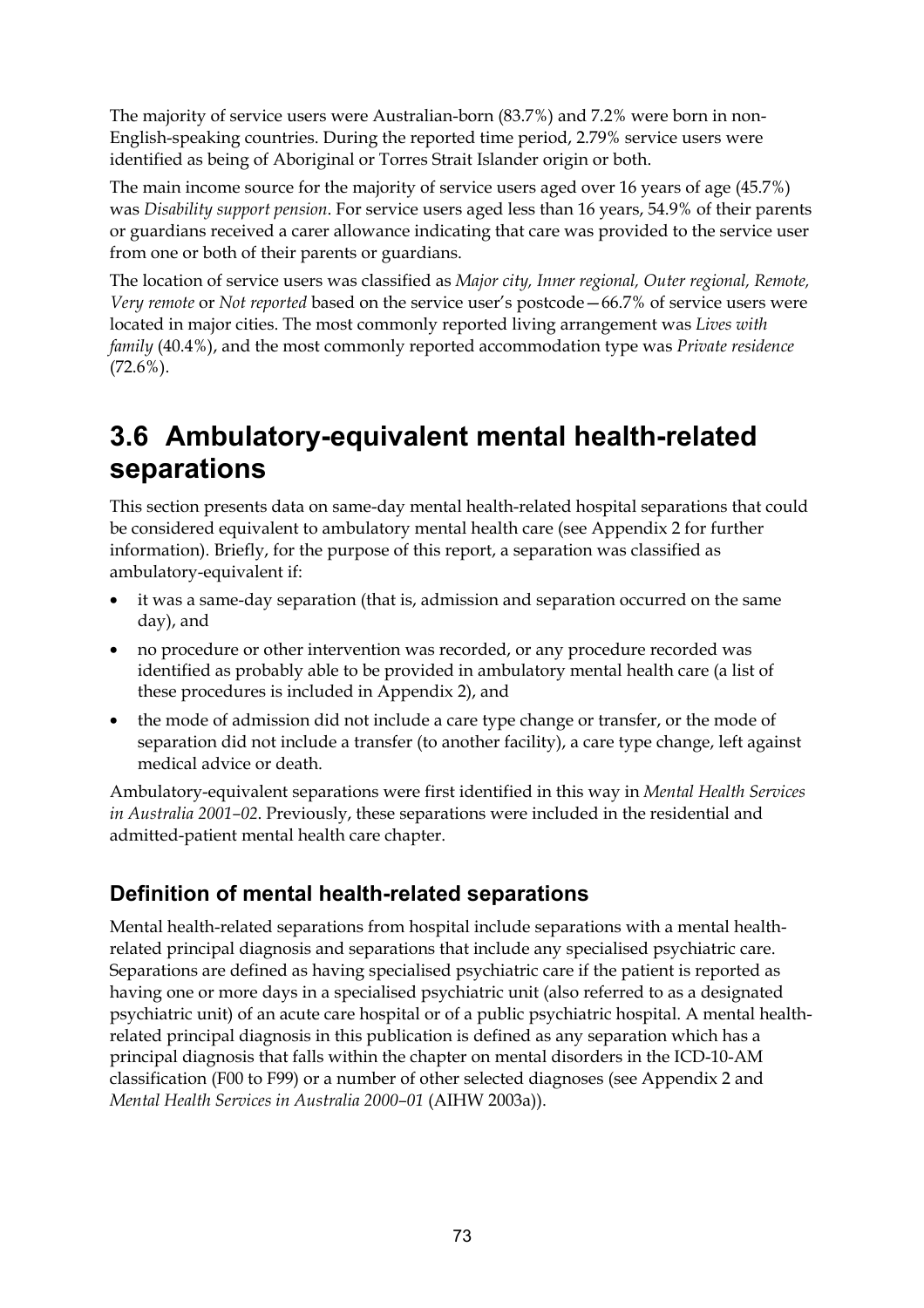The majority of service users were Australian-born (83.7%) and 7.2% were born in non-English-speaking countries. During the reported time period, 2.79% service users were identified as being of Aboriginal or Torres Strait Islander origin or both.

The main income source for the majority of service users aged over 16 years of age (45.7%) was *Disability support pension*. For service users aged less than 16 years, 54.9% of their parents or guardians received a carer allowance indicating that care was provided to the service user from one or both of their parents or guardians.

The location of service users was classified as *Major city, Inner regional, Outer regional, Remote, Very remote* or *Not reported* based on the service user's postcode—66.7% of service users were located in major cities. The most commonly reported living arrangement was *Lives with family* (40.4%), and the most commonly reported accommodation type was *Private residence* (72.6%).

# 3.6 Ambulatory-equivalent mental health-related separations

This section presents data on same-day mental health-related hospital separations that could be considered equivalent to ambulatory mental health care (see Appendix 2 for further information). Briefly, for the purpose of this report, a separation was classified as ambulatory-equivalent if:

- it was a same-day separation (that is, admission and separation occurred on the same day), and
- no procedure or other intervention was recorded, or any procedure recorded was identified as probably able to be provided in ambulatory mental health care (a list of these procedures is included in Appendix 2), and
- the mode of admission did not include a care type change or transfer, or the mode of separation did not include a transfer (to another facility), a care type change, left against medical advice or death.

Ambulatory-equivalent separations were first identified in this way in *Mental Health Services in Australia 2001–02*. Previously, these separations were included in the residential and admitted-patient mental health care chapter.

## Definition of mental health-related separations

Mental health-related separations from hospital include separations with a mental health-related principal diagnosis and separations that include any specialised psychiatric care. Separations are defined as having specialised psychiatric care if the patient is reported as having one or more days in a specialised psychiatric unit (also referred to as a designated psychiatric unit) of an acute care hospital or of a public psychiatric hospital. A mental health-related principal diagnosis in this publication is defined as any separation which has a principal diagnosis that falls within the chapter on mental disorders in the ICD-10-AM classification (F00 to F99) or a number of other selected diagnoses (see Appendix 2 and *Mental Health Services in Australia 2000–01* (AIHW 2003a)).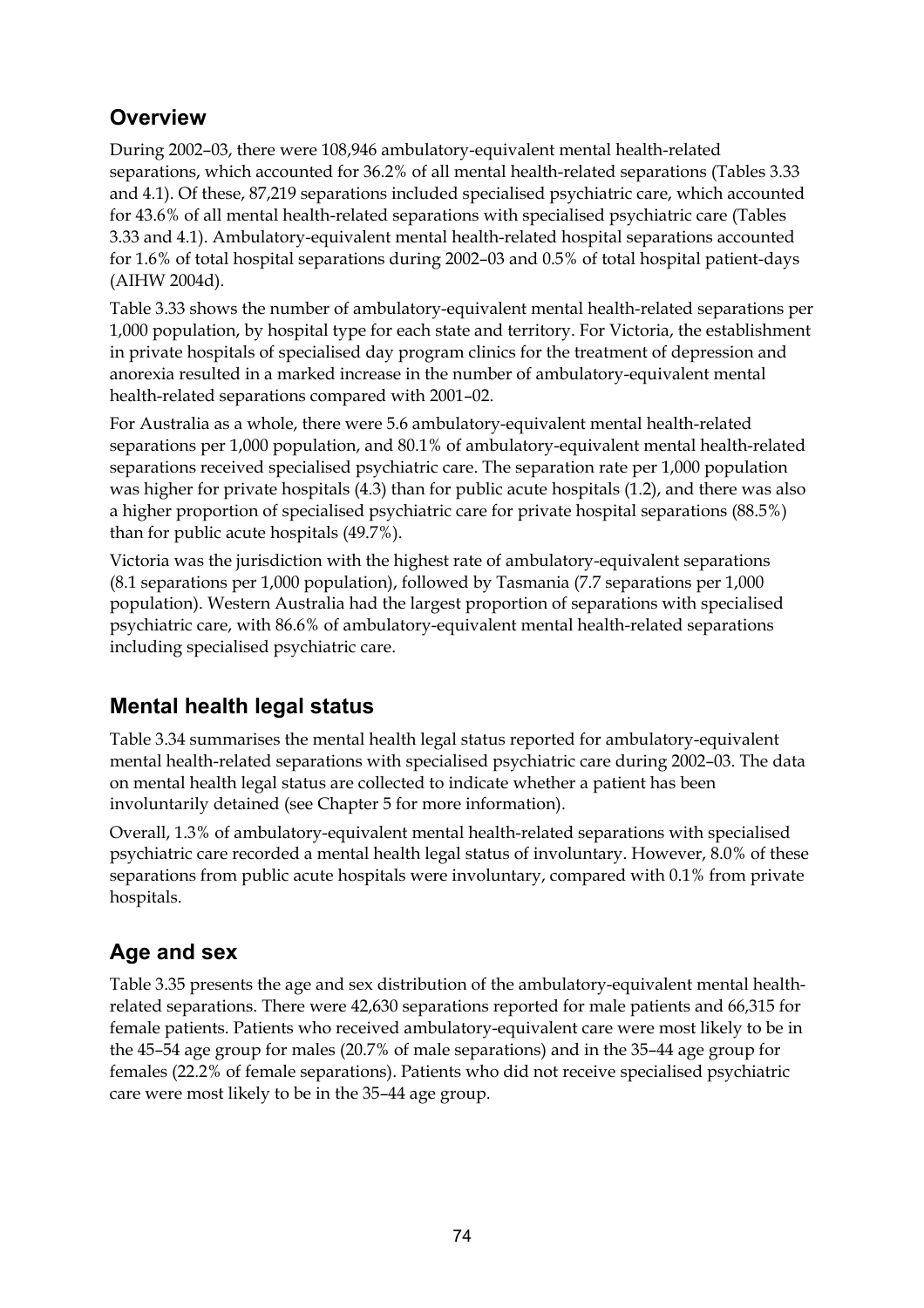## Overview

During 2002–03, there were 108,946 ambulatory-equivalent mental health-related separations, which accounted for 36.2% of all mental health-related separations (Tables 3.33 and 4.1). Of these, 87,219 separations included specialised psychiatric care, which accounted for 43.6% of all mental health-related separations with specialised psychiatric care (Tables 3.33 and 4.1). Ambulatory-equivalent mental health-related hospital separations accounted for 1.6% of total hospital separations during 2002–03 and 0.5% of total hospital patient-days (AIHW 2004d).

Table 3.33 shows the number of ambulatory-equivalent mental health-related separations per 1,000 population, by hospital type for each state and territory. For Victoria, the establishment in private hospitals of specialised day program clinics for the treatment of depression and anorexia resulted in a marked increase in the number of ambulatory-equivalent mental health-related separations compared with 2001–02.

For Australia as a whole, there were 5.6 ambulatory-equivalent mental health-related separations per 1,000 population, and 80.1% of ambulatory-equivalent mental health-related separations received specialised psychiatric care. The separation rate per 1,000 population was higher for private hospitals (4.3) than for public acute hospitals (1.2), and there was also a higher proportion of specialised psychiatric care for private hospital separations (88.5%) than for public acute hospitals (49.7%).

Victoria was the jurisdiction with the highest rate of ambulatory-equivalent separations (8.1 separations per 1,000 population), followed by Tasmania (7.7 separations per 1,000 population). Western Australia had the largest proportion of separations with specialised psychiatric care, with 86.6% of ambulatory-equivalent mental health-related separations including specialised psychiatric care.

## Mental health legal status

Table 3.34 summarises the mental health legal status reported for ambulatory-equivalent mental health-related separations with specialised psychiatric care during 2002–03. The data on mental health legal status are collected to indicate whether a patient has been involuntarily detained (see Chapter 5 for more information).

Overall, 1.3% of ambulatory-equivalent mental health-related separations with specialised psychiatric care recorded a mental health legal status of involuntary. However, 8.0% of these separations from public acute hospitals were involuntary, compared with 0.1% from private hospitals.

## Age and sex

Table 3.35 presents the age and sex distribution of the ambulatory-equivalent mental health-related separations. There were 42,630 separations reported for male patients and 66,315 for female patients. Patients who received ambulatory-equivalent care were most likely to be in the 45–54 age group for males (20.7% of male separations) and in the 35–44 age group for females (22.2% of female separations). Patients who did not receive specialised psychiatric care were most likely to be in the 35–44 age group.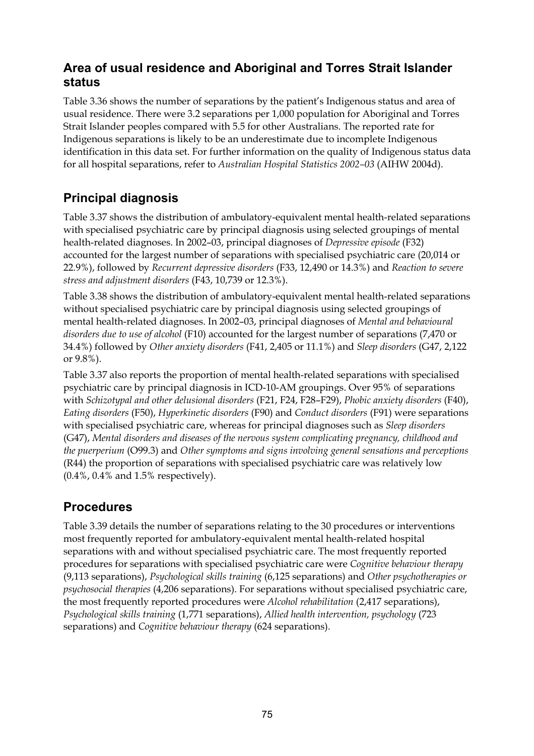## Area of usual residence and Aboriginal and Torres Strait Islander status

Table 3.36 shows the number of separations by the patient's Indigenous status and area of usual residence. There were 3.2 separations per 1,000 population for Aboriginal and Torres Strait Islander peoples compared with 5.5 for other Australians. The reported rate for Indigenous separations is likely to be an underestimate due to incomplete Indigenous identification in this data set. For further information on the quality of Indigenous status data for all hospital separations, refer to *Australian Hospital Statistics 2002–03* (AIHW 2004d).

## Principal diagnosis

Table 3.37 shows the distribution of ambulatory-equivalent mental health-related separations with specialised psychiatric care by principal diagnosis using selected groupings of mental health-related diagnoses. In 2002–03, principal diagnoses of *Depressive episode* (F32) accounted for the largest number of separations with specialised psychiatric care (20,014 or 22.9%), followed by *Recurrent depressive disorders* (F33, 12,490 or 14.3%) and *Reaction to severe stress and adjustment disorders* (F43, 10,739 or 12.3%).

Table 3.38 shows the distribution of ambulatory-equivalent mental health-related separations without specialised psychiatric care by principal diagnosis using selected groupings of mental health-related diagnoses. In 2002–03, principal diagnoses of *Mental and behavioural disorders due to use of alcohol* (F10) accounted for the largest number of separations (7,470 or 34.4%) followed by *Other anxiety disorders* (F41, 2,405 or 11.1%) and *Sleep disorders* (G47, 2,122 or 9.8%).

Table 3.37 also reports the proportion of mental health-related separations with specialised psychiatric care by principal diagnosis in ICD-10-AM groupings. Over 95% of separations with *Schizotypal and other delusional disorders* (F21, F24, F28–F29), *Phobic anxiety disorders* (F40), *Eating disorders* (F50), *Hyperkinetic disorders* (F90) and *Conduct disorders* (F91) were separations with specialised psychiatric care, whereas for principal diagnoses such as *Sleep disorders* (G47), *Mental disorders and diseases of the nervous system complicating pregnancy, childhood and the puerperium* (O99.3) and *Other symptoms and signs involving general sensations and perceptions* (R44) the proportion of separations with specialised psychiatric care was relatively low (0.4%, 0.4% and 1.5% respectively).

## Procedures

Table 3.39 details the number of separations relating to the 30 procedures or interventions most frequently reported for ambulatory-equivalent mental health-related hospital separations with and without specialised psychiatric care. The most frequently reported procedures for separations with specialised psychiatric care were *Cognitive behaviour therapy* (9,113 separations), *Psychological skills training* (6,125 separations) and *Other psychotherapies or psychosocial therapies* (4,206 separations). For separations without specialised psychiatric care, the most frequently reported procedures were *Alcohol rehabilitation* (2,417 separations), *Psychological skills training* (1,771 separations), *Allied health intervention, psychology* (723 separations) and *Cognitive behaviour therapy* (624 separations).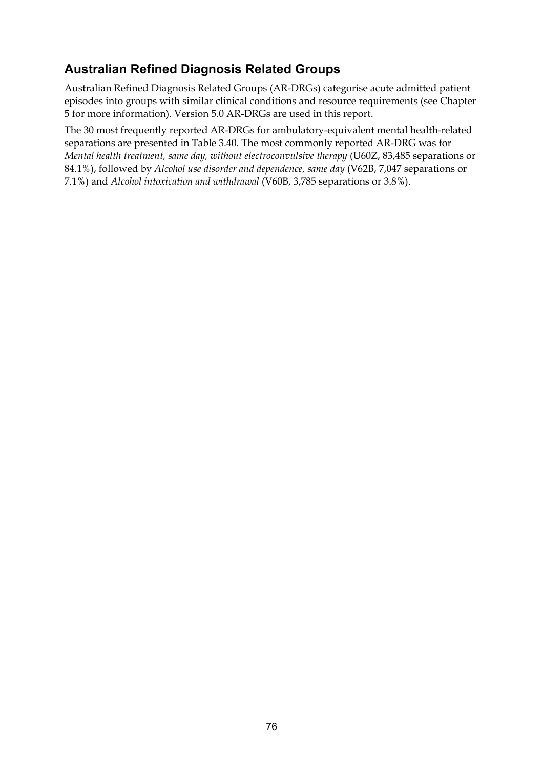## Australian Refined Diagnosis Related Groups

Australian Refined Diagnosis Related Groups (AR-DRGs) categorise acute admitted patient episodes into groups with similar clinical conditions and resource requirements (see Chapter 5 for more information). Version 5.0 AR-DRGs are used in this report.

The 30 most frequently reported AR-DRGs for ambulatory-equivalent mental health-related separations are presented in Table 3.40. The most commonly reported AR-DRG was for *Mental health treatment, same day, without electroconvulsive therapy* (U60Z, 83,485 separations or 84.1%), followed by *Alcohol use disorder and dependence, same day* (V62B, 7,047 separations or 7.1%) and *Alcohol intoxication and withdrawal* (V60B, 3,785 separations or 3.8%).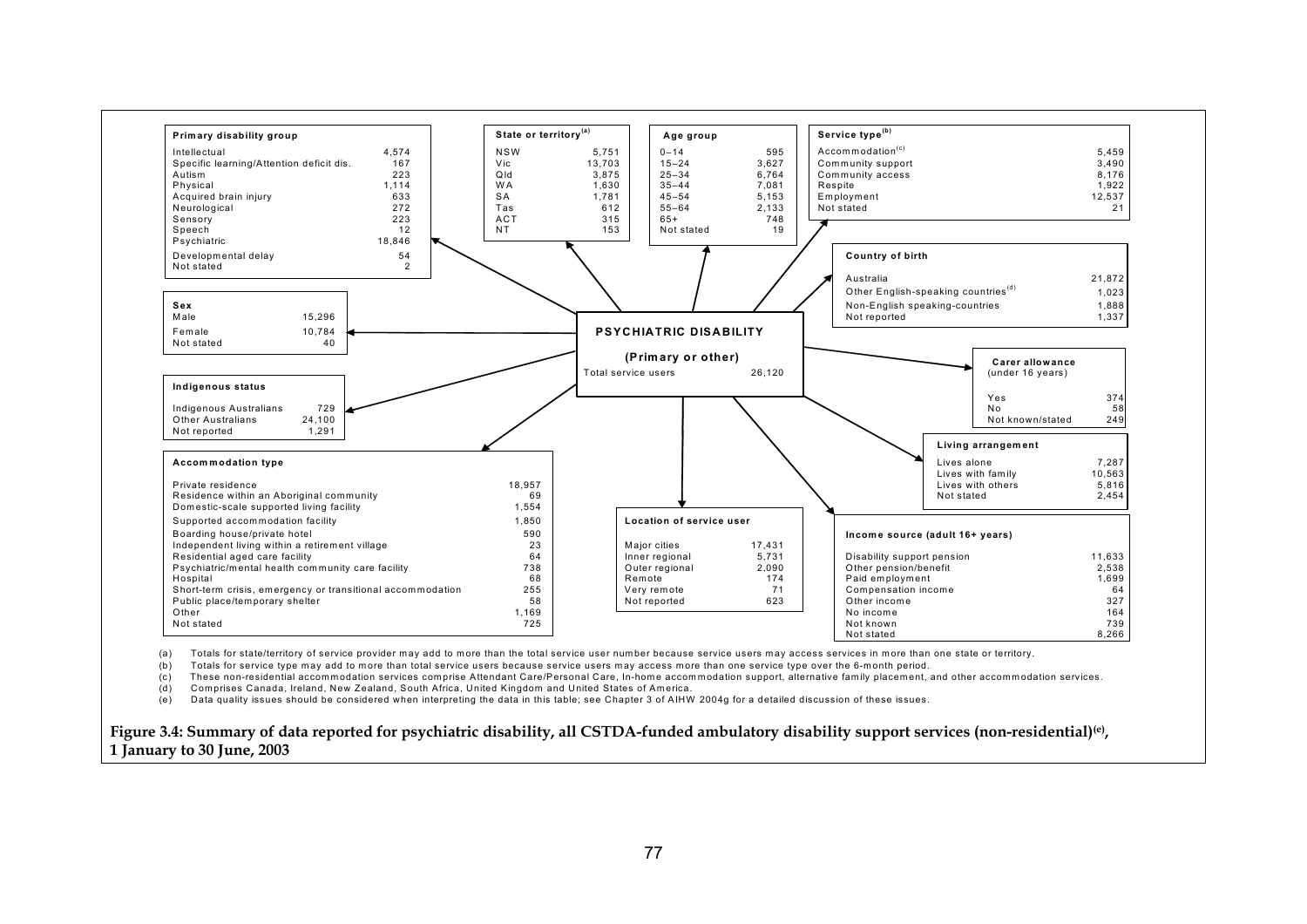**PSYCHIATRIC DISABILITY**

**(Primary or other)**

Total service users 26,120

**Primary disability group**

| | |
|---|---|
| Intellectual | 4,574 |
| Specific learning/Attention deficit dis. | 167 |
| Autism | 223 |
| Physical | 1,114 |
| Acquired brain injury | 633 |
| Neurological | 272 |
| Sensory | 223 |
| Speech | 12 |
| Psychiatric | 18,846 |
| Developmental delay | 54 |
| Not stated | 2 |

**State or territory[(a)]**

| | |
|---|---|
| NSW | 5,751 |
| Vic | 13,703 |
| Qld | 3,875 |
| WA | 1,630 |
| SA | 1,781 |
| Tas | 612 |
| ACT | 315 |
| NT | 153 |

**Age group**

| | |
|---|---|
| 0–14 | 595 |
| 15–24 | 3,627 |
| 25–34 | 6,764 |
| 35–44 | 7,081 |
| 45–54 | 5,153 |
| 55–64 | 2,133 |
| 65+ | 748 |
| Not stated | 19 |

**Service type[(b)]**

| | |
|---|---|
| Accommodation[(c)] | 5,459 |
| Community support | 3,490 |
| Community access | 8,176 |
| Respite | 1,922 |
| Employment | 12,537 |
| Not stated | 21 |

**Country of birth**

| | |
|---|---|
| Australia | 21,872 |
| Other English-speaking countries[(d)] | 1,023 |
| Non-English speaking-countries | 1,888 |
| Not reported | 1,337 |

**Sex**

| | |
|---|---|
| Male | 15,296 |
| Female | 10,784 |
| Not stated | 40 |

**Carer allowance** (under 16 years)

| | |
|---|---|
| Yes | 374 |
| No | 58 |
| Not known/stated | 249 |

**Indigenous status**

| | |
|---|---|
| Indigenous Australians | 729 |
| Other Australians | 24,100 |
| Not reported | 1,291 |

**Living arrangement**

| | |
|---|---|
| Lives alone | 7,287 |
| Lives with family | 10,563 |
| Lives with others | 5,816 |
| Not stated | 2,454 |

**Accommodation type**

| | |
|---|---|
| Private residence | 18,957 |
| Residence within an Aboriginal community | 69 |
| Domestic-scale supported living facility | 1,554 |
| Supported accommodation facility | 1,850 |
| Boarding house/private hotel | 590 |
| Independent living within a retirement village | 23 |
| Residential aged care facility | 64 |
| Psychiatric/mental health community care facility | 738 |
| Hospital | 68 |
| Short-term crisis, emergency or transitional accommodation | 255 |
| Public place/temporary shelter | 58 |
| Other | 1,169 |
| Not stated | 725 |

**Location of service user**

| | |
|---|---|
| Major cities | 17,431 |
| Inner regional | 5,731 |
| Outer regional | 2,090 |
| Remote | 174 |
| Very remote | 71 |
| Not reported | 623 |

**Income source (adult 16+ years)**

| | |
|---|---|
| Disability support pension | 11,633 |
| Other pension/benefit | 2,538 |
| Paid employment | 1,699 |
| Compensation income | 64 |
| Other income | 327 |
| No income | 164 |
| Not known | 739 |
| Not stated | 8,266 |

(a) Totals for state/territory of service provider may add to more than the total service user number because service users may access services in more than one state or territory.

(b) Totals for service type may add to more than total service users because service users may access more than one service type over the 6-month period.

(c) These non-residential accommodation services comprise Attendant Care/Personal Care, In-home accommodation support, alternative family placement, and other accommodation services.

(d) Comprises Canada, Ireland, New Zealand, South Africa, United Kingdom and United States of America.

(e) Data quality issues should be considered when interpreting the data in this table; see Chapter 3 of AIHW 2004g for a detailed discussion of these issues.

**Figure 3.4: Summary of data reported for psychiatric disability, all CSTDA-funded ambulatory disability support services (non-residential)[(e)], 1 January to 30 June, 2003**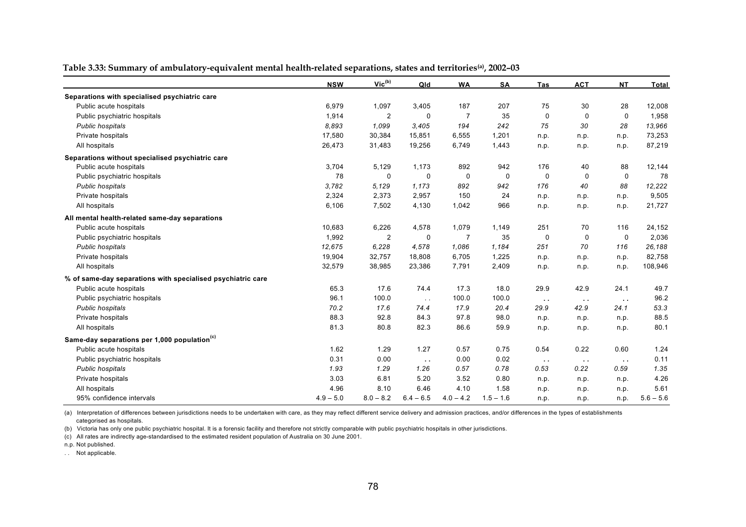**Table 3.33: Summary of ambulatory-equivalent mental health-related separations, states and territories[(a)], 2002–03**

| | NSW | Vic[(b)] | Qld | WA | SA | Tas | ACT | NT | Total |
|---|---|---|---|---|---|---|---|---|---|
| **Separations with specialised psychiatric care** | | | | | | | | | |
| Public acute hospitals | 6,979 | 1,097 | 3,405 | 187 | 207 | 75 | 30 | 28 | 12,008 |
| Public psychiatric hospitals | 1,914 | 2 | 0 | 7 | 35 | 0 | 0 | 0 | 1,958 |
| *Public hospitals* | *8,893* | *1,099* | *3,405* | *194* | *242* | *75* | *30* | *28* | *13,966* |
| Private hospitals | 17,580 | 30,384 | 15,851 | 6,555 | 1,201 | n.p. | n.p. | n.p. | 73,253 |
| All hospitals | 26,473 | 31,483 | 19,256 | 6,749 | 1,443 | n.p. | n.p. | n.p. | 87,219 |
| **Separations without specialised psychiatric care** | | | | | | | | | |
| Public acute hospitals | 3,704 | 5,129 | 1,173 | 892 | 942 | 176 | 40 | 88 | 12,144 |
| Public psychiatric hospitals | 78 | 0 | 0 | 0 | 0 | 0 | 0 | 0 | 78 |
| *Public hospitals* | *3,782* | *5,129* | *1,173* | *892* | *942* | *176* | *40* | *88* | *12,222* |
| Private hospitals | 2,324 | 2,373 | 2,957 | 150 | 24 | n.p. | n.p. | n.p. | 9,505 |
| All hospitals | 6,106 | 7,502 | 4,130 | 1,042 | 966 | n.p. | n.p. | n.p. | 21,727 |
| **All mental health-related same-day separations** | | | | | | | | | |
| Public acute hospitals | 10,683 | 6,226 | 4,578 | 1,079 | 1,149 | 251 | 70 | 116 | 24,152 |
| Public psychiatric hospitals | 1,992 | 2 | 0 | 7 | 35 | 0 | 0 | 0 | 2,036 |
| *Public hospitals* | *12,675* | *6,228* | *4,578* | *1,086* | *1,184* | *251* | *70* | *116* | *26,188* |
| Private hospitals | 19,904 | 32,757 | 18,808 | 6,705 | 1,225 | n.p. | n.p. | n.p. | 82,758 |
| All hospitals | 32,579 | 38,985 | 23,386 | 7,791 | 2,409 | n.p. | n.p. | n.p. | 108,946 |
| **% of same-day separations with specialised psychiatric care** | | | | | | | | | |
| Public acute hospitals | 65.3 | 17.6 | 74.4 | 17.3 | 18.0 | 29.9 | 42.9 | 24.1 | 49.7 |
| Public psychiatric hospitals | 96.1 | 100.0 | . . | 100.0 | 100.0 | . . | . . | . . | 96.2 |
| *Public hospitals* | *70.2* | *17.6* | *74.4* | *17.9* | *20.4* | *29.9* | *42.9* | *24.1* | *53.3* |
| Private hospitals | 88.3 | 92.8 | 84.3 | 97.8 | 98.0 | n.p. | n.p. | n.p. | 88.5 |
| All hospitals | 81.3 | 80.8 | 82.3 | 86.6 | 59.9 | n.p. | n.p. | n.p. | 80.1 |
| **Same-day separations per 1,000 population[(c)]** | | | | | | | | | |
| Public acute hospitals | 1.62 | 1.29 | 1.27 | 0.57 | 0.75 | 0.54 | 0.22 | 0.60 | 1.24 |
| Public psychiatric hospitals | 0.31 | 0.00 | . . | 0.00 | 0.02 | . . | . . | . . | 0.11 |
| *Public hospitals* | *1.93* | *1.29* | *1.26* | *0.57* | *0.78* | *0.53* | *0.22* | *0.59* | *1.35* |
| Private hospitals | 3.03 | 6.81 | 5.20 | 3.52 | 0.80 | n.p. | n.p. | n.p. | 4.26 |
| All hospitals | 4.96 | 8.10 | 6.46 | 4.10 | 1.58 | n.p. | n.p. | n.p. | 5.61 |
| 95% confidence intervals | 4.9 – 5.0 | 8.0 – 8.2 | 6.4 – 6.5 | 4.0 – 4.2 | 1.5 – 1.6 | n.p. | n.p. | n.p. | 5.6 – 5.6 |

(a) Interpretation of differences between jurisdictions needs to be undertaken with care, as they may reflect different service delivery and admission practices, and/or differences in the types of establishments categorised as hospitals.

(b) Victoria has only one public psychiatric hospital. It is a forensic facility and therefore not strictly comparable with public psychiatric hospitals in other jurisdictions.

(c) All rates are indirectly age-standardised to the estimated resident population of Australia on 30 June 2001.

n.p. Not published.

. . Not applicable.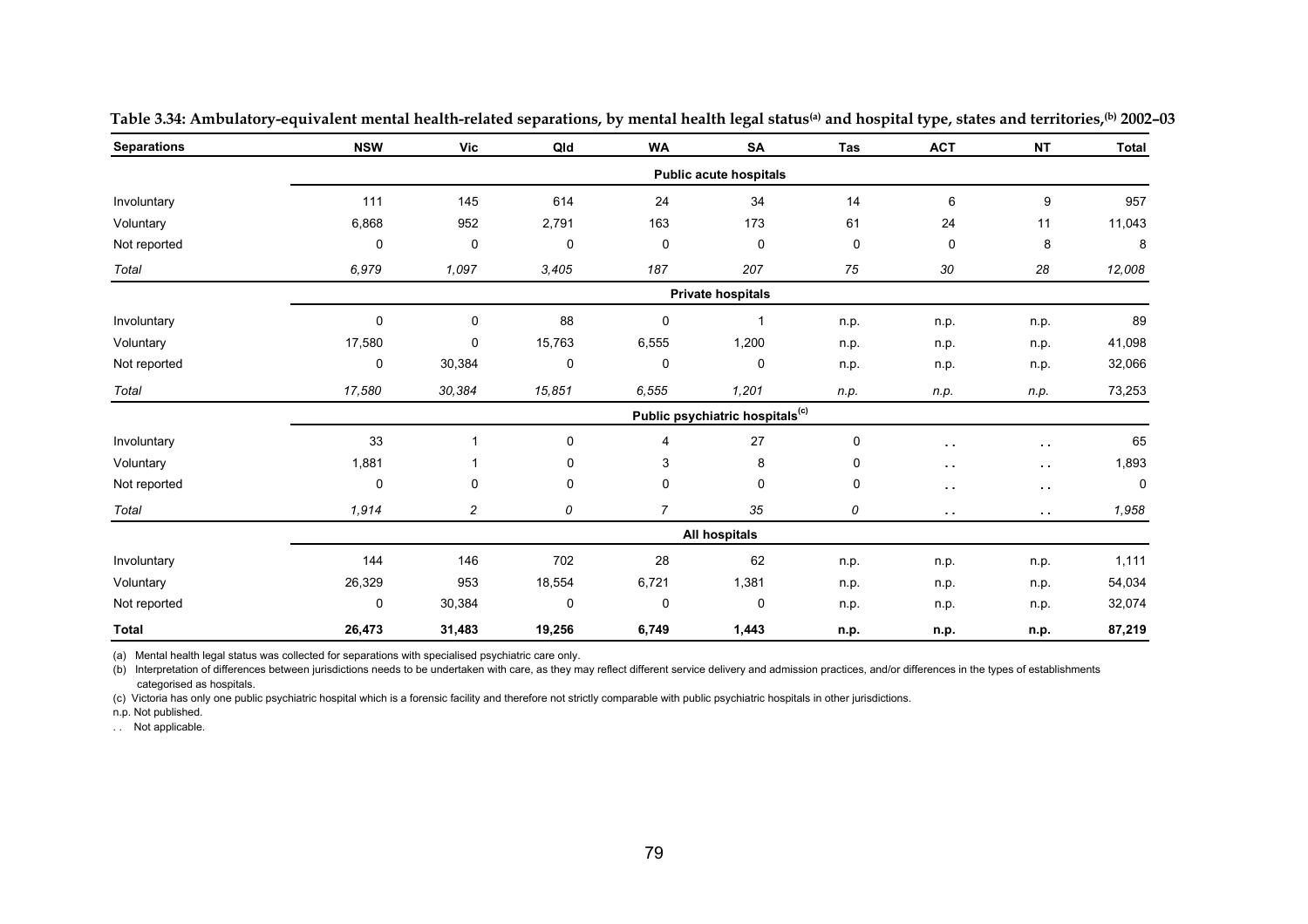**Table 3.34: Ambulatory-equivalent mental health-related separations, by mental health legal status[(a)] and hospital type, states and territories,[(b)] 2002–03**

| Separations | NSW | Vic | Qld | WA | SA | Tas | ACT | NT | Total |
|---|---|---|---|---|---|---|---|---|---|
| | | | | | **Public acute hospitals** | | | | |
| Involuntary | 111 | 145 | 614 | 24 | 34 | 14 | 6 | 9 | 957 |
| Voluntary | 6,868 | 952 | 2,791 | 163 | 173 | 61 | 24 | 11 | 11,043 |
| Not reported | 0 | 0 | 0 | 0 | 0 | 0 | 0 | 8 | 8 |
| *Total* | *6,979* | *1,097* | *3,405* | *187* | *207* | *75* | *30* | *28* | *12,008* |
| | | | | | **Private hospitals** | | | | |
| Involuntary | 0 | 0 | 88 | 0 | 1 | n.p. | n.p. | n.p. | 89 |
| Voluntary | 17,580 | 0 | 15,763 | 6,555 | 1,200 | n.p. | n.p. | n.p. | 41,098 |
| Not reported | 0 | 30,384 | 0 | 0 | 0 | n.p. | n.p. | n.p. | 32,066 |
| *Total* | *17,580* | *30,384* | *15,851* | *6,555* | *1,201* | *n.p.* | *n.p.* | *n.p.* | 73,253 |
| | | | | | **Public psychiatric hospitals[(c)]** | | | | |
| Involuntary | 33 | 1 | 0 | 4 | 27 | 0 | . . | . . | 65 |
| Voluntary | 1,881 | 1 | 0 | 3 | 8 | 0 | . . | . . | 1,893 |
| Not reported | 0 | 0 | 0 | 0 | 0 | 0 | . . | . . | 0 |
| *Total* | *1,914* | *2* | *0* | *7* | *35* | *0* | . . | . . | *1,958* |
| | | | | | **All hospitals** | | | | |
| Involuntary | 144 | 146 | 702 | 28 | 62 | n.p. | n.p. | n.p. | 1,111 |
| Voluntary | 26,329 | 953 | 18,554 | 6,721 | 1,381 | n.p. | n.p. | n.p. | 54,034 |
| Not reported | 0 | 30,384 | 0 | 0 | 0 | n.p. | n.p. | n.p. | 32,074 |
| **Total** | **26,473** | **31,483** | **19,256** | **6,749** | **1,443** | **n.p.** | **n.p.** | **n.p.** | **87,219** |

(a) Mental health legal status was collected for separations with specialised psychiatric care only.

(b) Interpretation of differences between jurisdictions needs to be undertaken with care, as they may reflect different service delivery and admission practices, and/or differences in the types of establishments categorised as hospitals.

(c) Victoria has only one public psychiatric hospital which is a forensic facility and therefore not strictly comparable with public psychiatric hospitals in other jurisdictions.

n.p. Not published.

. . Not applicable.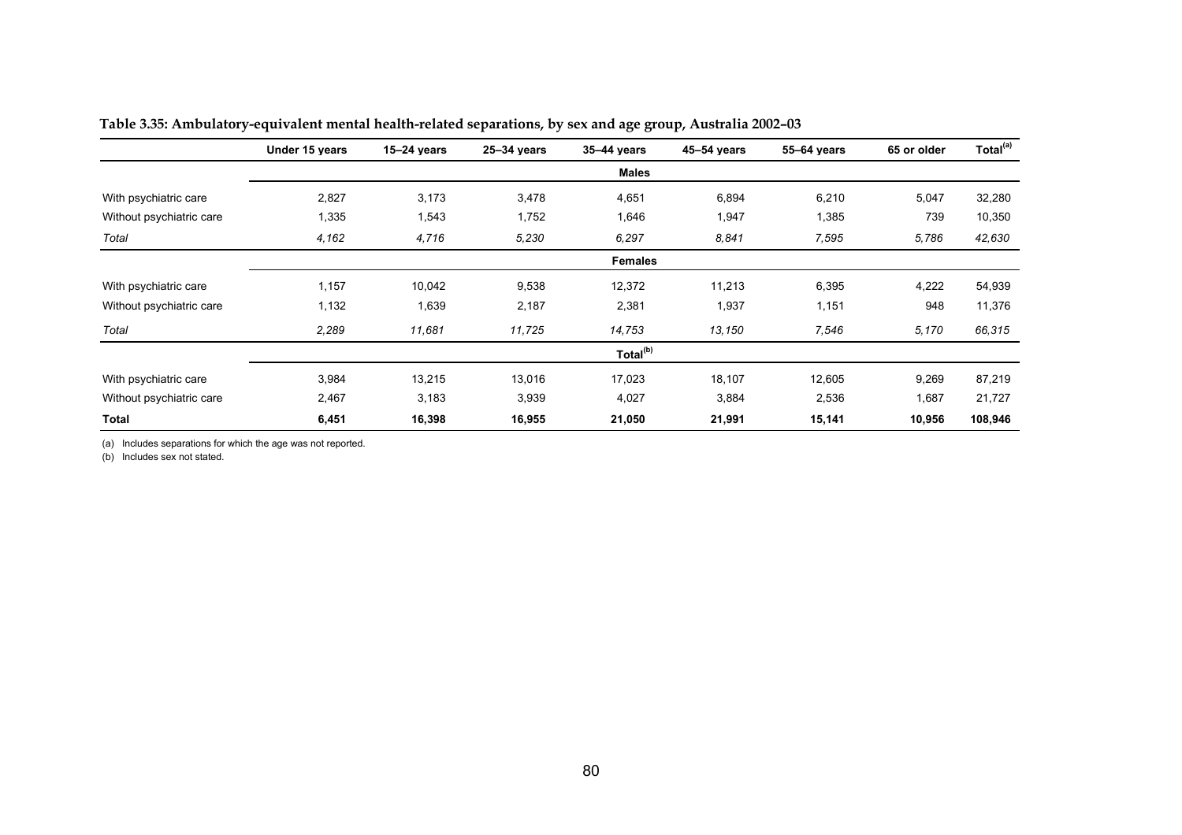**Table 3.35: Ambulatory-equivalent mental health-related separations, by sex and age group, Australia 2002–03**

| | Under 15 years | 15–24 years | 25–34 years | 35–44 years | 45–54 years | 55–64 years | 65 or older | Total[(a)] |
|---|---|---|---|---|---|---|---|---|
| | | | | **Males** | | | | |
| With psychiatric care | 2,827 | 3,173 | 3,478 | 4,651 | 6,894 | 6,210 | 5,047 | 32,280 |
| Without psychiatric care | 1,335 | 1,543 | 1,752 | 1,646 | 1,947 | 1,385 | 739 | 10,350 |
| *Total* | *4,162* | *4,716* | *5,230* | *6,297* | *8,841* | *7,595* | *5,786* | *42,630* |
| | | | | **Females** | | | | |
| With psychiatric care | 1,157 | 10,042 | 9,538 | 12,372 | 11,213 | 6,395 | 4,222 | 54,939 |
| Without psychiatric care | 1,132 | 1,639 | 2,187 | 2,381 | 1,937 | 1,151 | 948 | 11,376 |
| *Total* | *2,289* | *11,681* | *11,725* | *14,753* | *13,150* | *7,546* | *5,170* | *66,315* |
| | | | | **Total[(b)]** | | | | |
| With psychiatric care | 3,984 | 13,215 | 13,016 | 17,023 | 18,107 | 12,605 | 9,269 | 87,219 |
| Without psychiatric care | 2,467 | 3,183 | 3,939 | 4,027 | 3,884 | 2,536 | 1,687 | 21,727 |
| **Total** | **6,451** | **16,398** | **16,955** | **21,050** | **21,991** | **15,141** | **10,956** | **108,946** |

(a) Includes separations for which the age was not reported.

(b) Includes sex not stated.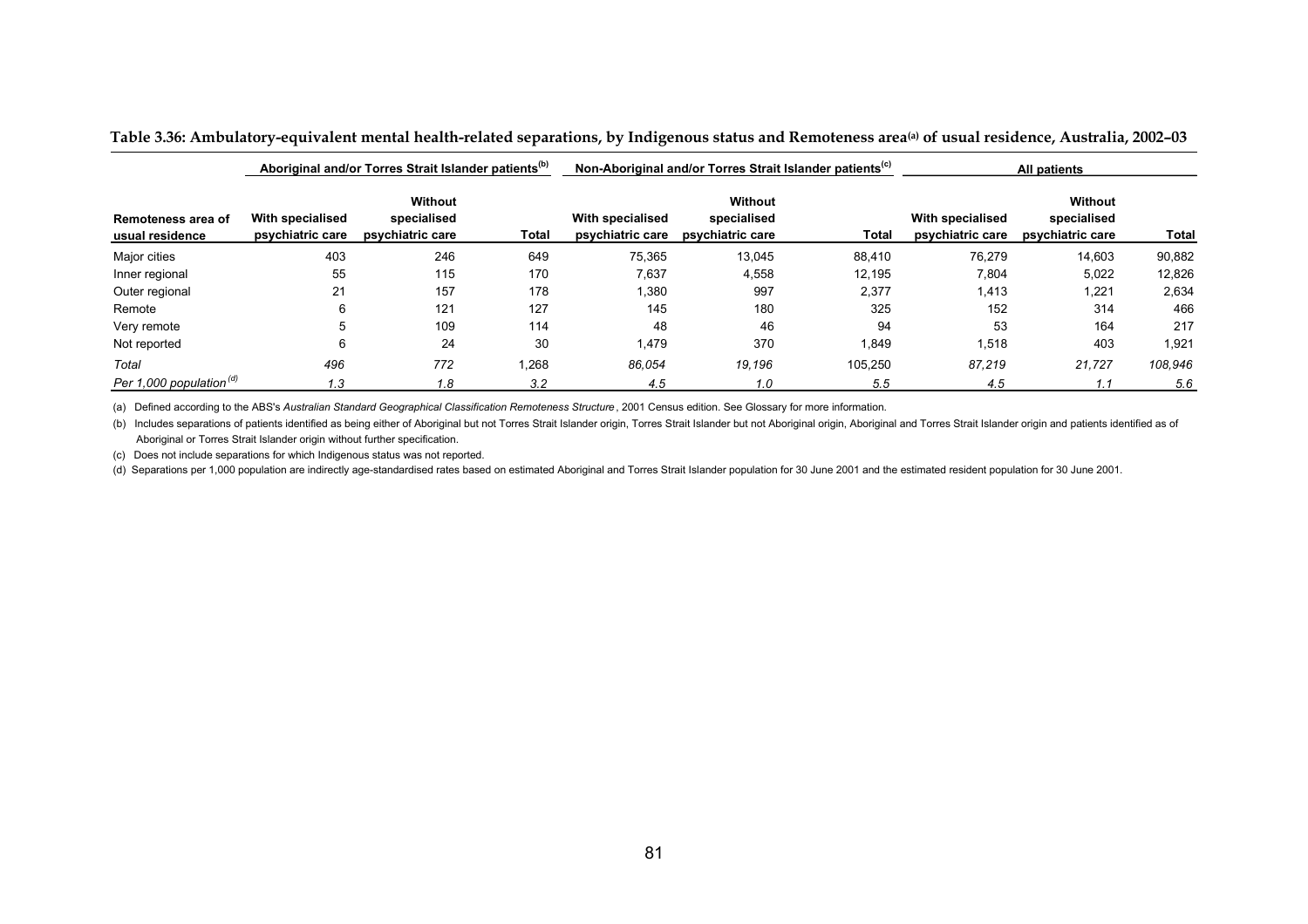**Table 3.36: Ambulatory-equivalent mental health-related separations, by Indigenous status and Remoteness area[(a)] of usual residence, Australia, 2002–03**

| Remoteness area of usual residence | Aboriginal and/or Torres Strait Islander patients[(b)] | | | Non-Aboriginal and/or Torres Strait Islander patients[(c)] | | | All patients | | |
|---|---|---|---|---|---|---|---|---|---|
| | With specialised psychiatric care | Without specialised psychiatric care | Total | With specialised psychiatric care | Without specialised psychiatric care | Total | With specialised psychiatric care | Without specialised psychiatric care | Total |
| Major cities | 403 | 246 | 649 | 75,365 | 13,045 | 88,410 | 76,279 | 14,603 | 90,882 |
| Inner regional | 55 | 115 | 170 | 7,637 | 4,558 | 12,195 | 7,804 | 5,022 | 12,826 |
| Outer regional | 21 | 157 | 178 | 1,380 | 997 | 2,377 | 1,413 | 1,221 | 2,634 |
| Remote | 6 | 121 | 127 | 145 | 180 | 325 | 152 | 314 | 466 |
| Very remote | 5 | 109 | 114 | 48 | 46 | 94 | 53 | 164 | 217 |
| Not reported | 6 | 24 | 30 | 1,479 | 370 | 1,849 | 1,518 | 403 | 1,921 |
| *Total* | *496* | *772* | 1,268 | *86,054* | *19,196* | 105,250 | *87,219* | *21,727* | *108,946* |
| *Per 1,000 population[(d)]* | *1.3* | *1.8* | *3.2* | *4.5* | *1.0* | *5.5* | *4.5* | *1.1* | *5.6* |

(a) Defined according to the ABS's *Australian Standard Geographical Classification Remoteness Structure*, 2001 Census edition. See Glossary for more information.

(b) Includes separations of patients identified as being either of Aboriginal but not Torres Strait Islander origin, Torres Strait Islander but not Aboriginal origin, Aboriginal and Torres Strait Islander origin and patients identified as of Aboriginal or Torres Strait Islander origin without further specification.

(c) Does not include separations for which Indigenous status was not reported.

(d) Separations per 1,000 population are indirectly age-standardised rates based on estimated Aboriginal and Torres Strait Islander population for 30 June 2001 and the estimated resident population for 30 June 2001.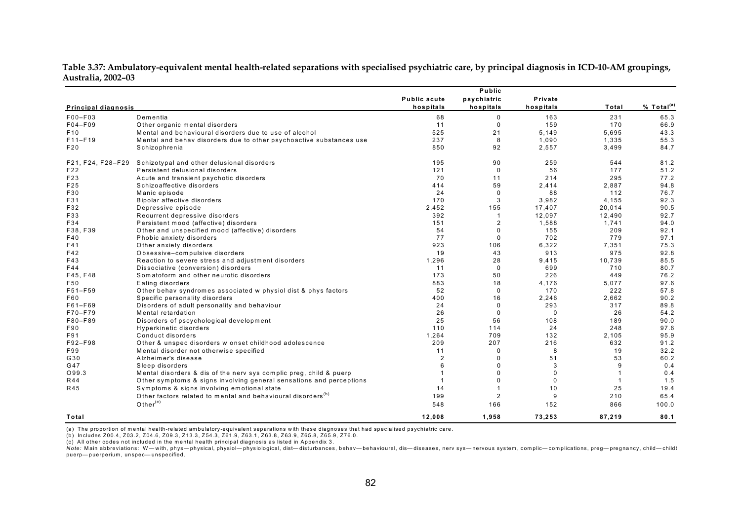**Table 3.37: Ambulatory-equivalent mental health-related separations with specialised psychiatric care, by principal diagnosis in ICD-10-AM groupings, Australia, 2002–03**

| Principal diagnosis | | Public acute hospitals | Public psychiatric hospitals | Private hospitals | Total | % Total[(a)] |
|---|---|---|---|---|---|---|
| F00–F03 | Dementia | 68 | 0 | 163 | 231 | 65.3 |
| F04–F09 | Other organic mental disorders | 11 | 0 | 159 | 170 | 66.9 |
| F10 | Mental and behavioural disorders due to use of alcohol | 525 | 21 | 5,149 | 5,695 | 43.3 |
| F11–F19 | Mental and behav disorders due to other psychoactive substances use | 237 | 8 | 1,090 | 1,335 | 55.3 |
| F20 | Schizophrenia | 850 | 92 | 2,557 | 3,499 | 84.7 |
| F21, F24, F28–F29 | Schizotypal and other delusional disorders | 195 | 90 | 259 | 544 | 81.2 |
| F22 | Persistent delusional disorders | 121 | 0 | 56 | 177 | 51.2 |
| F23 | Acute and transient psychotic disorders | 70 | 11 | 214 | 295 | 77.2 |
| F25 | Schizoaffective disorders | 414 | 59 | 2,414 | 2,887 | 94.8 |
| F30 | Manic episode | 24 | 0 | 88 | 112 | 76.7 |
| F31 | Bipolar affective disorders | 170 | 3 | 3,982 | 4,155 | 92.3 |
| F32 | Depressive episode | 2,452 | 155 | 17,407 | 20,014 | 90.5 |
| F33 | Recurrent depressive disorders | 392 | 1 | 12,097 | 12,490 | 92.7 |
| F34 | Persistent mood (affective) disorders | 151 | 2 | 1,588 | 1,741 | 94.0 |
| F38, F39 | Other and unspecified mood (affective) disorders | 54 | 0 | 155 | 209 | 92.1 |
| F40 | Phobic anxiety disorders | 77 | 0 | 702 | 779 | 97.1 |
| F41 | Other anxiety disorders | 923 | 106 | 6,322 | 7,351 | 75.3 |
| F42 | Obsessive–compulsive disorders | 19 | 43 | 913 | 975 | 92.8 |
| F43 | Reaction to severe stress and adjustment disorders | 1,296 | 28 | 9,415 | 10,739 | 85.5 |
| F44 | Dissociative (conversion) disorders | 11 | 0 | 699 | 710 | 80.7 |
| F45, F48 | Somatoform and other neurotic disorders | 173 | 50 | 226 | 449 | 76.2 |
| F50 | Eating disorders | 883 | 18 | 4,176 | 5,077 | 97.6 |
| F51–F59 | Other behav syndromes associated w physiol dist & phys factors | 52 | 0 | 170 | 222 | 57.8 |
| F60 | Specific personality disorders | 400 | 16 | 2,246 | 2,662 | 90.2 |
| F61–F69 | Disorders of adult personality and behaviour | 24 | 0 | 293 | 317 | 89.8 |
| F70–F79 | Mental retardation | 26 | 0 | 0 | 26 | 54.2 |
| F80–F89 | Disorders of pscychological development | 25 | 56 | 108 | 189 | 90.0 |
| F90 | Hyperkinetic disorders | 110 | 114 | 24 | 248 | 97.6 |
| F91 | Conduct disorders | 1,264 | 709 | 132 | 2,105 | 95.9 |
| F92–F98 | Other & unspec disorders w onset childhood adolescence | 209 | 207 | 216 | 632 | 91.2 |
| F99 | Mental disorder not otherwise specified | 11 | 0 | 8 | 19 | 32.2 |
| G30 | Alzheimer's disease | 2 | 0 | 51 | 53 | 60.2 |
| G47 | Sleep disorders | 6 | 0 | 3 | 9 | 0.4 |
| O99.3 | Mental disorders & dis of the nerv sys complic preg, child & puerp | 1 | 0 | 0 | 1 | 0.4 |
| R44 | Other symptoms & signs involving general sensations and perceptions | 1 | 0 | 0 | 1 | 1.5 |
| R45 | Symptoms & signs involving emotional state | 14 | 1 | 10 | 25 | 19.4 |
| | Other factors related to mental and behavioural disorders[(b)] | 199 | 2 | 9 | 210 | 65.4 |
| | Other[(c)] | 548 | 166 | 152 | 866 | 100.0 |
| **Total** | | **12,008** | **1,958** | **73,253** | **87,219** | **80.1** |

(a) The proportion of mental health-related ambulatory-equivalent separations with these diagnoses that had specialised psychiatric care.

(b) Includes Z00.4, Z03.2, Z04.6, Z09.3, Z13.3, Z54.3, Z61.9, Z63.1, Z63.8, Z63.9, Z65.8, Z65.9, Z76.0.

(c) All other codes not included in the mental health principal diagnosis as listed in Appendix 3.

*Note:* Main abbreviations: W—with, phys—physical, physiol—physiological, dist—disturbances, behav—behavioural, dis—diseases, nerv sys—nervous system, complic—complications, preg—pregnancy, child—childt puerp—puerperium, unspec—unspecified.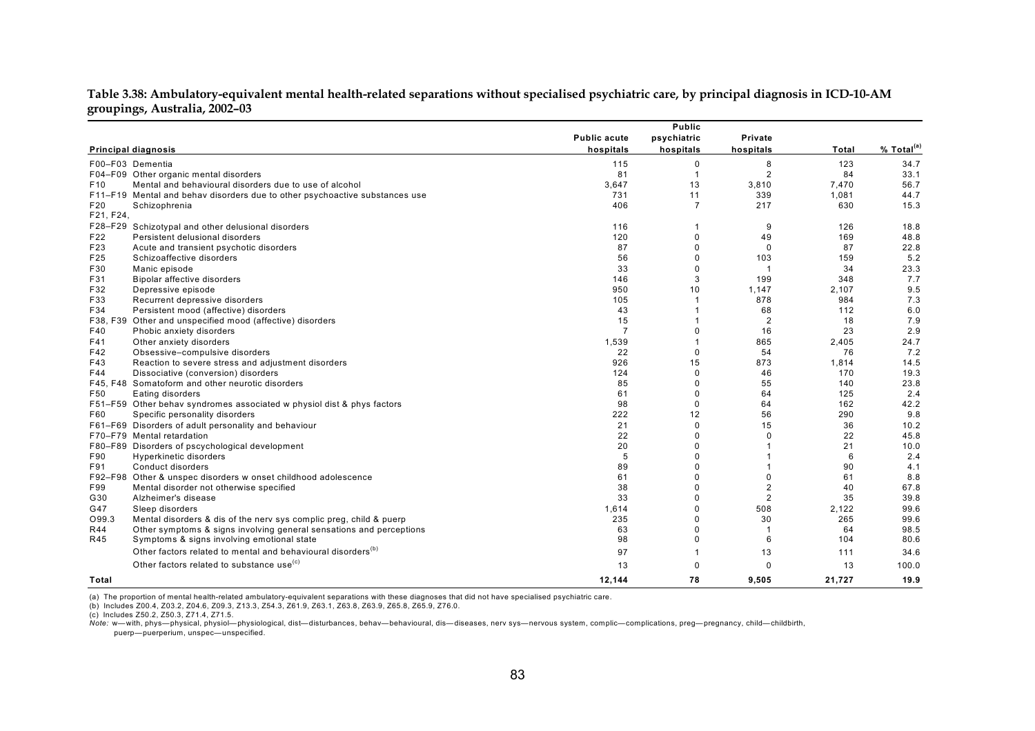**Table 3.38: Ambulatory-equivalent mental health-related separations without specialised psychiatric care, by principal diagnosis in ICD-10-AM groupings, Australia, 2002–03**

| Principal diagnosis | | Public acute hospitals | Public psychiatric hospitals | Private hospitals | Total | % Total[(a)] |
|---|---|---|---|---|---|---|
| F00–F03 | Dementia | 115 | 0 | 8 | 123 | 34.7 |
| F04–F09 | Other organic mental disorders | 81 | 1 | 2 | 84 | 33.1 |
| F10 | Mental and behavioural disorders due to use of alcohol | 3,647 | 13 | 3,810 | 7,470 | 56.7 |
| F11–F19 | Mental and behav disorders due to other psychoactive substances use | 731 | 11 | 339 | 1,081 | 44.7 |
| F20 | Schizophrenia | 406 | 7 | 217 | 630 | 15.3 |
| F21, F24, F28–F29 | Schizotypal and other delusional disorders | 116 | 1 | 9 | 126 | 18.8 |
| F22 | Persistent delusional disorders | 120 | 0 | 49 | 169 | 48.8 |
| F23 | Acute and transient psychotic disorders | 87 | 0 | 0 | 87 | 22.8 |
| F25 | Schizoaffective disorders | 56 | 0 | 103 | 159 | 5.2 |
| F30 | Manic episode | 33 | 0 | 1 | 34 | 23.3 |
| F31 | Bipolar affective disorders | 146 | 3 | 199 | 348 | 7.7 |
| F32 | Depressive episode | 950 | 10 | 1,147 | 2,107 | 9.5 |
| F33 | Recurrent depressive disorders | 105 | 1 | 878 | 984 | 7.3 |
| F34 | Persistent mood (affective) disorders | 43 | 1 | 68 | 112 | 6.0 |
| F38, F39 | Other and unspecified mood (affective) disorders | 15 | 1 | 2 | 18 | 7.9 |
| F40 | Phobic anxiety disorders | 7 | 0 | 16 | 23 | 2.9 |
| F41 | Other anxiety disorders | 1,539 | 1 | 865 | 2,405 | 24.7 |
| F42 | Obsessive–compulsive disorders | 22 | 0 | 54 | 76 | 7.2 |
| F43 | Reaction to severe stress and adjustment disorders | 926 | 15 | 873 | 1,814 | 14.5 |
| F44 | Dissociative (conversion) disorders | 124 | 0 | 46 | 170 | 19.3 |
| F45, F48 | Somatoform and other neurotic disorders | 85 | 0 | 55 | 140 | 23.8 |
| F50 | Eating disorders | 61 | 0 | 64 | 125 | 2.4 |
| F51–F59 | Other behav syndromes associated w physiol dist & phys factors | 98 | 0 | 64 | 162 | 42.2 |
| F60 | Specific personality disorders | 222 | 12 | 56 | 290 | 9.8 |
| F61–F69 | Disorders of adult personality and behaviour | 21 | 0 | 15 | 36 | 10.2 |
| F70–F79 | Mental retardation | 22 | 0 | 0 | 22 | 45.8 |
| F80–F89 | Disorders of pscychological development | 20 | 0 | 1 | 21 | 10.0 |
| F90 | Hyperkinetic disorders | 5 | 0 | 1 | 6 | 2.4 |
| F91 | Conduct disorders | 89 | 0 | 1 | 90 | 4.1 |
| F92–F98 | Other & unspec disorders w onset childhood adolescence | 61 | 0 | 0 | 61 | 8.8 |
| F99 | Mental disorder not otherwise specified | 38 | 0 | 2 | 40 | 67.8 |
| G30 | Alzheimer's disease | 33 | 0 | 2 | 35 | 39.8 |
| G47 | Sleep disorders | 1,614 | 0 | 508 | 2,122 | 99.6 |
| O99.3 | Mental disorders & dis of the nerv sys complic preg, child & puerp | 235 | 0 | 30 | 265 | 99.6 |
| R44 | Other symptoms & signs involving general sensations and perceptions | 63 | 0 | 1 | 64 | 98.5 |
| R45 | Symptoms & signs involving emotional state | 98 | 0 | 6 | 104 | 80.6 |
| | Other factors related to mental and behavioural disorders[(b)] | 97 | 1 | 13 | 111 | 34.6 |
| | Other factors related to substance use[(c)] | 13 | 0 | 0 | 13 | 100.0 |
| **Total** | | **12,144** | **78** | **9,505** | **21,727** | **19.9** |

(a) The proportion of mental health-related ambulatory-equivalent separations with these diagnoses that did not have specialised psychiatric care.

(b) Includes Z00.4, Z03.2, Z04.6, Z09.3, Z13.3, Z54.3, Z61.9, Z63.1, Z63.8, Z63.9, Z65.8, Z65.9, Z76.0.

(c) Includes Z50.2, Z50.3, Z71.4, Z71.5.

*Note:* w—with, phys—physical, physiol—physiological, dist—disturbances, behav—behavioural, dis—diseases, nerv sys—nervous system, complic—complications, preg—pregnancy, child—childbirth, puerp—puerperium, unspec—unspecified.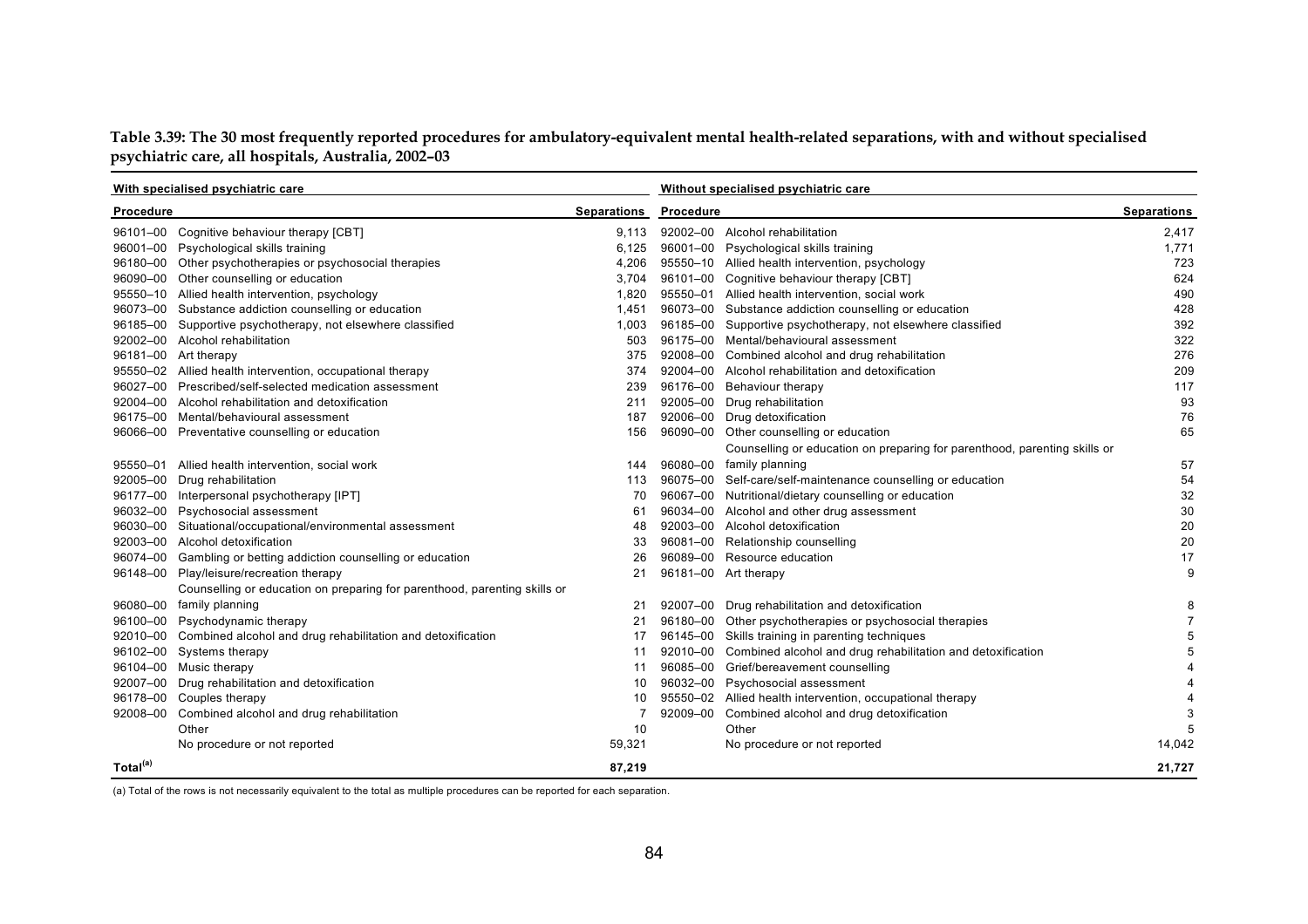**Table 3.39: The 30 most frequently reported procedures for ambulatory-equivalent mental health-related separations, with and without specialised psychiatric care, all hospitals, Australia, 2002–03**

| With specialised psychiatric care | | | Without specialised psychiatric care | | |
|---|---|---|---|---|---|
| **Procedure** | | **Separations** | **Procedure** | | **Separations** |
| 96101–00 | Cognitive behaviour therapy [CBT] | 9,113 | 92002–00 | Alcohol rehabilitation | 2,417 |
| 96001–00 | Psychological skills training | 6,125 | 96001–00 | Psychological skills training | 1,771 |
| 96180–00 | Other psychotherapies or psychosocial therapies | 4,206 | 95550–10 | Allied health intervention, psychology | 723 |
| 96090–00 | Other counselling or education | 3,704 | 96101–00 | Cognitive behaviour therapy [CBT] | 624 |
| 95550–10 | Allied health intervention, psychology | 1,820 | 95550–01 | Allied health intervention, social work | 490 |
| 96073–00 | Substance addiction counselling or education | 1,451 | 96073–00 | Substance addiction counselling or education | 428 |
| 96185–00 | Supportive psychotherapy, not elsewhere classified | 1,003 | 96185–00 | Supportive psychotherapy, not elsewhere classified | 392 |
| 92002–00 | Alcohol rehabilitation | 503 | 96175–00 | Mental/behavioural assessment | 322 |
| 96181–00 | Art therapy | 375 | 92008–00 | Combined alcohol and drug rehabilitation | 276 |
| 95550–02 | Allied health intervention, occupational therapy | 374 | 92004–00 | Alcohol rehabilitation and detoxification | 209 |
| 96027–00 | Prescribed/self-selected medication assessment | 239 | 96176–00 | Behaviour therapy | 117 |
| 92004–00 | Alcohol rehabilitation and detoxification | 211 | 92005–00 | Drug rehabilitation | 93 |
| 96175–00 | Mental/behavioural assessment | 187 | 92006–00 | Drug detoxification | 76 |
| 96066–00 | Preventative counselling or education | 156 | 96090–00 | Other counselling or education | 65 |
| 95550–01 | Allied health intervention, social work | 144 | 96080–00 | Counselling or education on preparing for parenthood, parenting skills or family planning | 57 |
| 92005–00 | Drug rehabilitation | 113 | 96075–00 | Self-care/self-maintenance counselling or education | 54 |
| 96177–00 | Interpersonal psychotherapy [IPT] | 70 | 96067–00 | Nutritional/dietary counselling or education | 32 |
| 96032–00 | Psychosocial assessment | 61 | 96034–00 | Alcohol and other drug assessment | 30 |
| 96030–00 | Situational/occupational/environmental assessment | 48 | 92003–00 | Alcohol detoxification | 20 |
| 92003–00 | Alcohol detoxification | 33 | 96081–00 | Relationship counselling | 20 |
| 96074–00 | Gambling or betting addiction counselling or education | 26 | 96089–00 | Resource education | 17 |
| 96148–00 | Play/leisure/recreation therapy | 21 | 96181–00 | Art therapy | 9 |
| 96080–00 | Counselling or education on preparing for parenthood, parenting skills or family planning | 21 | 92007–00 | Drug rehabilitation and detoxification | 8 |
| 96100–00 | Psychodynamic therapy | 21 | 96180–00 | Other psychotherapies or psychosocial therapies | 7 |
| 92010–00 | Combined alcohol and drug rehabilitation and detoxification | 17 | 96145–00 | Skills training in parenting techniques | 5 |
| 96102–00 | Systems therapy | 11 | 92010–00 | Combined alcohol and drug rehabilitation and detoxification | 5 |
| 96104–00 | Music therapy | 11 | 96085–00 | Grief/bereavement counselling | 4 |
| 92007–00 | Drug rehabilitation and detoxification | 10 | 96032–00 | Psychosocial assessment | 4 |
| 96178–00 | Couples therapy | 10 | 95550–02 | Allied health intervention, occupational therapy | 4 |
| 92008–00 | Combined alcohol and drug rehabilitation | 7 | 92009–00 | Combined alcohol and drug detoxification | 3 |
| | Other | 10 | | Other | 5 |
| | No procedure or not reported | 59,321 | | No procedure or not reported | 14,042 |
| **Total[(a)]** | | **87,219** | | | **21,727** |

(a) Total of the rows is not necessarily equivalent to the total as multiple procedures can be reported for each separation.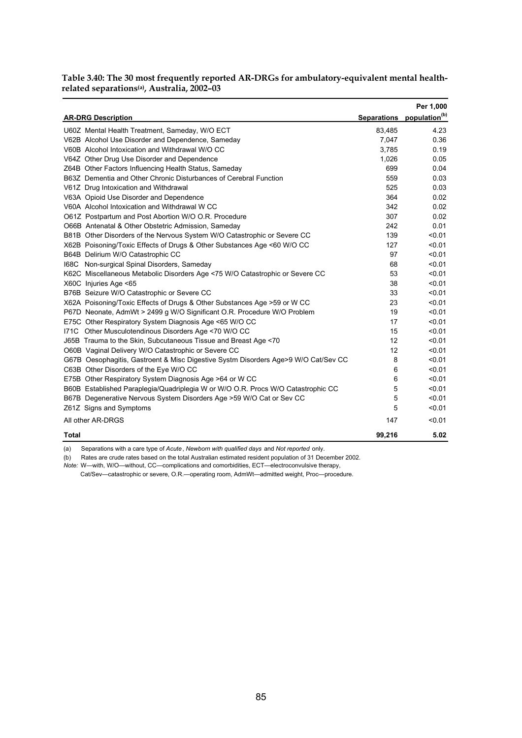**Table 3.40: The 30 most frequently reported AR-DRGs for ambulatory-equivalent mental health-related separations[(a)], Australia, 2002–03**

| AR-DRG Description | Separations | Per 1,000 population[(b)] |
|---|---|---|
| U60Z Mental Health Treatment, Sameday, W/O ECT | 83,485 | 4.23 |
| V62B Alcohol Use Disorder and Dependence, Sameday | 7,047 | 0.36 |
| V60B Alcohol Intoxication and Withdrawal W/O CC | 3,785 | 0.19 |
| V64Z Other Drug Use Disorder and Dependence | 1,026 | 0.05 |
| Z64B Other Factors Influencing Health Status, Sameday | 699 | 0.04 |
| B63Z Dementia and Other Chronic Disturbances of Cerebral Function | 559 | 0.03 |
| V61Z Drug Intoxication and Withdrawal | 525 | 0.03 |
| V63A Opioid Use Disorder and Dependence | 364 | 0.02 |
| V60A Alcohol Intoxication and Withdrawal W CC | 342 | 0.02 |
| O61Z Postpartum and Post Abortion W/O O.R. Procedure | 307 | 0.02 |
| O66B Antenatal & Other Obstetric Admission, Sameday | 242 | 0.01 |
| B81B Other Disorders of the Nervous System W/O Catastrophic or Severe CC | 139 | <0.01 |
| X62B Poisoning/Toxic Effects of Drugs & Other Substances Age <60 W/O CC | 127 | <0.01 |
| B64B Delirium W/O Catastrophic CC | 97 | <0.01 |
| I68C Non-surgical Spinal Disorders, Sameday | 68 | <0.01 |
| K62C Miscellaneous Metabolic Disorders Age <75 W/O Catastrophic or Severe CC | 53 | <0.01 |
| X60C Injuries Age <65 | 38 | <0.01 |
| B76B Seizure W/O Catastrophic or Severe CC | 33 | <0.01 |
| X62A Poisoning/Toxic Effects of Drugs & Other Substances Age >59 or W CC | 23 | <0.01 |
| P67D Neonate, AdmWt > 2499 g W/O Significant O.R. Procedure W/O Problem | 19 | <0.01 |
| E75C Other Respiratory System Diagnosis Age <65 W/O CC | 17 | <0.01 |
| I71C Other Musculotendinous Disorders Age <70 W/O CC | 15 | <0.01 |
| J65B Trauma to the Skin, Subcutaneous Tissue and Breast Age <70 | 12 | <0.01 |
| O60B Vaginal Delivery W/O Catastrophic or Severe CC | 12 | <0.01 |
| G67B Oesophagitis, Gastroent & Misc Digestive Systm Disorders Age>9 W/O Cat/Sev CC | 8 | <0.01 |
| C63B Other Disorders of the Eye W/O CC | 6 | <0.01 |
| E75B Other Respiratory System Diagnosis Age >64 or W CC | 6 | <0.01 |
| B60B Established Paraplegia/Quadriplegia W or W/O O.R. Procs W/O Catastrophic CC | 5 | <0.01 |
| B67B Degenerative Nervous System Disorders Age >59 W/O Cat or Sev CC | 5 | <0.01 |
| Z61Z Signs and Symptoms | 5 | <0.01 |
| All other AR-DRGS | 147 | <0.01 |
| **Total** | **99,216** | **5.02** |

(a) Separations with a care type of *Acute*, *Newborn with qualified days* and *Not reported* only.

(b) Rates are crude rates based on the total Australian estimated resident population of 31 December 2002.

*Note:* W—with, W/O—without, CC—complications and comorbidities, ECT—electroconvulsive therapy, Cat/Sev—catastrophic or severe, O.R.—operating room, AdmWt—admitted weight, Proc—procedure.